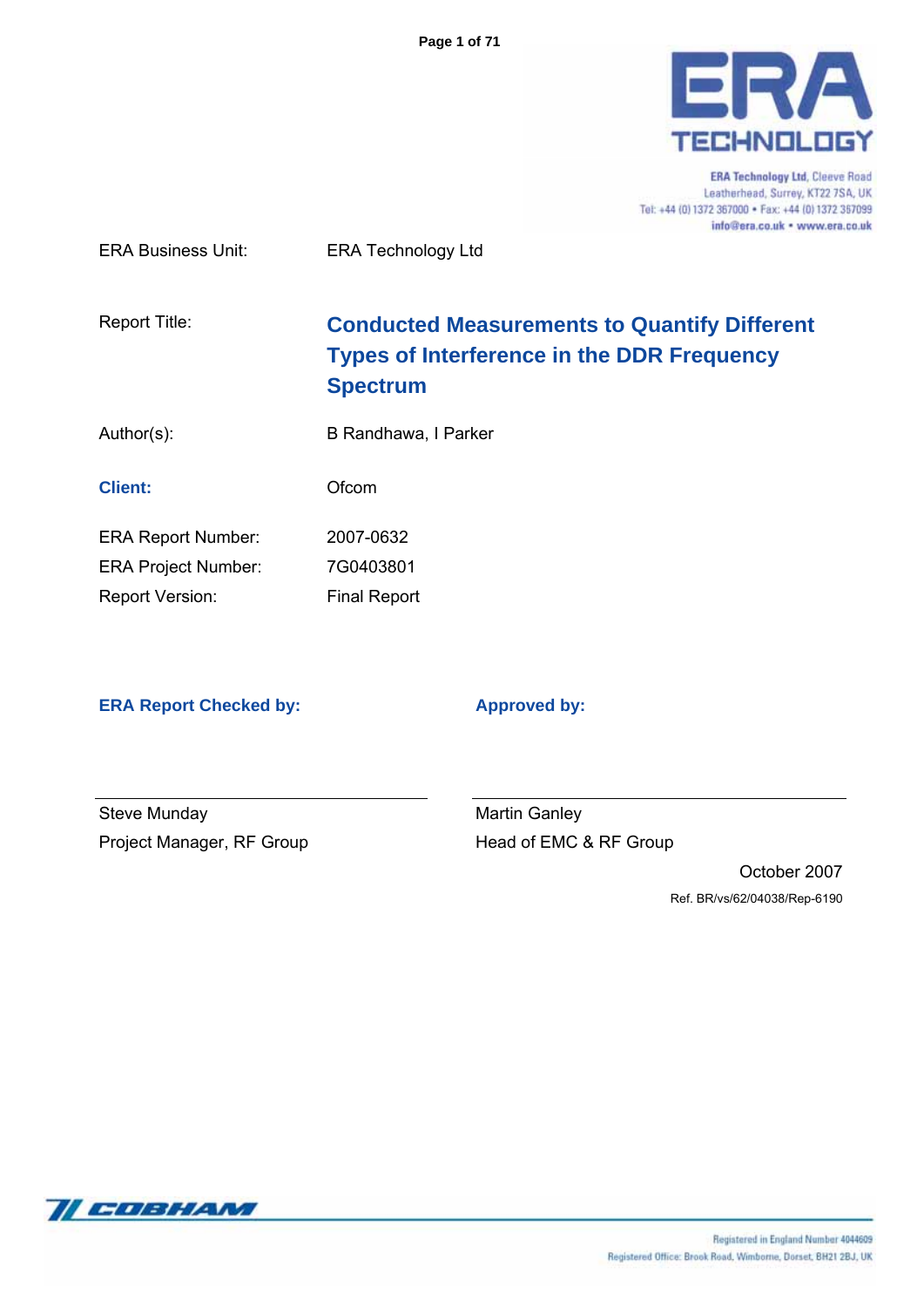ERA Technology Ltd, Cleeve Road
Leatherhead, Surrey, KT22 7SA, UK
Tel: +44 (0) 1372 367000 • Fax: +44 (0) 1372 367099
info@era.co.uk • www.era.co.uk

| | |
|---|---|
| ERA Business Unit: | ERA Technology Ltd |
| Report Title: | **Conducted Measurements to Quantify Different Types of Interference in the DDR Frequency Spectrum** |
| Author(s): | B Randhawa, I Parker |
| **Client:** | Ofcom |
| ERA Report Number: | 2007-0632 |
| ERA Project Number: | 7G0403801 |
| Report Version: | Final Report |

| **ERA Report Checked by:** | **Approved by:** |
|---|---|
| Steve Munday | Martin Ganley |
| Project Manager, RF Group | Head of EMC & RF Group |

October 2007

Ref. BR/vs/62/04038/Rep-6190

Registered in England Number 4044609
Registered Office: Brook Road, Wimborne, Dorset, BH21 2BJ, UK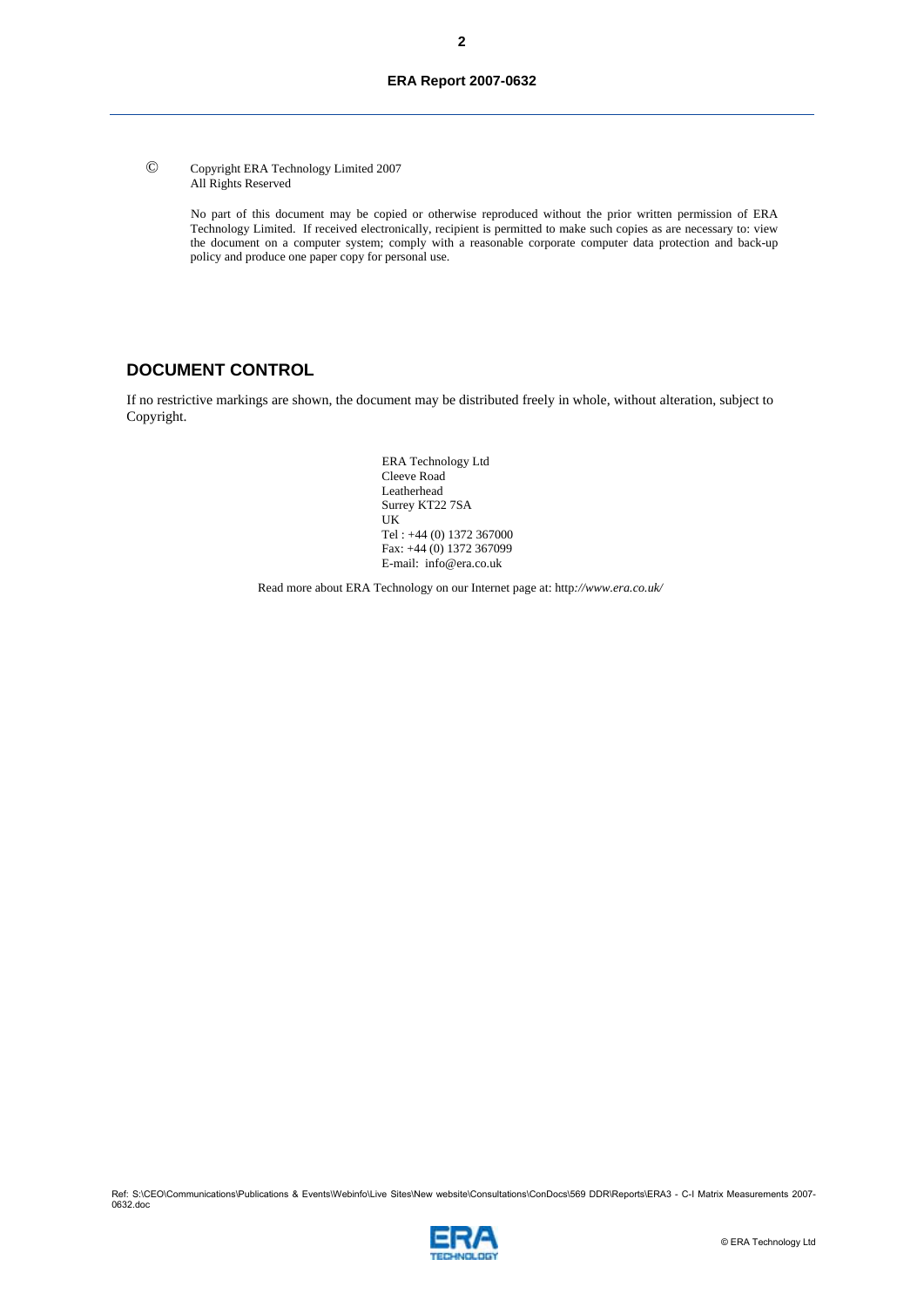© Copyright ERA Technology Limited 2007
All Rights Reserved

No part of this document may be copied or otherwise reproduced without the prior written permission of ERA Technology Limited. If received electronically, recipient is permitted to make such copies as are necessary to: view the document on a computer system; comply with a reasonable corporate computer data protection and back-up policy and produce one paper copy for personal use.

## DOCUMENT CONTROL

If no restrictive markings are shown, the document may be distributed freely in whole, without alteration, subject to Copyright.

ERA Technology Ltd
Cleeve Road
Leatherhead
Surrey KT22 7SA
UK
Tel : +44 (0) 1372 367000
Fax: +44 (0) 1372 367099
E-mail: info@era.co.uk

Read more about ERA Technology on our Internet page at: http*://www.era.co.uk/*

Ref: S:\CEO\Communications\Publications & Events\Webinfo\Live Sites\New website\Consultations\ConDocs\569 DDR\Reports\ERA3 - C-I Matrix Measurements 2007-0632.doc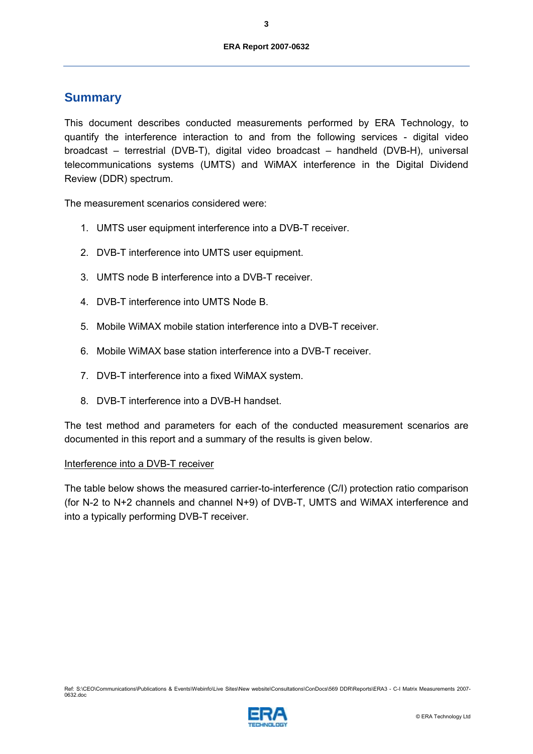## Summary

This document describes conducted measurements performed by ERA Technology, to quantify the interference interaction to and from the following services - digital video broadcast – terrestrial (DVB-T), digital video broadcast – handheld (DVB-H), universal telecommunications systems (UMTS) and WiMAX interference in the Digital Dividend Review (DDR) spectrum.

The measurement scenarios considered were:

1. UMTS user equipment interference into a DVB-T receiver.
2. DVB-T interference into UMTS user equipment.
3. UMTS node B interference into a DVB-T receiver.
4. DVB-T interference into UMTS Node B.
5. Mobile WiMAX mobile station interference into a DVB-T receiver.
6. Mobile WiMAX base station interference into a DVB-T receiver.
7. DVB-T interference into a fixed WiMAX system.
8. DVB-T interference into a DVB-H handset.

The test method and parameters for each of the conducted measurement scenarios are documented in this report and a summary of the results is given below.

Interference into a DVB-T receiver

The table below shows the measured carrier-to-interference (C/I) protection ratio comparison (for N-2 to N+2 channels and channel N+9) of DVB-T, UMTS and WiMAX interference and into a typically performing DVB-T receiver.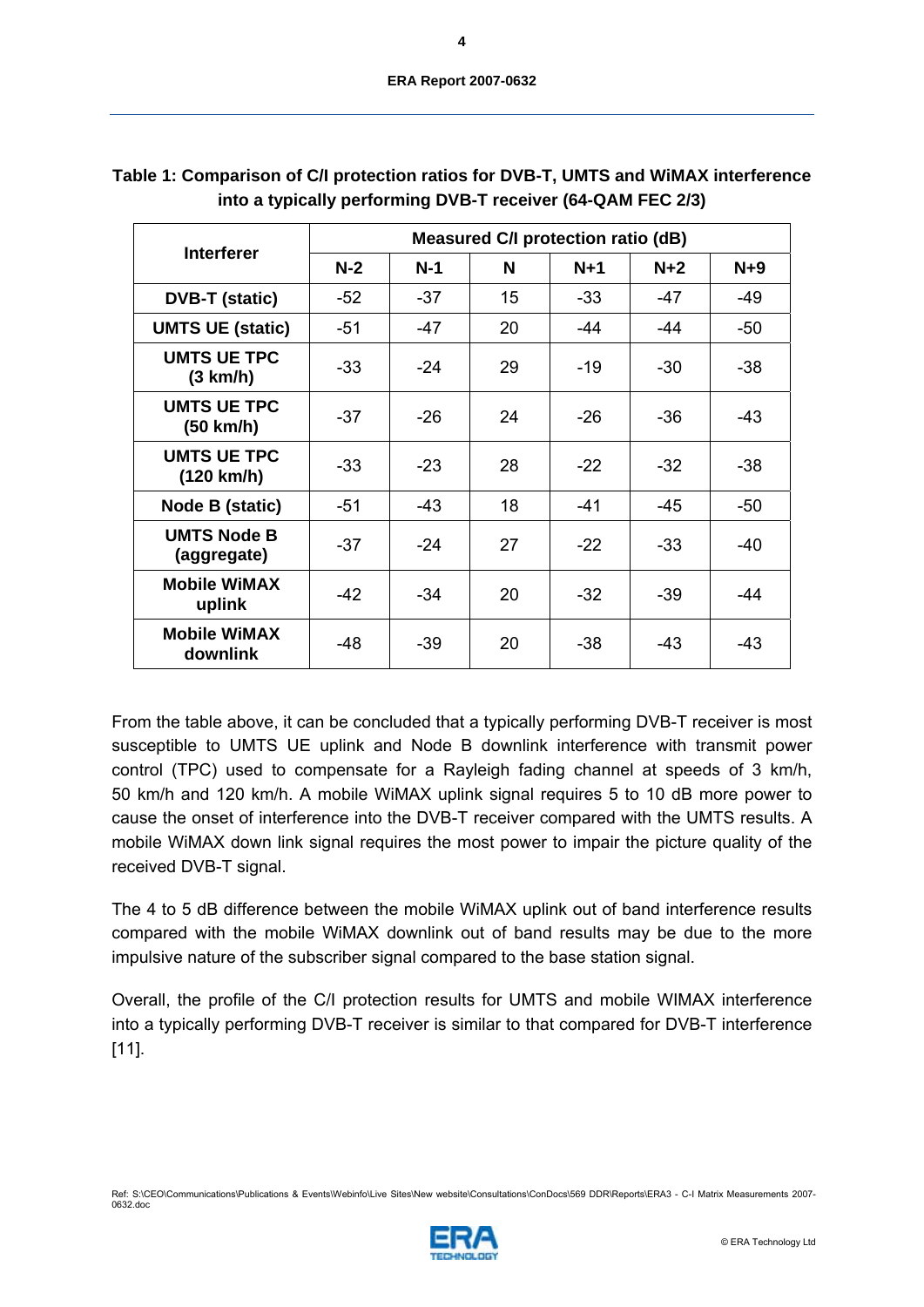**Table 1: Comparison of C/I protection ratios for DVB-T, UMTS and WiMAX interference into a typically performing DVB-T receiver (64-QAM FEC 2/3)**

| Interferer | Measured C/I protection ratio (dB) | | | | | |
|---|---|---|---|---|---|---|
| | N-2 | N-1 | N | N+1 | N+2 | N+9 |
| **DVB-T (static)** | -52 | -37 | 15 | -33 | -47 | -49 |
| **UMTS UE (static)** | -51 | -47 | 20 | -44 | -44 | -50 |
| **UMTS UE TPC (3 km/h)** | -33 | -24 | 29 | -19 | -30 | -38 |
| **UMTS UE TPC (50 km/h)** | -37 | -26 | 24 | -26 | -36 | -43 |
| **UMTS UE TPC (120 km/h)** | -33 | -23 | 28 | -22 | -32 | -38 |
| **Node B (static)** | -51 | -43 | 18 | -41 | -45 | -50 |
| **UMTS Node B (aggregate)** | -37 | -24 | 27 | -22 | -33 | -40 |
| **Mobile WiMAX uplink** | -42 | -34 | 20 | -32 | -39 | -44 |
| **Mobile WiMAX downlink** | -48 | -39 | 20 | -38 | -43 | -43 |

From the table above, it can be concluded that a typically performing DVB-T receiver is most susceptible to UMTS UE uplink and Node B downlink interference with transmit power control (TPC) used to compensate for a Rayleigh fading channel at speeds of 3 km/h, 50 km/h and 120 km/h. A mobile WiMAX uplink signal requires 5 to 10 dB more power to cause the onset of interference into the DVB-T receiver compared with the UMTS results. A mobile WiMAX down link signal requires the most power to impair the picture quality of the received DVB-T signal.

The 4 to 5 dB difference between the mobile WiMAX uplink out of band interference results compared with the mobile WiMAX downlink out of band results may be due to the more impulsive nature of the subscriber signal compared to the base station signal.

Overall, the profile of the C/I protection results for UMTS and mobile WIMAX interference into a typically performing DVB-T receiver is similar to that compared for DVB-T interference [11].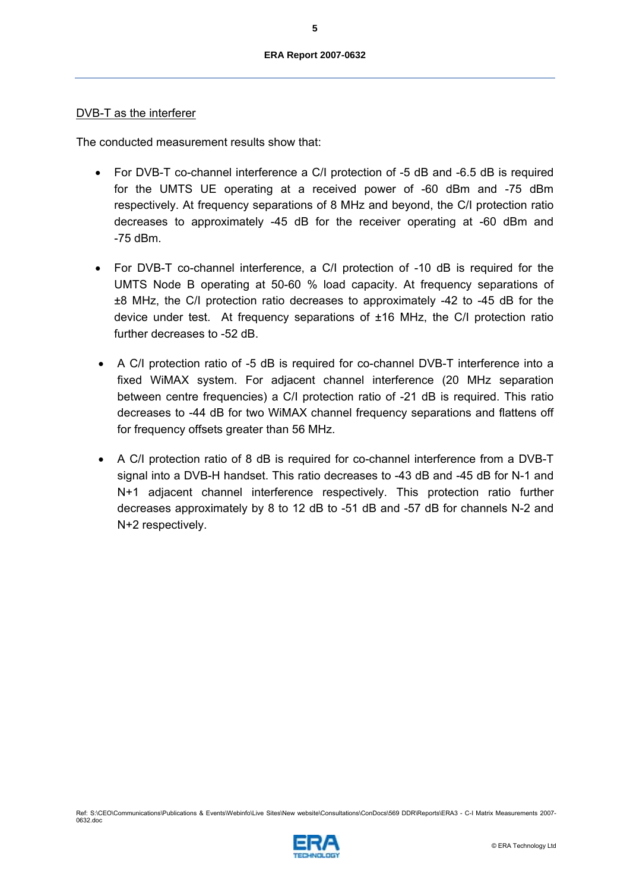DVB-T as the interferer

The conducted measurement results show that:

- For DVB-T co-channel interference a C/I protection of -5 dB and -6.5 dB is required for the UMTS UE operating at a received power of -60 dBm and -75 dBm respectively. At frequency separations of 8 MHz and beyond, the C/I protection ratio decreases to approximately -45 dB for the receiver operating at -60 dBm and -75 dBm.

- For DVB-T co-channel interference, a C/I protection of -10 dB is required for the UMTS Node B operating at 50-60 % load capacity. At frequency separations of ±8 MHz, the C/I protection ratio decreases to approximately -42 to -45 dB for the device under test. At frequency separations of ±16 MHz, the C/I protection ratio further decreases to -52 dB.

- A C/I protection ratio of -5 dB is required for co-channel DVB-T interference into a fixed WiMAX system. For adjacent channel interference (20 MHz separation between centre frequencies) a C/I protection ratio of -21 dB is required. This ratio decreases to -44 dB for two WiMAX channel frequency separations and flattens off for frequency offsets greater than 56 MHz.

- A C/I protection ratio of 8 dB is required for co-channel interference from a DVB-T signal into a DVB-H handset. This ratio decreases to -43 dB and -45 dB for N-1 and N+1 adjacent channel interference respectively. This protection ratio further decreases approximately by 8 to 12 dB to -51 dB and -57 dB for channels N-2 and N+2 respectively.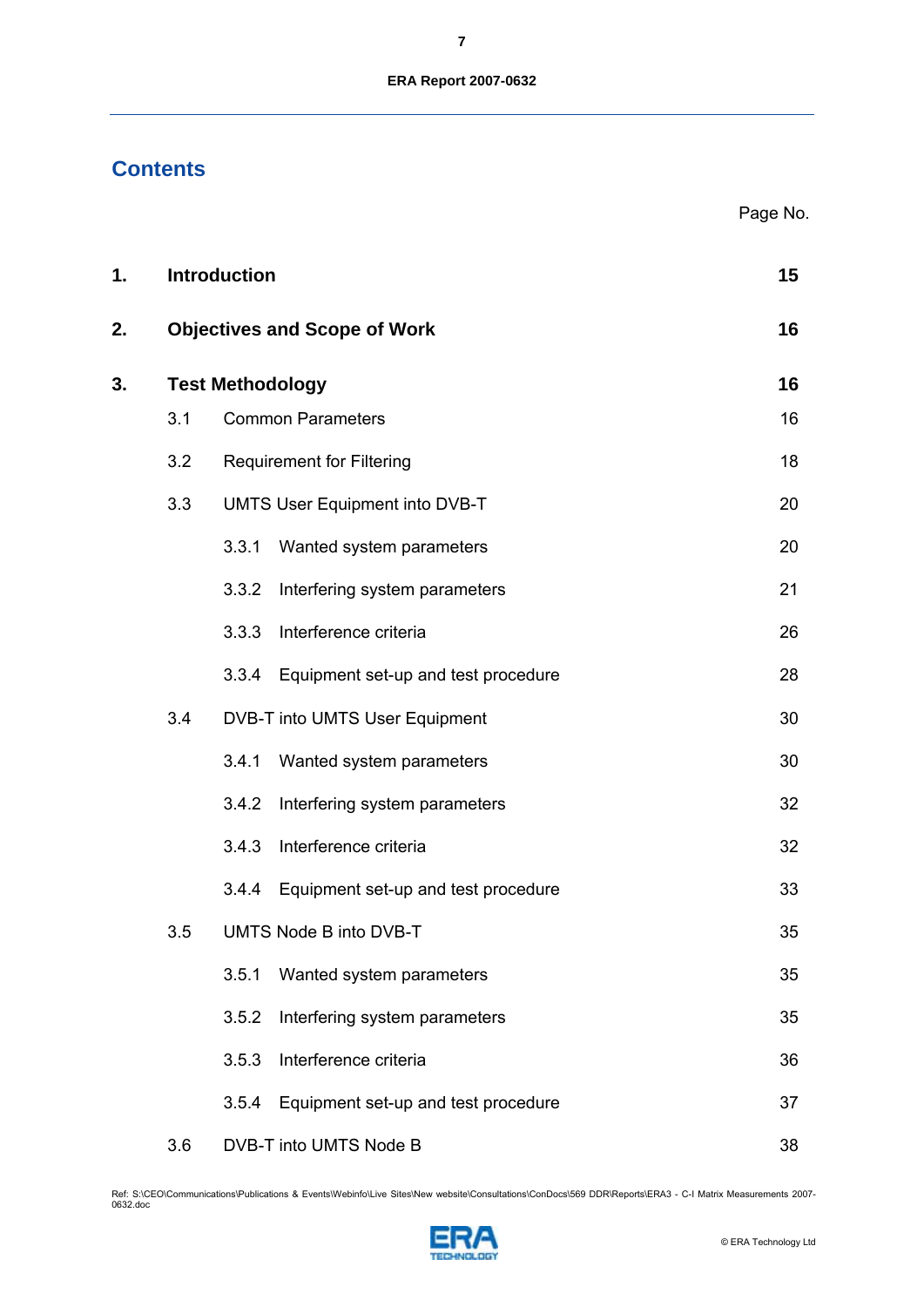# Contents

Page No.

| | | |
|---|---|---|
| **1.** | **Introduction** | **15** |
| **2.** | **Objectives and Scope of Work** | **16** |
| **3.** | **Test Methodology** | **16** |
| 3.1 | Common Parameters | 16 |
| 3.2 | Requirement for Filtering | 18 |
| 3.3 | UMTS User Equipment into DVB-T | 20 |
| 3.3.1 | Wanted system parameters | 20 |
| 3.3.2 | Interfering system parameters | 21 |
| 3.3.3 | Interference criteria | 26 |
| 3.3.4 | Equipment set-up and test procedure | 28 |
| 3.4 | DVB-T into UMTS User Equipment | 30 |
| 3.4.1 | Wanted system parameters | 30 |
| 3.4.2 | Interfering system parameters | 32 |
| 3.4.3 | Interference criteria | 32 |
| 3.4.4 | Equipment set-up and test procedure | 33 |
| 3.5 | UMTS Node B into DVB-T | 35 |
| 3.5.1 | Wanted system parameters | 35 |
| 3.5.2 | Interfering system parameters | 35 |
| 3.5.3 | Interference criteria | 36 |
| 3.5.4 | Equipment set-up and test procedure | 37 |
| 3.6 | DVB-T into UMTS Node B | 38 |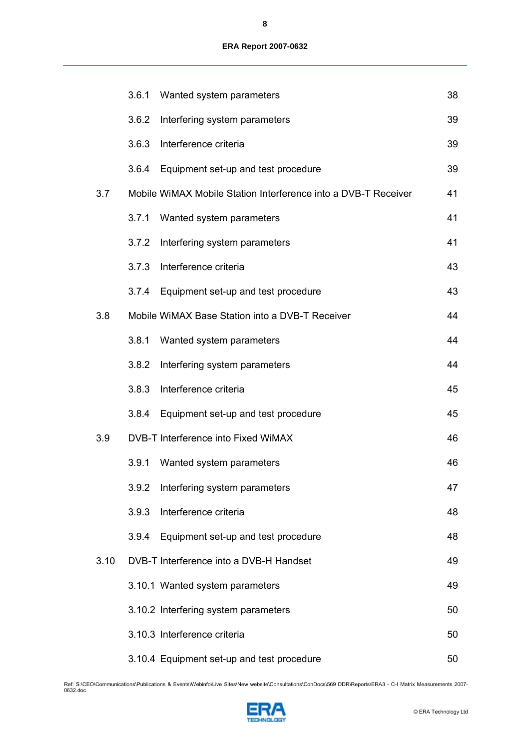| | | |
|---|---|---|
| | 3.6.1 Wanted system parameters | 38 |
| | 3.6.2 Interfering system parameters | 39 |
| | 3.6.3 Interference criteria | 39 |
| | 3.6.4 Equipment set-up and test procedure | 39 |
| 3.7 | Mobile WiMAX Mobile Station Interference into a DVB-T Receiver | 41 |
| | 3.7.1 Wanted system parameters | 41 |
| | 3.7.2 Interfering system parameters | 41 |
| | 3.7.3 Interference criteria | 43 |
| | 3.7.4 Equipment set-up and test procedure | 43 |
| 3.8 | Mobile WiMAX Base Station into a DVB-T Receiver | 44 |
| | 3.8.1 Wanted system parameters | 44 |
| | 3.8.2 Interfering system parameters | 44 |
| | 3.8.3 Interference criteria | 45 |
| | 3.8.4 Equipment set-up and test procedure | 45 |
| 3.9 | DVB-T Interference into Fixed WiMAX | 46 |
| | 3.9.1 Wanted system parameters | 46 |
| | 3.9.2 Interfering system parameters | 47 |
| | 3.9.3 Interference criteria | 48 |
| | 3.9.4 Equipment set-up and test procedure | 48 |
| 3.10 | DVB-T Interference into a DVB-H Handset | 49 |
| | 3.10.1 Wanted system parameters | 49 |
| | 3.10.2 Interfering system parameters | 50 |
| | 3.10.3 Interference criteria | 50 |
| | 3.10.4 Equipment set-up and test procedure | 50 |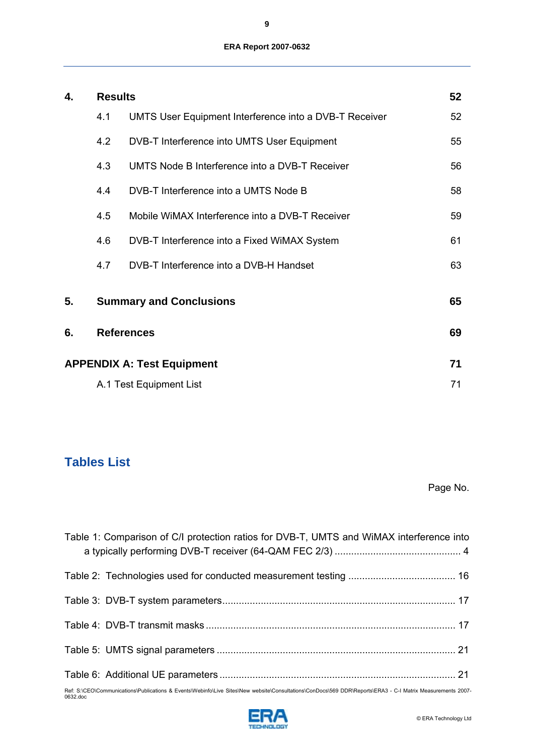**4. Results 52**

4.1 UMTS User Equipment Interference into a DVB-T Receiver 52

4.2 DVB-T Interference into UMTS User Equipment 55

4.3 UMTS Node B Interference into a DVB-T Receiver 56

4.4 DVB-T Interference into a UMTS Node B 58

4.5 Mobile WiMAX Interference into a DVB-T Receiver 59

4.6 DVB-T Interference into a Fixed WiMAX System 61

4.7 DVB-T Interference into a DVB-H Handset 63

**5. Summary and Conclusions 65**

**6. References 69**

**APPENDIX A: Test Equipment 71**

A.1 Test Equipment List 71

## Tables List

Page No.

Table 1: Comparison of C/I protection ratios for DVB-T, UMTS and WiMAX interference into a typically performing DVB-T receiver (64-QAM FEC 2/3) ............................................. 4

Table 2: Technologies used for conducted measurement testing ....................................... 16

Table 3: DVB-T system parameters..................................................................................... 17

Table 4: DVB-T transmit masks........................................................................................... 17

Table 5: UMTS signal parameters ....................................................................................... 21

Table 6: Additional UE parameters ...................................................................................... 21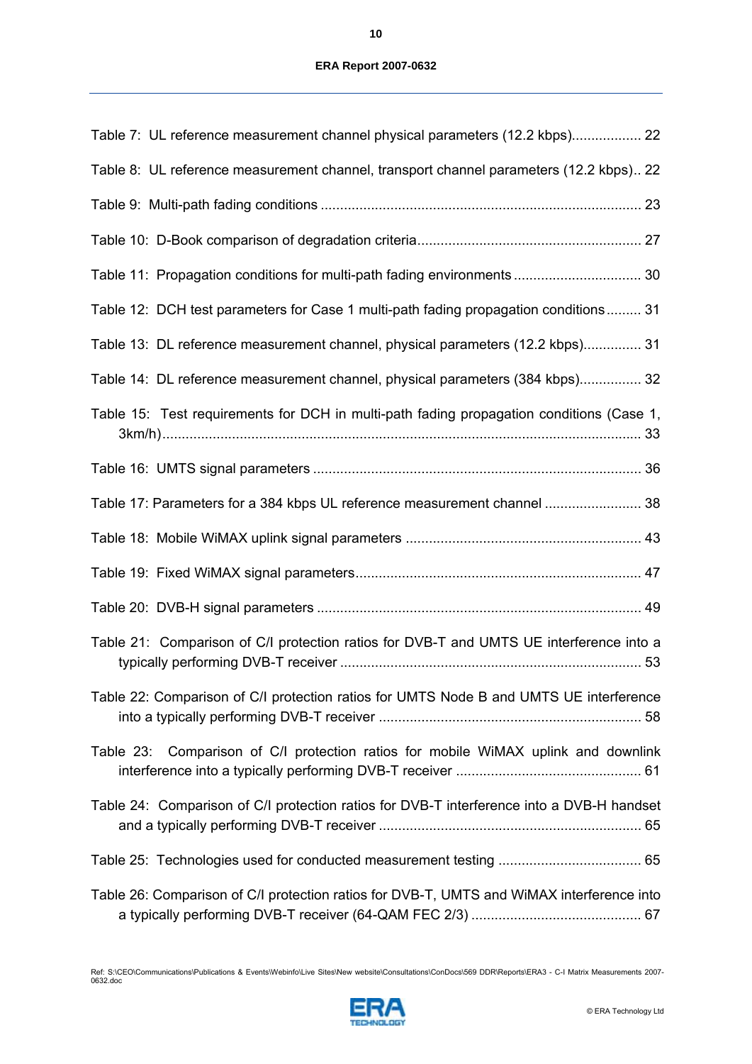Table 7: UL reference measurement channel physical parameters (12.2 kbps).................. 22

Table 8: UL reference measurement channel, transport channel parameters (12.2 kbps).. 22

Table 9: Multi-path fading conditions ................................................................................... 23

Table 10: D-Book comparison of degradation criteria.......................................................... 27

Table 11: Propagation conditions for multi-path fading environments ................................. 30

Table 12: DCH test parameters for Case 1 multi-path fading propagation conditions......... 31

Table 13: DL reference measurement channel, physical parameters (12.2 kbps)............... 31

Table 14: DL reference measurement channel, physical parameters (384 kbps)................ 32

Table 15: Test requirements for DCH in multi-path fading propagation conditions (Case 1, 3km/h).............................................................................................................................. 33

Table 16: UMTS signal parameters ..................................................................................... 36

Table 17: Parameters for a 384 kbps UL reference measurement channel ......................... 38

Table 18: Mobile WiMAX uplink signal parameters ............................................................. 43

Table 19: Fixed WiMAX signal parameters.......................................................................... 47

Table 20: DVB-H signal parameters .................................................................................... 49

Table 21: Comparison of C/I protection ratios for DVB-T and UMTS UE interference into a typically performing DVB-T receiver .............................................................................. 53

Table 22: Comparison of C/I protection ratios for UMTS Node B and UMTS UE interference into a typically performing DVB-T receiver .................................................................... 58

Table 23: Comparison of C/I protection ratios for mobile WiMAX uplink and downlink interference into a typically performing DVB-T receiver ................................................ 61

Table 24: Comparison of C/I protection ratios for DVB-T interference into a DVB-H handset and a typically performing DVB-T receiver .................................................................... 65

Table 25: Technologies used for conducted measurement testing ..................................... 65

Table 26: Comparison of C/I protection ratios for DVB-T, UMTS and WiMAX interference into a typically performing DVB-T receiver (64-QAM FEC 2/3) ............................................ 67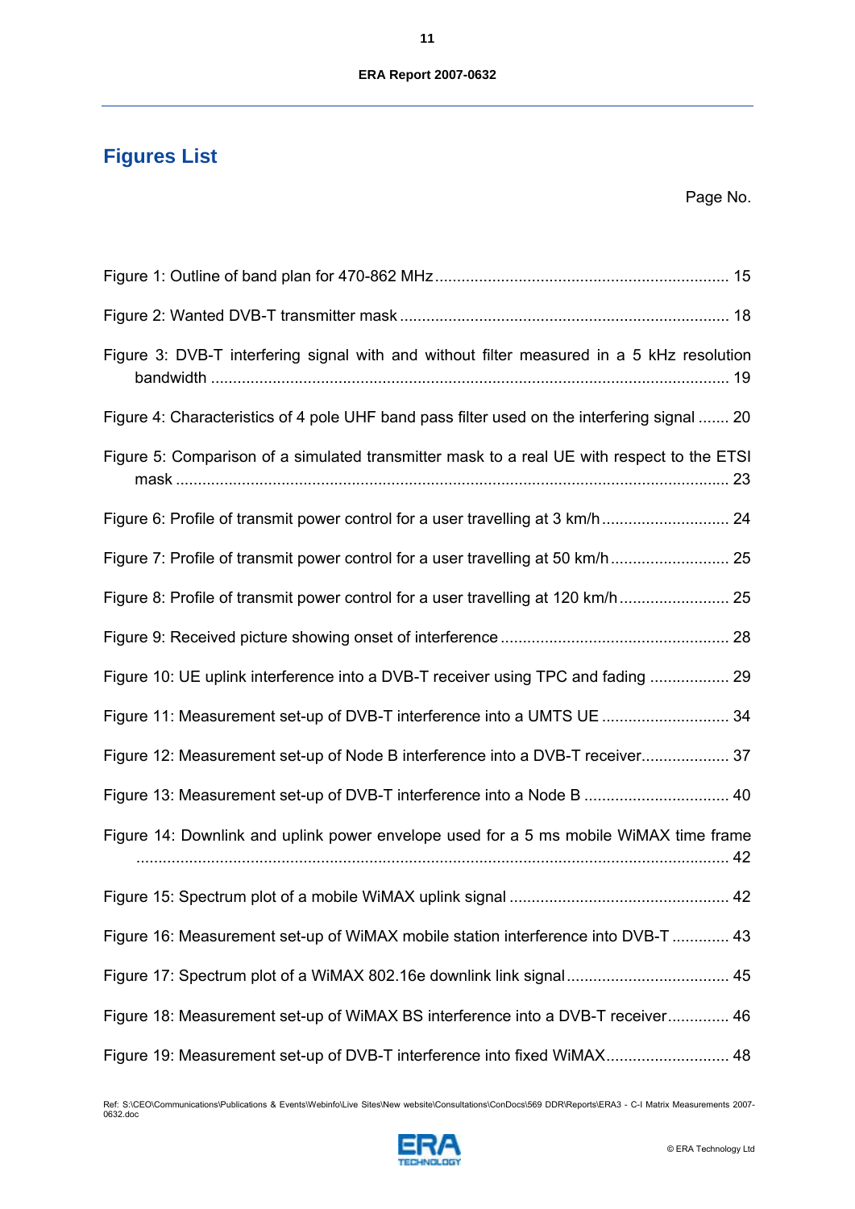# Figures List

Page No.

Figure 1: Outline of band plan for 470-862 MHz ........................................................ 15

Figure 2: Wanted DVB-T transmitter mask ............................................................... 18

Figure 3: DVB-T interfering signal with and without filter measured in a 5 kHz resolution bandwidth ............................................................................................................. 19

Figure 4: Characteristics of 4 pole UHF band pass filter used on the interfering signal ....... 20

Figure 5: Comparison of a simulated transmitter mask to a real UE with respect to the ETSI mask ................................................................................................................. 23

Figure 6: Profile of transmit power control for a user travelling at 3 km/h ........................ 24

Figure 7: Profile of transmit power control for a user travelling at 50 km/h ....................... 25

Figure 8: Profile of transmit power control for a user travelling at 120 km/h ..................... 25

Figure 9: Received picture showing onset of interference ............................................. 28

Figure 10: UE uplink interference into a DVB-T receiver using TPC and fading .................. 29

Figure 11: Measurement set-up of DVB-T interference into a UMTS UE ............................ 34

Figure 12: Measurement set-up of Node B interference into a DVB-T receiver.................... 37

Figure 13: Measurement set-up of DVB-T interference into a Node B ................................ 40

Figure 14: Downlink and uplink power envelope used for a 5 ms mobile WiMAX time frame ......................................................................................................................... 42

Figure 15: Spectrum plot of a mobile WiMAX uplink signal .......................................... 42

Figure 16: Measurement set-up of WiMAX mobile station interference into DVB-T ............. 43

Figure 17: Spectrum plot of a WiMAX 802.16e downlink link signal ................................ 45

Figure 18: Measurement set-up of WiMAX BS interference into a DVB-T receiver.............. 46

Figure 19: Measurement set-up of DVB-T interference into fixed WiMAX........................... 48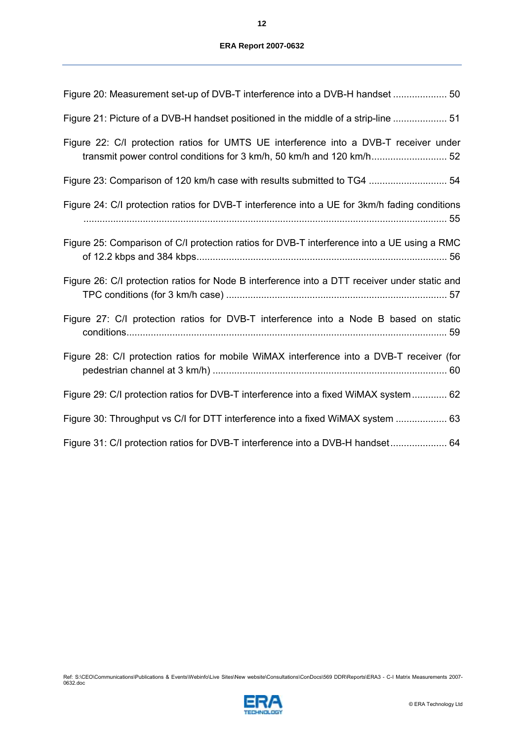Figure 20: Measurement set-up of DVB-T interference into a DVB-H handset .................... 50

Figure 21: Picture of a DVB-H handset positioned in the middle of a strip-line .................... 51

Figure 22: C/I protection ratios for UMTS UE interference into a DVB-T receiver under transmit power control conditions for 3 km/h, 50 km/h and 120 km/h............................ 52

Figure 23: Comparison of 120 km/h case with results submitted to TG4 ............................. 54

Figure 24: C/I protection ratios for DVB-T interference into a UE for 3km/h fading conditions ...................................................................................................................... 55

Figure 25: Comparison of C/I protection ratios for DVB-T interference into a UE using a RMC of 12.2 kbps and 384 kbps............................................................................................ 56

Figure 26: C/I protection ratios for Node B interference into a DTT receiver under static and TPC conditions (for 3 km/h case) .................................................................................. 57

Figure 27: C/I protection ratios for DVB-T interference into a Node B based on static conditions...................................................................................................................... 59

Figure 28: C/I protection ratios for mobile WiMAX interference into a DVB-T receiver (for pedestrian channel at 3 km/h) ...................................................................................... 60

Figure 29: C/I protection ratios for DVB-T interference into a fixed WiMAX system............. 62

Figure 30: Throughput vs C/I for DTT interference into a fixed WiMAX system ................... 63

Figure 31: C/I protection ratios for DVB-T interference into a DVB-H handset..................... 64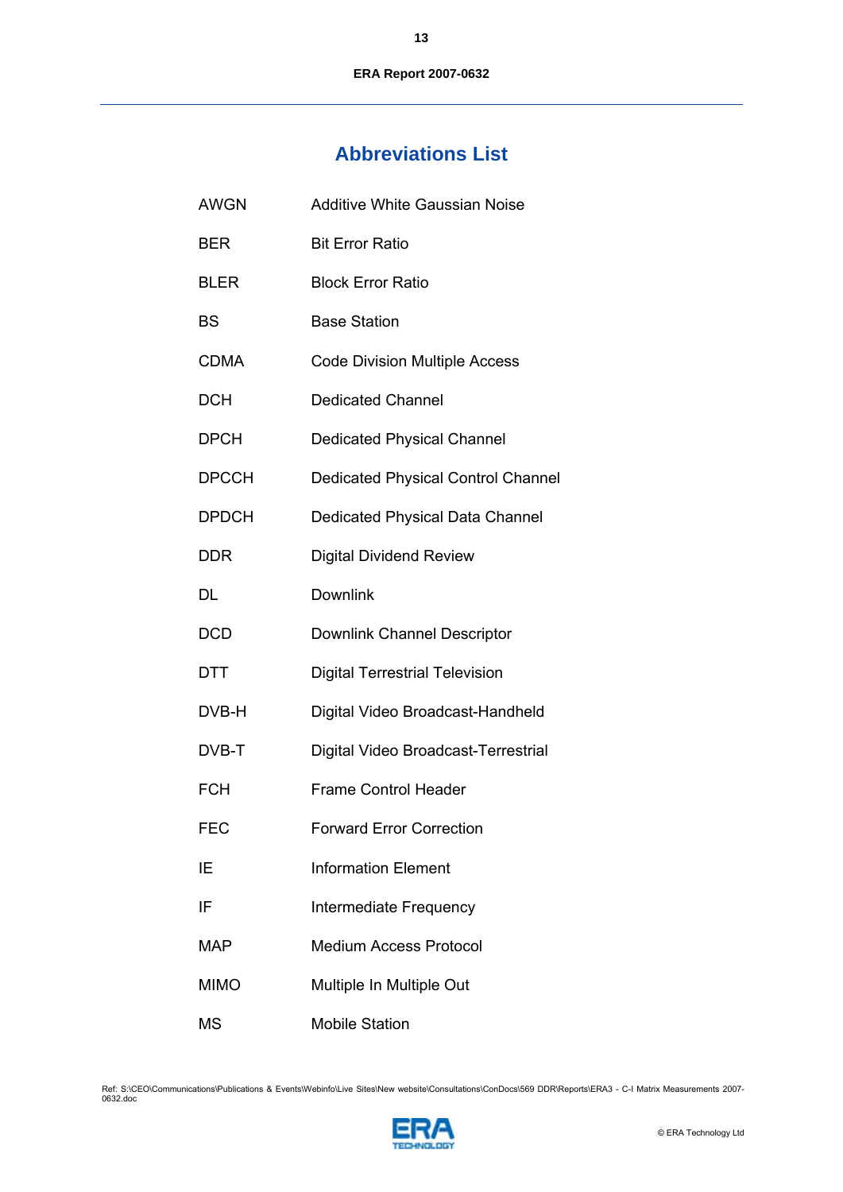# Abbreviations List

| | |
|---|---|
| AWGN | Additive White Gaussian Noise |
| BER | Bit Error Ratio |
| BLER | Block Error Ratio |
| BS | Base Station |
| CDMA | Code Division Multiple Access |
| DCH | Dedicated Channel |
| DPCH | Dedicated Physical Channel |
| DPCCH | Dedicated Physical Control Channel |
| DPDCH | Dedicated Physical Data Channel |
| DDR | Digital Dividend Review |
| DL | Downlink |
| DCD | Downlink Channel Descriptor |
| DTT | Digital Terrestrial Television |
| DVB-H | Digital Video Broadcast-Handheld |
| DVB-T | Digital Video Broadcast-Terrestrial |
| FCH | Frame Control Header |
| FEC | Forward Error Correction |
| IE | Information Element |
| IF | Intermediate Frequency |
| MAP | Medium Access Protocol |
| MIMO | Multiple In Multiple Out |
| MS | Mobile Station |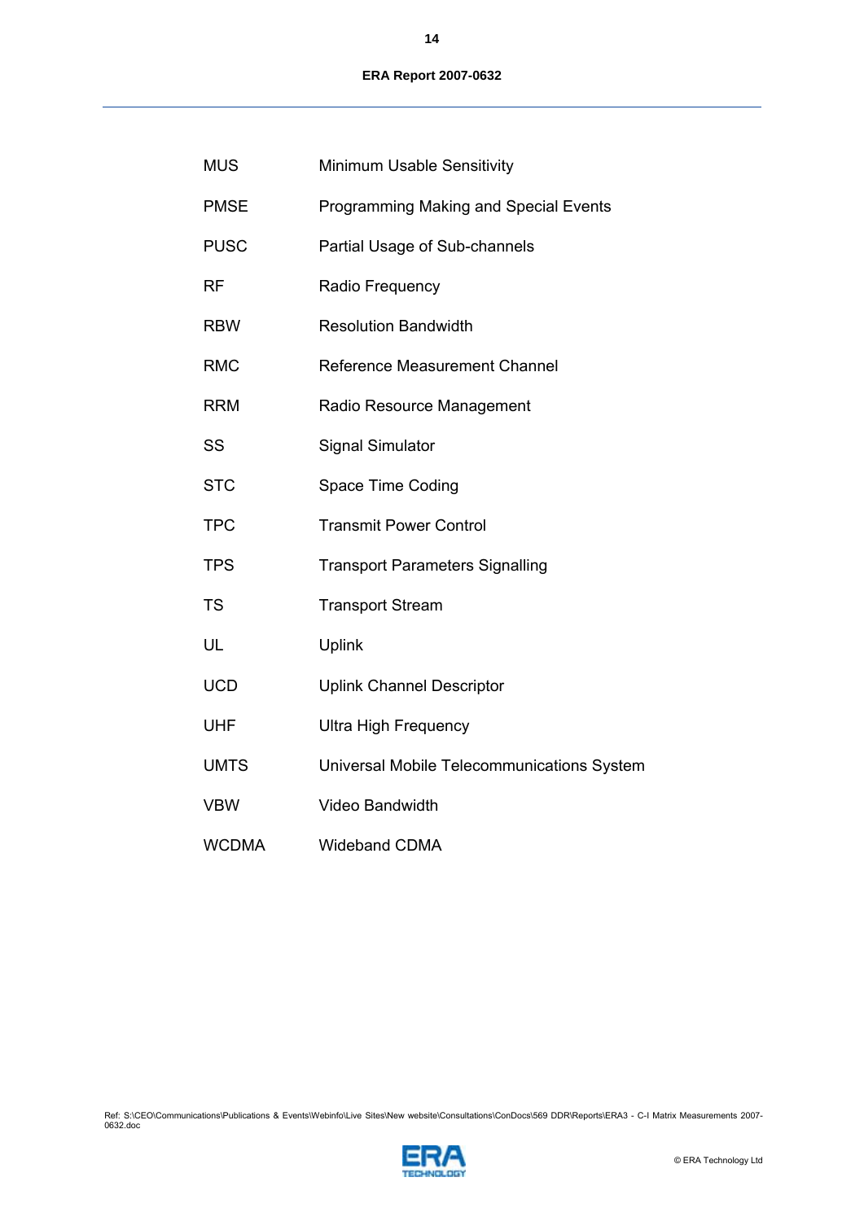| | |
|---|---|
| MUS | Minimum Usable Sensitivity |
| PMSE | Programming Making and Special Events |
| PUSC | Partial Usage of Sub-channels |
| RF | Radio Frequency |
| RBW | Resolution Bandwidth |
| RMC | Reference Measurement Channel |
| RRM | Radio Resource Management |
| SS | Signal Simulator |
| STC | Space Time Coding |
| TPC | Transmit Power Control |
| TPS | Transport Parameters Signalling |
| TS | Transport Stream |
| UL | Uplink |
| UCD | Uplink Channel Descriptor |
| UHF | Ultra High Frequency |
| UMTS | Universal Mobile Telecommunications System |
| VBW | Video Bandwidth |
| WCDMA | Wideband CDMA |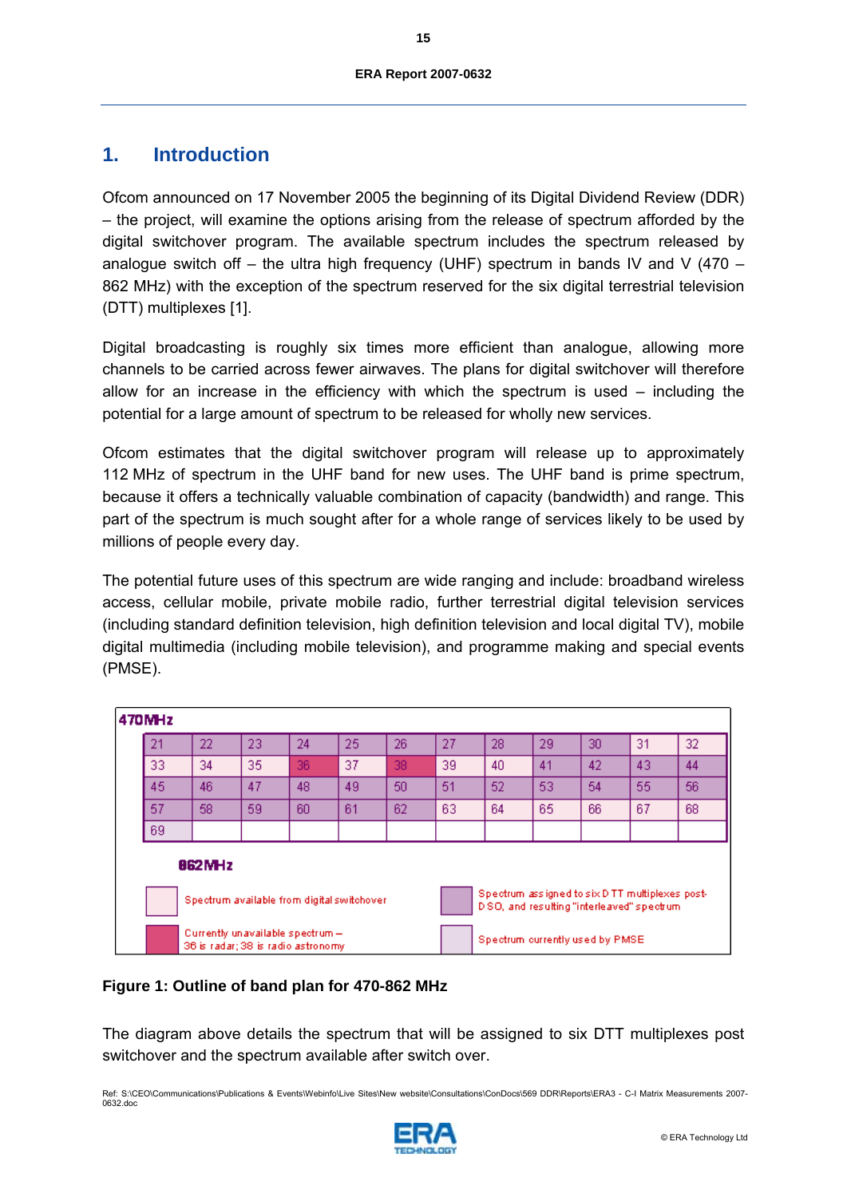# 1. Introduction

Ofcom announced on 17 November 2005 the beginning of its Digital Dividend Review (DDR) – the project, will examine the options arising from the release of spectrum afforded by the digital switchover program. The available spectrum includes the spectrum released by analogue switch off – the ultra high frequency (UHF) spectrum in bands IV and V (470 – 862 MHz) with the exception of the spectrum reserved for the six digital terrestrial television (DTT) multiplexes [1].

Digital broadcasting is roughly six times more efficient than analogue, allowing more channels to be carried across fewer airwaves. The plans for digital switchover will therefore allow for an increase in the efficiency with which the spectrum is used – including the potential for a large amount of spectrum to be released for wholly new services.

Ofcom estimates that the digital switchover program will release up to approximately 112 MHz of spectrum in the UHF band for new uses. The UHF band is prime spectrum, because it offers a technically valuable combination of capacity (bandwidth) and range. This part of the spectrum is much sought after for a whole range of services likely to be used by millions of people every day.

The potential future uses of this spectrum are wide ranging and include: broadband wireless access, cellular mobile, private mobile radio, further terrestrial digital television services (including standard definition television, high definition television and local digital TV), mobile digital multimedia (including mobile television), and programme making and special events (PMSE).

470MHz

| 21 | 22 | 23 | 24 | 25 | 26 | 27 | 28 | 29 | 30 | 31 | 32 |
|---|---|---|---|---|---|---|---|---|---|---|---|
| 33 | 34 | 35 | 36 | 37 | 38 | 39 | 40 | 41 | 42 | 43 | 44 |
| 45 | 46 | 47 | 48 | 49 | 50 | 51 | 52 | 53 | 54 | 55 | 56 |
| 57 | 58 | 59 | 60 | 61 | 62 | 63 | 64 | 65 | 66 | 67 | 68 |
| 69 | | | | | | | | | | | |

862MHz

- Spectrum available from digital switchover
- Spectrum assigned to six DTT multiplexes post-DSO, and resulting "interleaved" spectrum
- Currently unavailable spectrum – 36 is radar; 38 is radio astronomy
- Spectrum currently used by PMSE

**Figure 1: Outline of band plan for 470-862 MHz**

The diagram above details the spectrum that will be assigned to six DTT multiplexes post switchover and the spectrum available after switch over.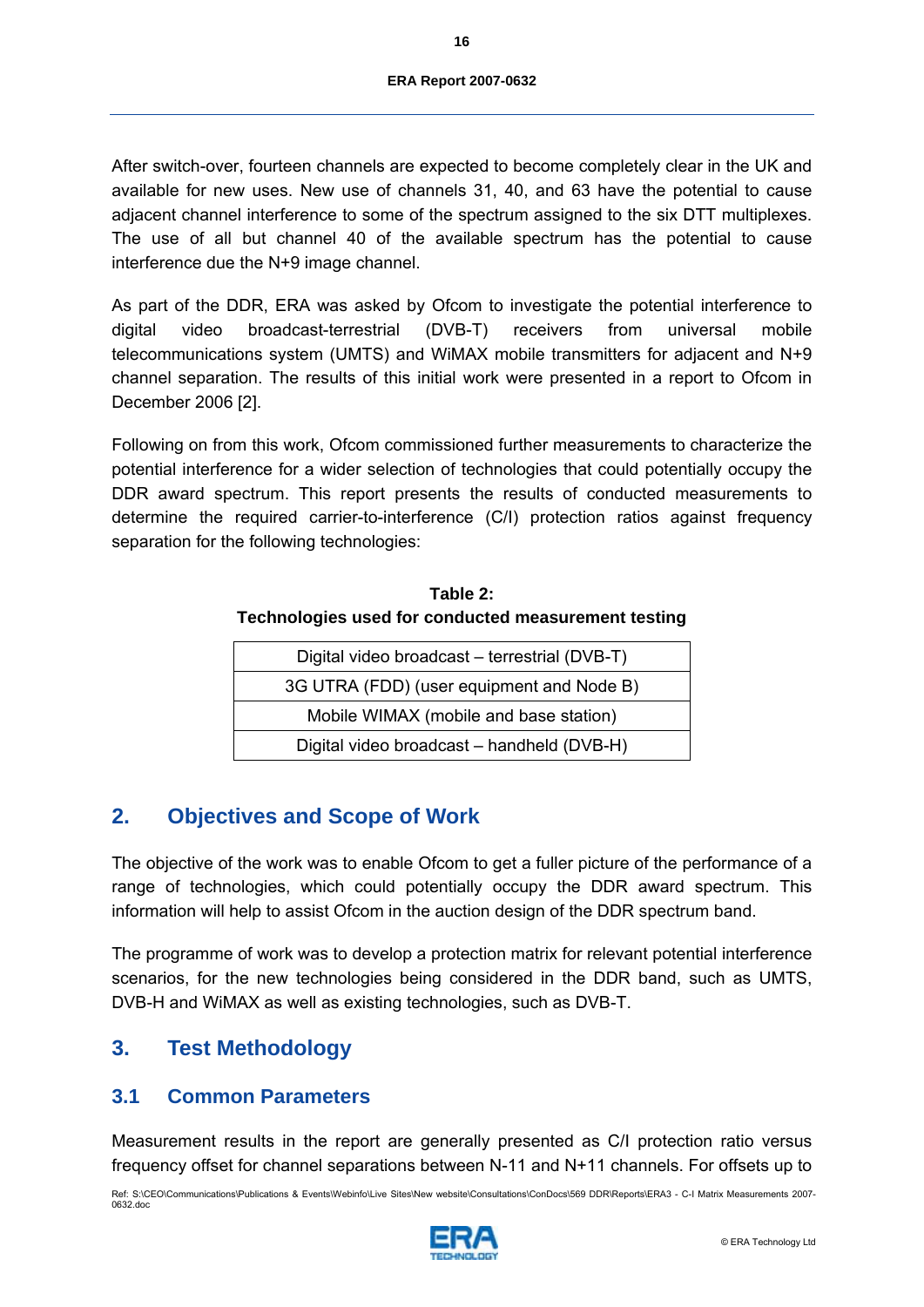After switch-over, fourteen channels are expected to become completely clear in the UK and available for new uses. New use of channels 31, 40, and 63 have the potential to cause adjacent channel interference to some of the spectrum assigned to the six DTT multiplexes. The use of all but channel 40 of the available spectrum has the potential to cause interference due the N+9 image channel.

As part of the DDR, ERA was asked by Ofcom to investigate the potential interference to digital video broadcast-terrestrial (DVB-T) receivers from universal mobile telecommunications system (UMTS) and WiMAX mobile transmitters for adjacent and N+9 channel separation. The results of this initial work were presented in a report to Ofcom in December 2006 [2].

Following on from this work, Ofcom commissioned further measurements to characterize the potential interference for a wider selection of technologies that could potentially occupy the DDR award spectrum. This report presents the results of conducted measurements to determine the required carrier-to-interference (C/I) protection ratios against frequency separation for the following technologies:

**Table 2: Technologies used for conducted measurement testing**

| Digital video broadcast – terrestrial (DVB-T) |
|---|
| 3G UTRA (FDD) (user equipment and Node B) |
| Mobile WIMAX (mobile and base station) |
| Digital video broadcast – handheld (DVB-H) |

## 2. Objectives and Scope of Work

The objective of the work was to enable Ofcom to get a fuller picture of the performance of a range of technologies, which could potentially occupy the DDR award spectrum. This information will help to assist Ofcom in the auction design of the DDR spectrum band.

The programme of work was to develop a protection matrix for relevant potential interference scenarios, for the new technologies being considered in the DDR band, such as UMTS, DVB-H and WiMAX as well as existing technologies, such as DVB-T.

## 3. Test Methodology

### 3.1 Common Parameters

Measurement results in the report are generally presented as C/I protection ratio versus frequency offset for channel separations between N-11 and N+11 channels. For offsets up to

Ref: S:\CEO\Communications\Publications & Events\Webinfo\Live Sites\New website\Consultations\ConDocs\569 DDR\Reports\ERA3 - C-I Matrix Measurements 2007-0632.doc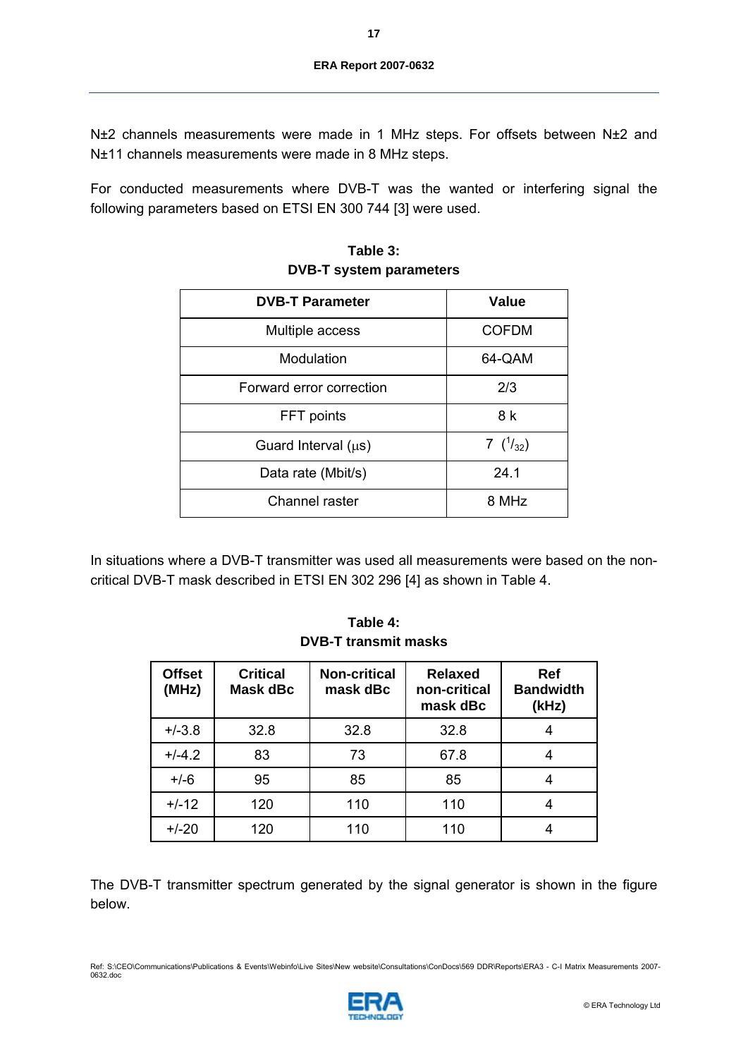N±2 channels measurements were made in 1 MHz steps. For offsets between N±2 and N±11 channels measurements were made in 8 MHz steps.

For conducted measurements where DVB-T was the wanted or interfering signal the following parameters based on ETSI EN 300 744 [3] were used.

**Table 3: DVB-T system parameters**

| DVB-T Parameter | Value |
|---|---|
| Multiple access | COFDM |
| Modulation | 64-QAM |
| Forward error correction | 2/3 |
| FFT points | 8 k |
| Guard Interval (μs) | 7 ($^1/_{32}$) |
| Data rate (Mbit/s) | 24.1 |
| Channel raster | 8 MHz |

In situations where a DVB-T transmitter was used all measurements were based on the non-critical DVB-T mask described in ETSI EN 302 296 [4] as shown in Table 4.

**Table 4: DVB-T transmit masks**

| Offset (MHz) | Critical Mask dBc | Non-critical mask dBc | Relaxed non-critical mask dBc | Ref Bandwidth (kHz) |
|---|---|---|---|---|
| +/-3.8 | 32.8 | 32.8 | 32.8 | 4 |
| +/-4.2 | 83 | 73 | 67.8 | 4 |
| +/-6 | 95 | 85 | 85 | 4 |
| +/-12 | 120 | 110 | 110 | 4 |
| +/-20 | 120 | 110 | 110 | 4 |

The DVB-T transmitter spectrum generated by the signal generator is shown in the figure below.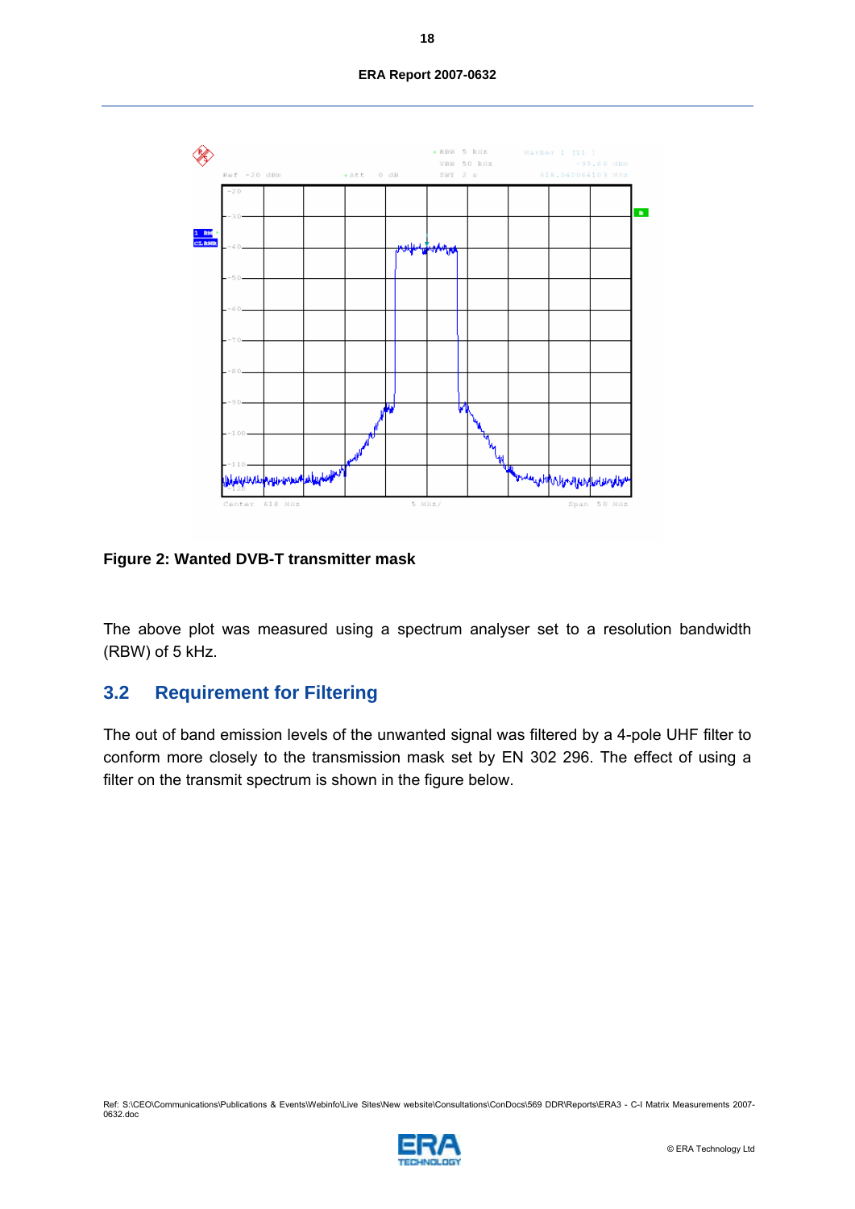**Figure 2: Wanted DVB-T transmitter mask**

The above plot was measured using a spectrum analyser set to a resolution bandwidth (RBW) of 5 kHz.

## 3.2 Requirement for Filtering

The out of band emission levels of the unwanted signal was filtered by a 4-pole UHF filter to conform more closely to the transmission mask set by EN 302 296. The effect of using a filter on the transmit spectrum is shown in the figure below.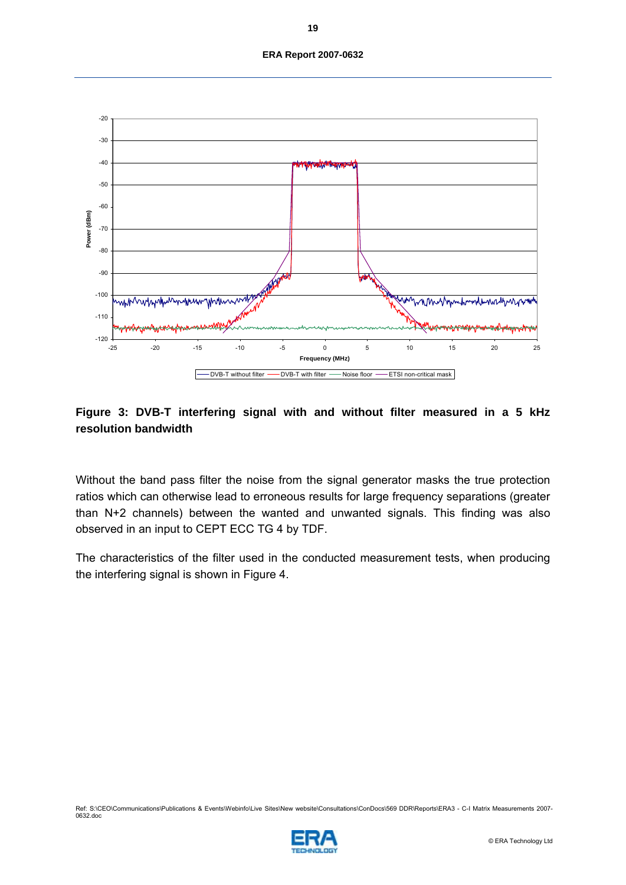**Figure 3: DVB-T interfering signal with and without filter measured in a 5 kHz resolution bandwidth**

Without the band pass filter the noise from the signal generator masks the true protection ratios which can otherwise lead to erroneous results for large frequency separations (greater than N+2 channels) between the wanted and unwanted signals. This finding was also observed in an input to CEPT ECC TG 4 by TDF.

The characteristics of the filter used in the conducted measurement tests, when producing the interfering signal is shown in Figure 4.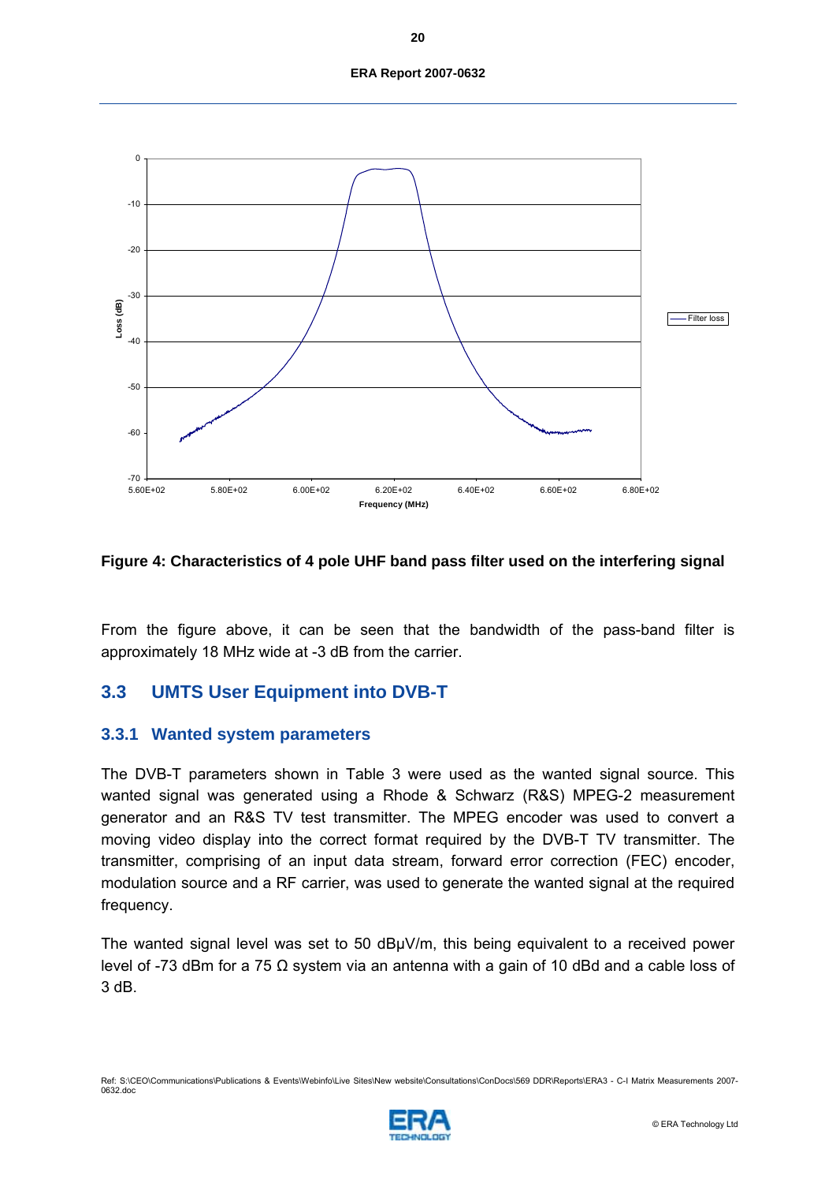**Figure 4: Characteristics of 4 pole UHF band pass filter used on the interfering signal**

From the figure above, it can be seen that the bandwidth of the pass-band filter is approximately 18 MHz wide at -3 dB from the carrier.

## 3.3 UMTS User Equipment into DVB-T

### 3.3.1 Wanted system parameters

The DVB-T parameters shown in Table 3 were used as the wanted signal source. This wanted signal was generated using a Rhode & Schwarz (R&S) MPEG-2 measurement generator and an R&S TV test transmitter. The MPEG encoder was used to convert a moving video display into the correct format required by the DVB-T TV transmitter. The transmitter, comprising of an input data stream, forward error correction (FEC) encoder, modulation source and a RF carrier, was used to generate the wanted signal at the required frequency.

The wanted signal level was set to 50 dBµV/m, this being equivalent to a received power level of -73 dBm for a 75 Ω system via an antenna with a gain of 10 dBd and a cable loss of 3 dB.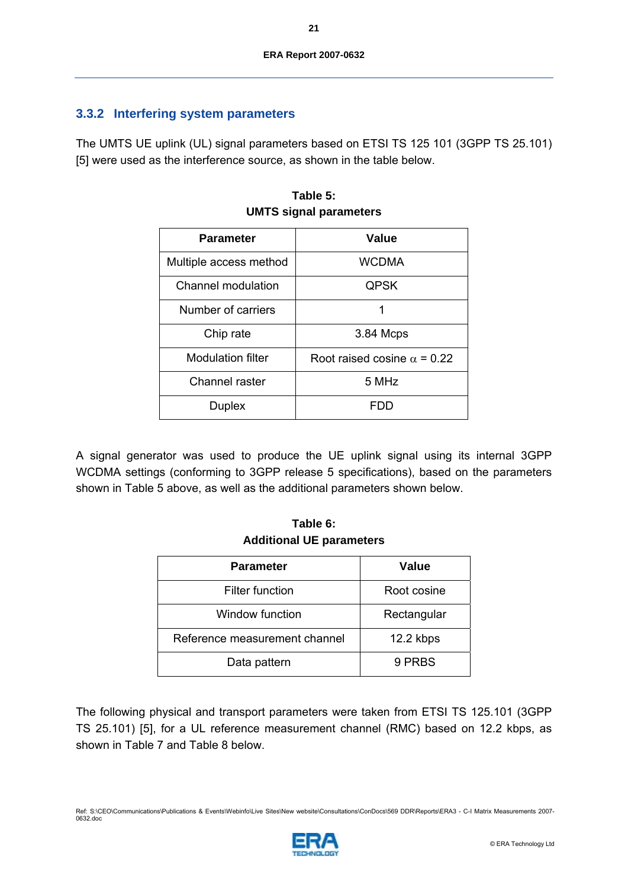### 3.3.2 Interfering system parameters

The UMTS UE uplink (UL) signal parameters based on ETSI TS 125 101 (3GPP TS 25.101) [5] were used as the interference source, as shown in the table below.

**Table 5:**
**UMTS signal parameters**

| Parameter | Value |
|---|---|
| Multiple access method | WCDMA |
| Channel modulation | QPSK |
| Number of carriers | 1 |
| Chip rate | 3.84 Mcps |
| Modulation filter | Root raised cosine $\alpha$ = 0.22 |
| Channel raster | 5 MHz |
| Duplex | FDD |

A signal generator was used to produce the UE uplink signal using its internal 3GPP WCDMA settings (conforming to 3GPP release 5 specifications), based on the parameters shown in Table 5 above, as well as the additional parameters shown below.

**Table 6:**
**Additional UE parameters**

| Parameter | Value |
|---|---|
| Filter function | Root cosine |
| Window function | Rectangular |
| Reference measurement channel | 12.2 kbps |
| Data pattern | 9 PRBS |

The following physical and transport parameters were taken from ETSI TS 125.101 (3GPP TS 25.101) [5], for a UL reference measurement channel (RMC) based on 12.2 kbps, as shown in Table 7 and Table 8 below.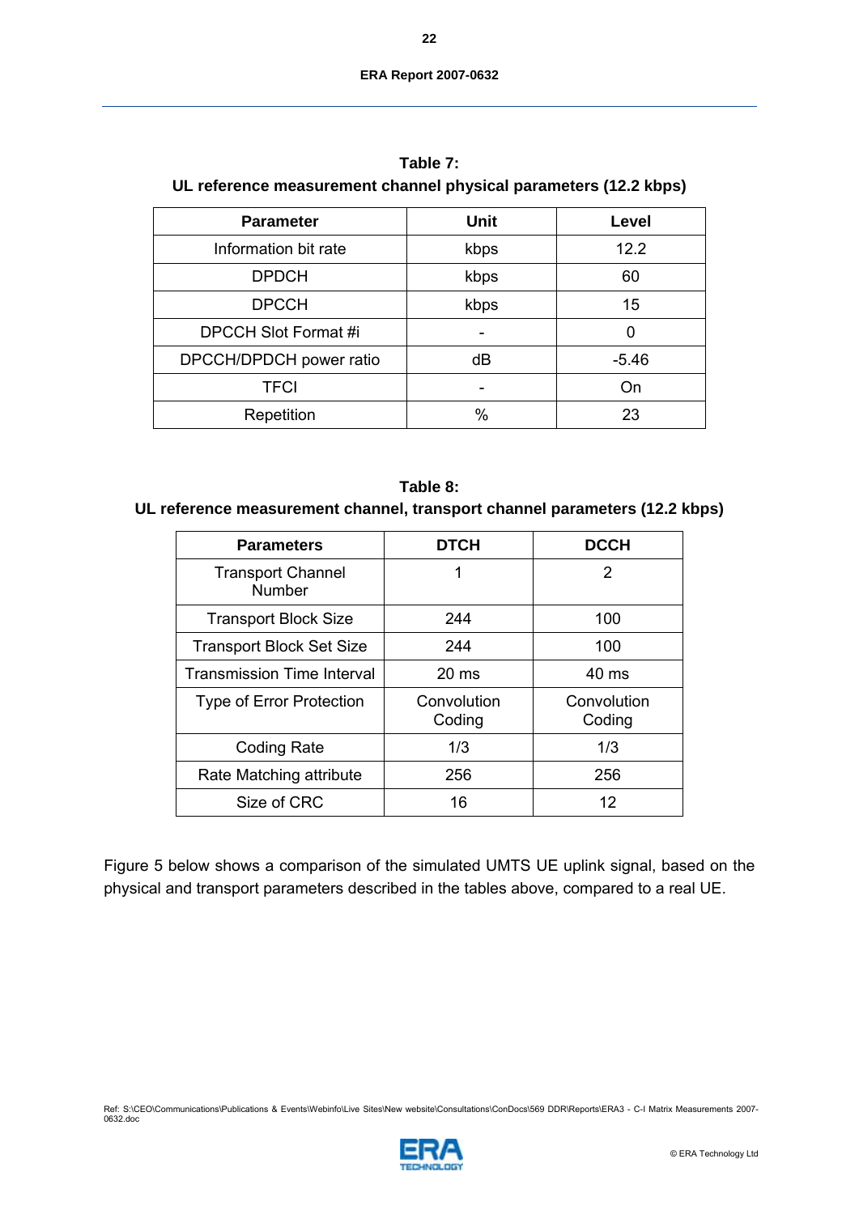**Table 7:**
**UL reference measurement channel physical parameters (12.2 kbps)**

| Parameter | Unit | Level |
|---|---|---|
| Information bit rate | kbps | 12.2 |
| DPDCH | kbps | 60 |
| DPCCH | kbps | 15 |
| DPCCH Slot Format #i | - | 0 |
| DPCCH/DPDCH power ratio | dB | -5.46 |
| TFCI | - | On |
| Repetition | % | 23 |

**Table 8:**
**UL reference measurement channel, transport channel parameters (12.2 kbps)**

| Parameters | DTCH | DCCH |
|---|---|---|
| Transport Channel Number | 1 | 2 |
| Transport Block Size | 244 | 100 |
| Transport Block Set Size | 244 | 100 |
| Transmission Time Interval | 20 ms | 40 ms |
| Type of Error Protection | Convolution Coding | Convolution Coding |
| Coding Rate | 1/3 | 1/3 |
| Rate Matching attribute | 256 | 256 |
| Size of CRC | 16 | 12 |

Figure 5 below shows a comparison of the simulated UMTS UE uplink signal, based on the physical and transport parameters described in the tables above, compared to a real UE.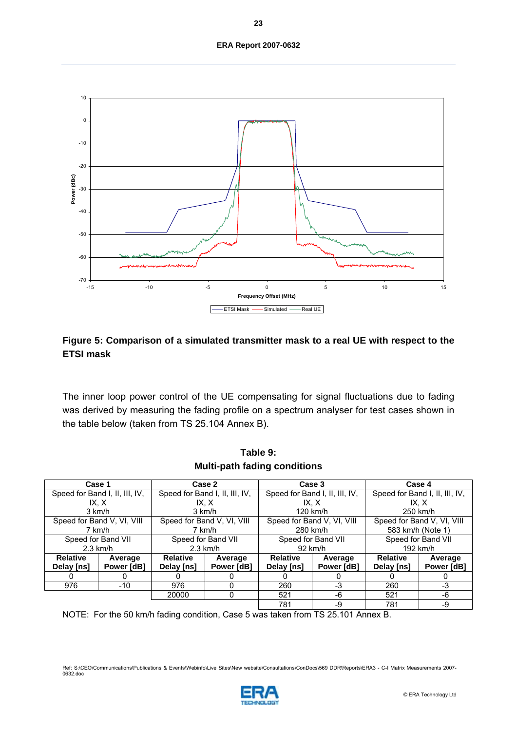**Figure 5: Comparison of a simulated transmitter mask to a real UE with respect to the ETSI mask**

The inner loop power control of the UE compensating for signal fluctuations due to fading was derived by measuring the fading profile on a spectrum analyser for test cases shown in the table below (taken from TS 25.104 Annex B).

**Table 9:**
**Multi-path fading conditions**

| Case 1 | | Case 2 | | Case 3 | | Case 4 | |
|---|---|---|---|---|---|---|---|
| Speed for Band I, II, III, IV, IX, X 3 km/h | | Speed for Band I, II, III, IV, IX, X 3 km/h | | Speed for Band I, II, III, IV, IX, X 120 km/h | | Speed for Band I, II, III, IV, IX, X 250 km/h | |
| Speed for Band V, VI, VIII 7 km/h | | Speed for Band V, VI, VIII 7 km/h | | Speed for Band V, VI, VIII 280 km/h | | Speed for Band V, VI, VIII 583 km/h (Note 1) | |
| Speed for Band VII 2.3 km/h | | Speed for Band VII 2.3 km/h | | Speed for Band VII 92 km/h | | Speed for Band VII 192 km/h | |
| **Relative Delay [ns]** | **Average Power [dB]** | **Relative Delay [ns]** | **Average Power [dB]** | **Relative Delay [ns]** | **Average Power [dB]** | **Relative Delay [ns]** | **Average Power [dB]** |
| 0 | 0 | 0 | 0 | 0 | 0 | 0 | 0 |
| 976 | -10 | 976 | 0 | 260 | -3 | 260 | -3 |
| | | 20000 | 0 | 521 | -6 | 521 | -6 |
| | | | | 781 | -9 | 781 | -9 |

NOTE: For the 50 km/h fading condition, Case 5 was taken from TS 25.101 Annex B.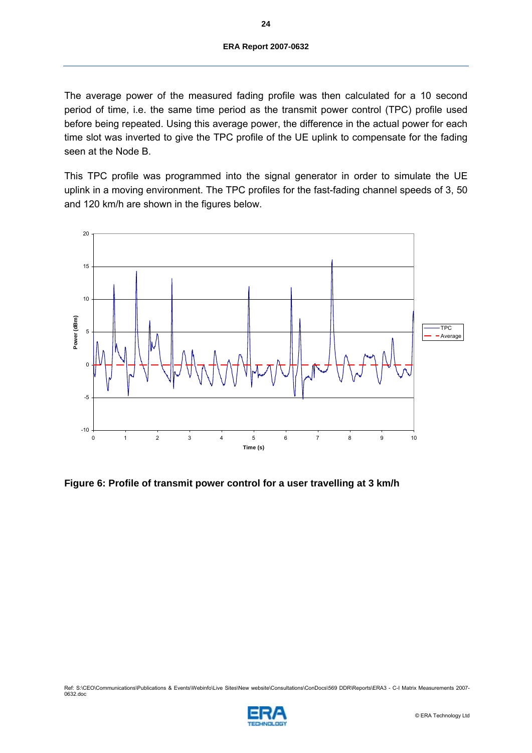The average power of the measured fading profile was then calculated for a 10 second period of time, i.e. the same time period as the transmit power control (TPC) profile used before being repeated. Using this average power, the difference in the actual power for each time slot was inverted to give the TPC profile of the UE uplink to compensate for the fading seen at the Node B.

This TPC profile was programmed into the signal generator in order to simulate the UE uplink in a moving environment. The TPC profiles for the fast-fading channel speeds of 3, 50 and 120 km/h are shown in the figures below.

**Figure 6: Profile of transmit power control for a user travelling at 3 km/h**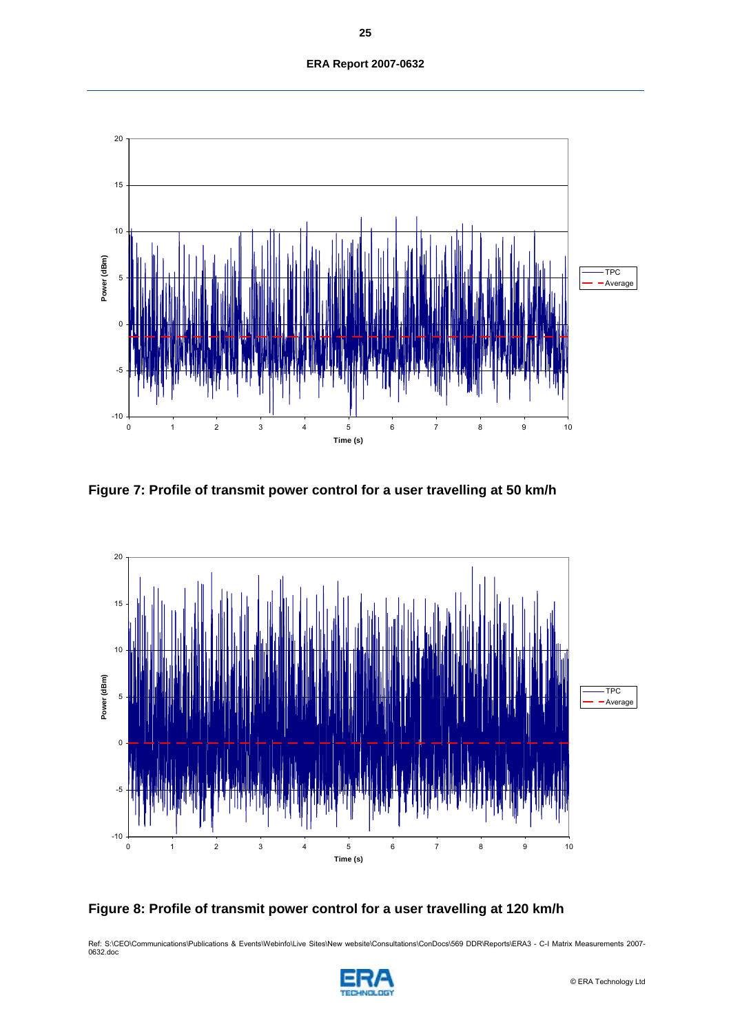**Figure 7: Profile of transmit power control for a user travelling at 50 km/h**

**Figure 8: Profile of transmit power control for a user travelling at 120 km/h**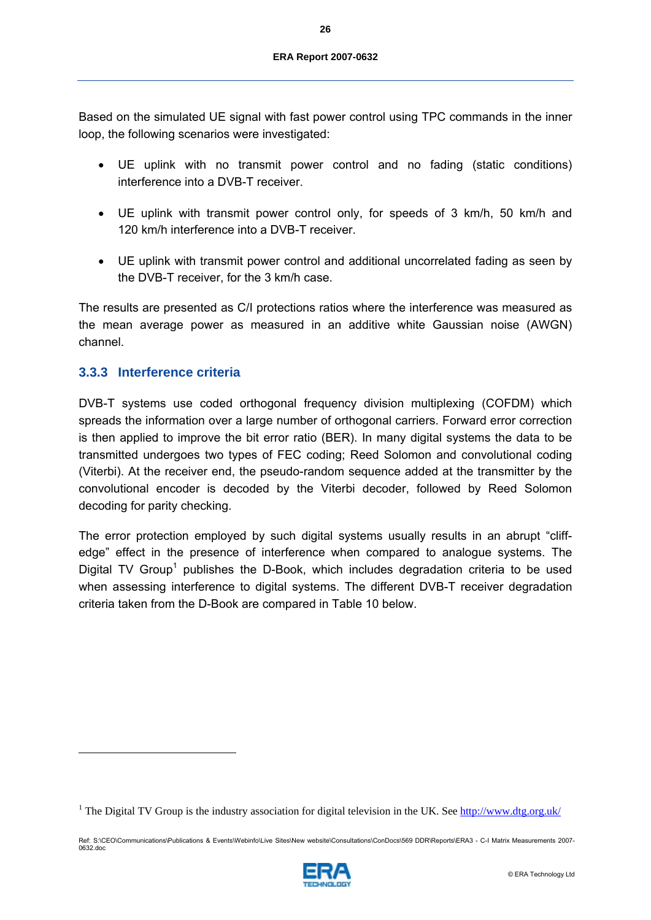Based on the simulated UE signal with fast power control using TPC commands in the inner loop, the following scenarios were investigated:

- UE uplink with no transmit power control and no fading (static conditions) interference into a DVB-T receiver.
- UE uplink with transmit power control only, for speeds of 3 km/h, 50 km/h and 120 km/h interference into a DVB-T receiver.
- UE uplink with transmit power control and additional uncorrelated fading as seen by the DVB-T receiver, for the 3 km/h case.

The results are presented as C/I protections ratios where the interference was measured as the mean average power as measured in an additive white Gaussian noise (AWGN) channel.

### 3.3.3 Interference criteria

DVB-T systems use coded orthogonal frequency division multiplexing (COFDM) which spreads the information over a large number of orthogonal carriers. Forward error correction is then applied to improve the bit error ratio (BER). In many digital systems the data to be transmitted undergoes two types of FEC coding; Reed Solomon and convolutional coding (Viterbi). At the receiver end, the pseudo-random sequence added at the transmitter by the convolutional encoder is decoded by the Viterbi decoder, followed by Reed Solomon decoding for parity checking.

The error protection employed by such digital systems usually results in an abrupt “cliff-edge” effect in the presence of interference when compared to analogue systems. The Digital TV Group[1] publishes the D-Book, which includes degradation criteria to be used when assessing interference to digital systems. The different DVB-T receiver degradation criteria taken from the D-Book are compared in Table 10 below.

---

[1] The Digital TV Group is the industry association for digital television in the UK. See http://www.dtg.org.uk/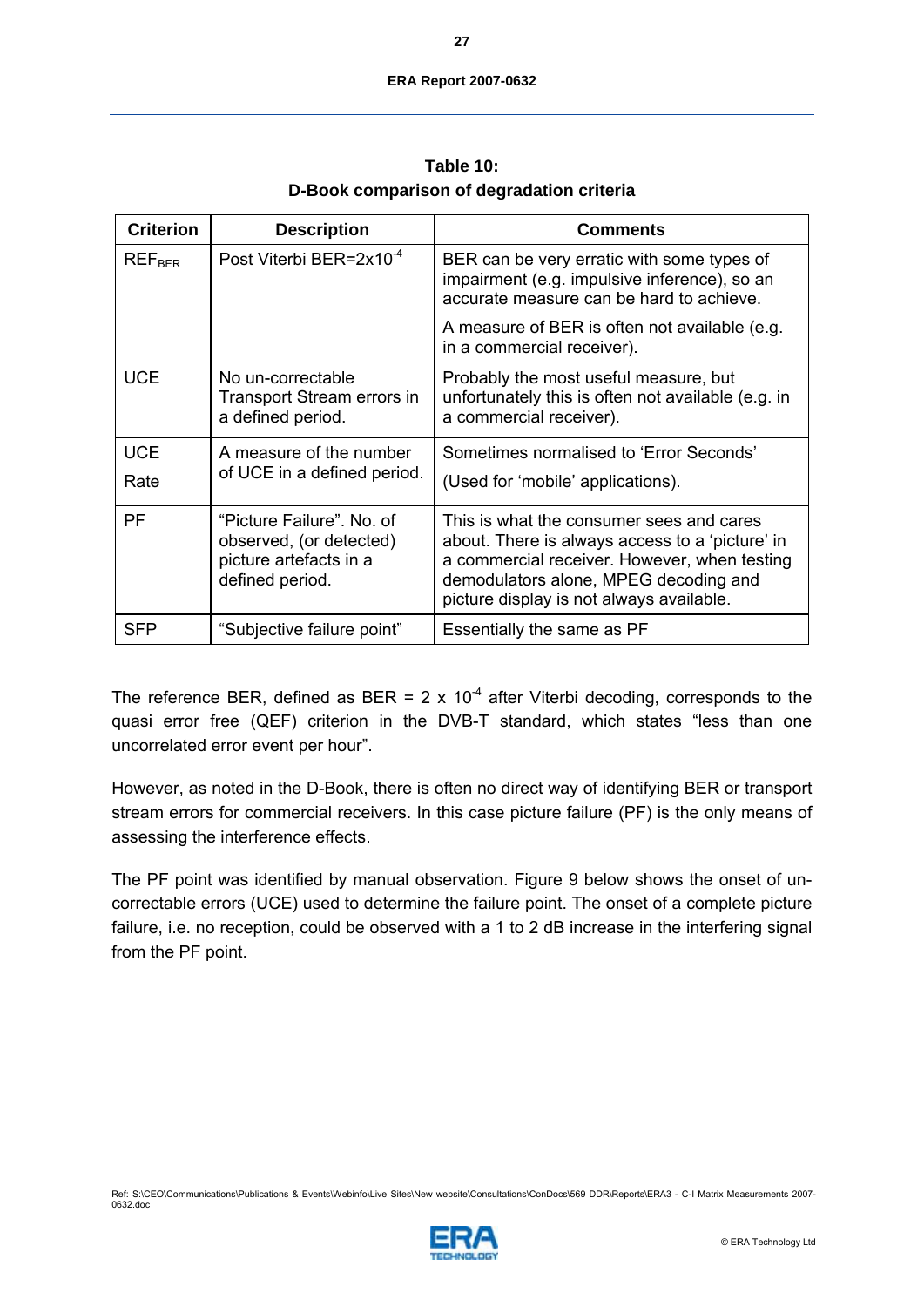**Table 10:**
**D-Book comparison of degradation criteria**

| Criterion | Description | Comments |
|---|---|---|
| $REF_{BER}$ | Post Viterbi BER=$2x10^{-4}$ | BER can be very erratic with some types of impairment (e.g. impulsive inference), so an accurate measure can be hard to achieve.<br>A measure of BER is often not available (e.g. in a commercial receiver). |
| UCE | No un-correctable Transport Stream errors in a defined period. | Probably the most useful measure, but unfortunately this is often not available (e.g. in a commercial receiver). |
| UCE Rate | A measure of the number of UCE in a defined period. | Sometimes normalised to 'Error Seconds'<br>(Used for 'mobile' applications). |
| PF | "Picture Failure". No. of observed, (or detected) picture artefacts in a defined period. | This is what the consumer sees and cares about. There is always access to a 'picture' in a commercial receiver. However, when testing demodulators alone, MPEG decoding and picture display is not always available. |
| SFP | "Subjective failure point" | Essentially the same as PF |

The reference BER, defined as BER = $2 \times 10^{-4}$ after Viterbi decoding, corresponds to the quasi error free (QEF) criterion in the DVB-T standard, which states "less than one uncorrelated error event per hour".

However, as noted in the D-Book, there is often no direct way of identifying BER or transport stream errors for commercial receivers. In this case picture failure (PF) is the only means of assessing the interference effects.

The PF point was identified by manual observation. Figure 9 below shows the onset of un-correctable errors (UCE) used to determine the failure point. The onset of a complete picture failure, i.e. no reception, could be observed with a 1 to 2 dB increase in the interfering signal from the PF point.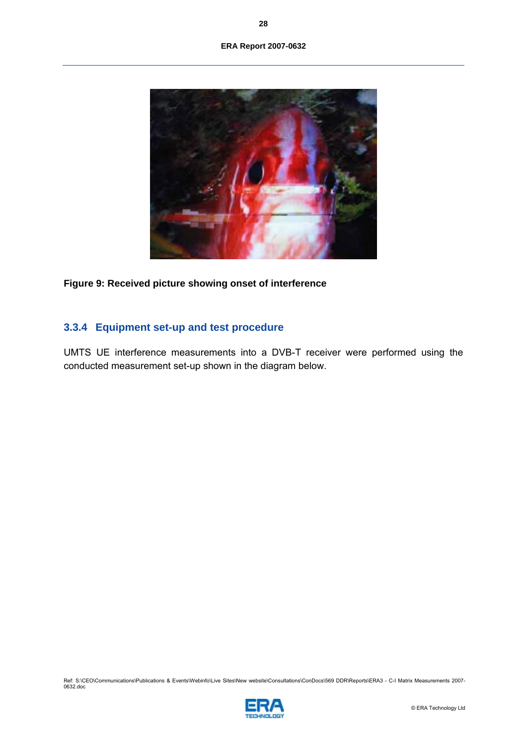Figure 9: Received picture showing onset of interference

### 3.3.4 Equipment set-up and test procedure

UMTS UE interference measurements into a DVB-T receiver were performed using the conducted measurement set-up shown in the diagram below.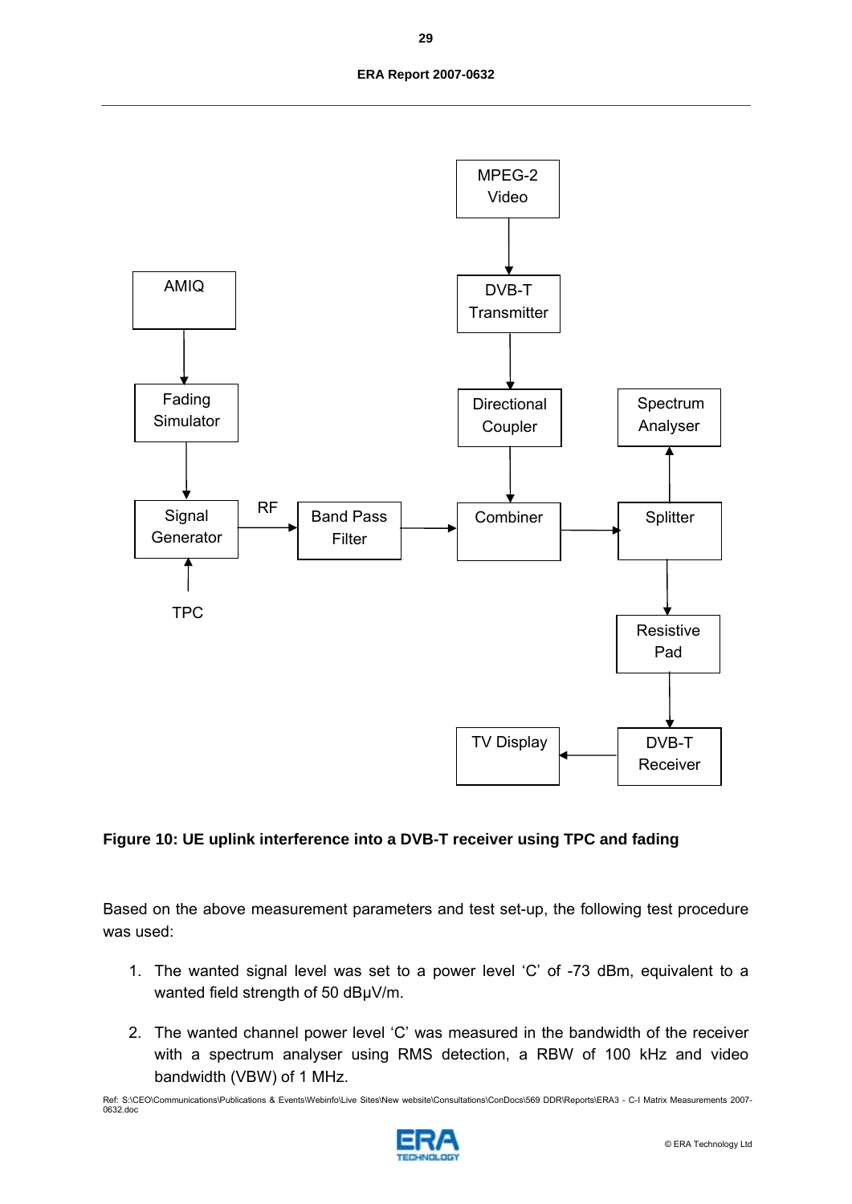**Figure 10: UE uplink interference into a DVB-T receiver using TPC and fading**

Based on the above measurement parameters and test set-up, the following test procedure was used:

1. The wanted signal level was set to a power level 'C' of -73 dBm, equivalent to a wanted field strength of 50 dBμV/m.

2. The wanted channel power level 'C' was measured in the bandwidth of the receiver with a spectrum analyser using RMS detection, a RBW of 100 kHz and video bandwidth (VBW) of 1 MHz.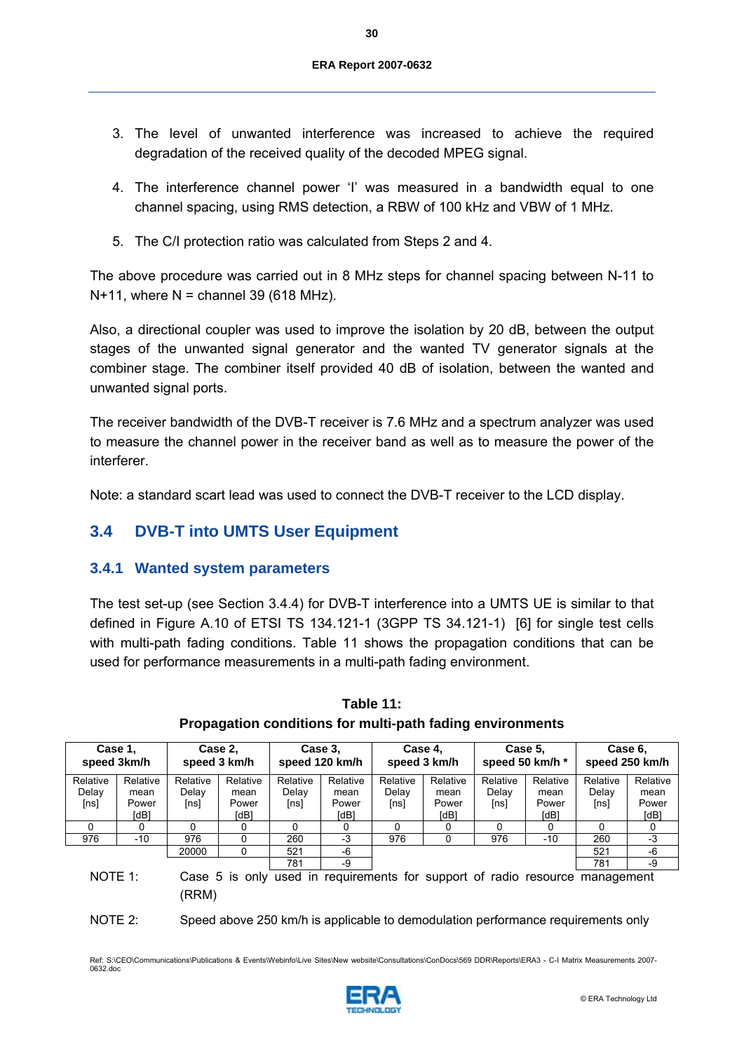3. The level of unwanted interference was increased to achieve the required degradation of the received quality of the decoded MPEG signal.

4. The interference channel power 'I' was measured in a bandwidth equal to one channel spacing, using RMS detection, a RBW of 100 kHz and VBW of 1 MHz.

5. The C/I protection ratio was calculated from Steps 2 and 4.

The above procedure was carried out in 8 MHz steps for channel spacing between N-11 to N+11, where N = channel 39 (618 MHz).

Also, a directional coupler was used to improve the isolation by 20 dB, between the output stages of the unwanted signal generator and the wanted TV generator signals at the combiner stage. The combiner itself provided 40 dB of isolation, between the wanted and unwanted signal ports.

The receiver bandwidth of the DVB-T receiver is 7.6 MHz and a spectrum analyzer was used to measure the channel power in the receiver band as well as to measure the power of the interferer.

Note: a standard scart lead was used to connect the DVB-T receiver to the LCD display.

## 3.4 DVB-T into UMTS User Equipment

### 3.4.1 Wanted system parameters

The test set-up (see Section 3.4.4) for DVB-T interference into a UMTS UE is similar to that defined in Figure A.10 of ETSI TS 134.121-1 (3GPP TS 34.121-1) [6] for single test cells with multi-path fading conditions. Table 11 shows the propagation conditions that can be used for performance measurements in a multi-path fading environment.

**Table 11:**
**Propagation conditions for multi-path fading environments**

| Case 1, speed 3km/h | | Case 2, speed 3 km/h | | Case 3, speed 120 km/h | | Case 4, speed 3 km/h | | Case 5, speed 50 km/h * | | Case 6, speed 250 km/h | |
|---|---|---|---|---|---|---|---|---|---|---|---|
| Relative Delay [ns] | Relative mean Power [dB] | Relative Delay [ns] | Relative mean Power [dB] | Relative Delay [ns] | Relative mean Power [dB] | Relative Delay [ns] | Relative mean Power [dB] | Relative Delay [ns] | Relative mean Power [dB] | Relative Delay [ns] | Relative mean Power [dB] |
| 0 | 0 | 0 | 0 | 0 | 0 | 0 | 0 | 0 | 0 | 0 | 0 |
| 976 | -10 | 976 | 0 | 260 | -3 | 976 | 0 | 976 | -10 | 260 | -3 |
| | | 20000 | 0 | 521 | -6 | | | | | 521 | -6 |
| | | | | 781 | -9 | | | | | 781 | -9 |

NOTE 1: Case 5 is only used in requirements for support of radio resource management (RRM)

NOTE 2: Speed above 250 km/h is applicable to demodulation performance requirements only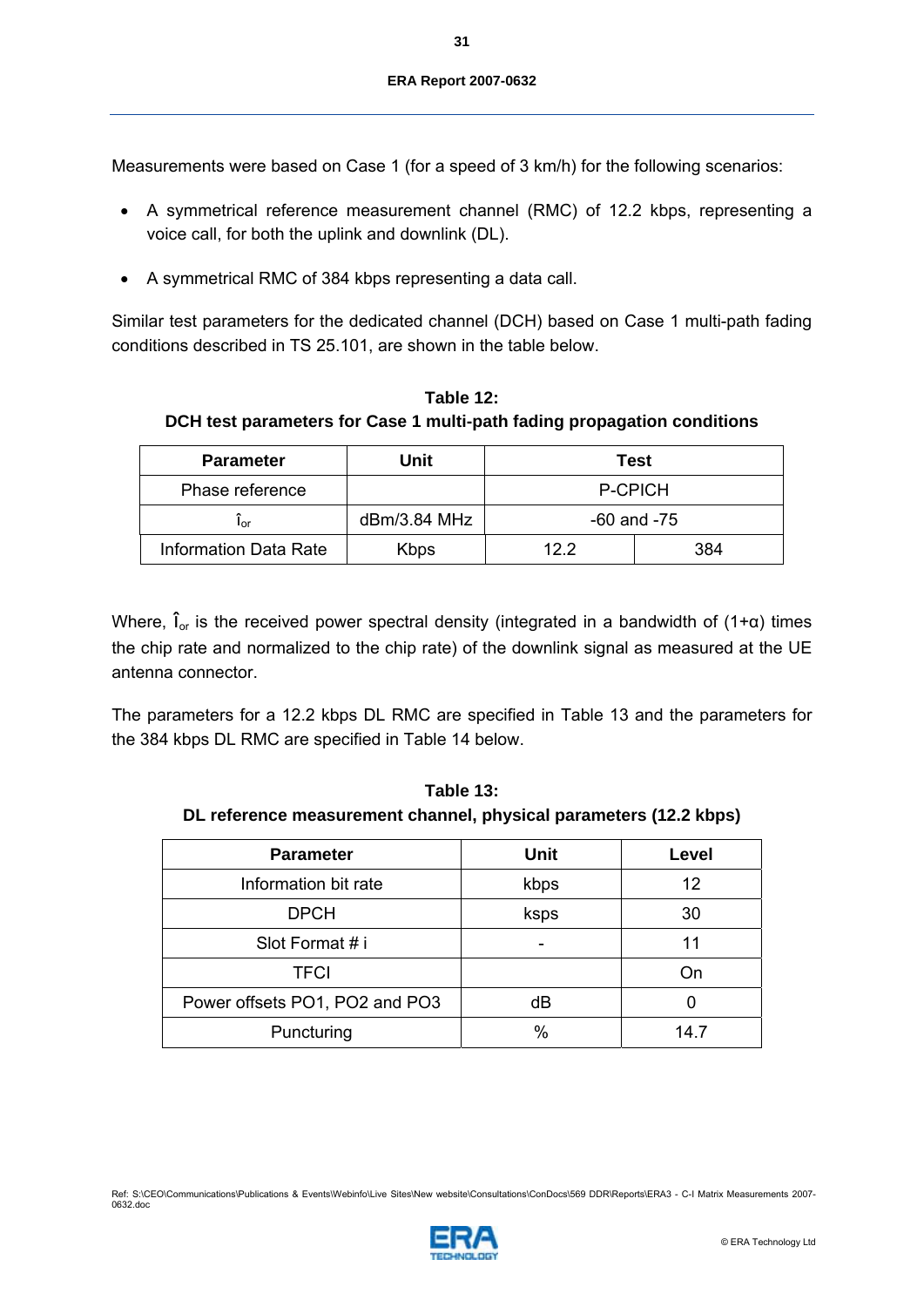Measurements were based on Case 1 (for a speed of 3 km/h) for the following scenarios:

- A symmetrical reference measurement channel (RMC) of 12.2 kbps, representing a voice call, for both the uplink and downlink (DL).
- A symmetrical RMC of 384 kbps representing a data call.

Similar test parameters for the dedicated channel (DCH) based on Case 1 multi-path fading conditions described in TS 25.101, are shown in the table below.

**Table 12:**
**DCH test parameters for Case 1 multi-path fading propagation conditions**

| Parameter | Unit | Test | |
|---|---|---|---|
| Phase reference | | P-CPICH | |
| $\hat{I}_{or}$ | dBm/3.84 MHz | -60 and -75 | |
| Information Data Rate | Kbps | 12.2 | 384 |

Where, $\hat{I}_{or}$ is the received power spectral density (integrated in a bandwidth of (1+α) times the chip rate and normalized to the chip rate) of the downlink signal as measured at the UE antenna connector.

The parameters for a 12.2 kbps DL RMC are specified in Table 13 and the parameters for the 384 kbps DL RMC are specified in Table 14 below.

**Table 13:**
**DL reference measurement channel, physical parameters (12.2 kbps)**

| Parameter | Unit | Level |
|---|---|---|
| Information bit rate | kbps | 12 |
| DPCH | ksps | 30 |
| Slot Format # i | - | 11 |
| TFCI | | On |
| Power offsets PO1, PO2 and PO3 | dB | 0 |
| Puncturing | % | 14.7 |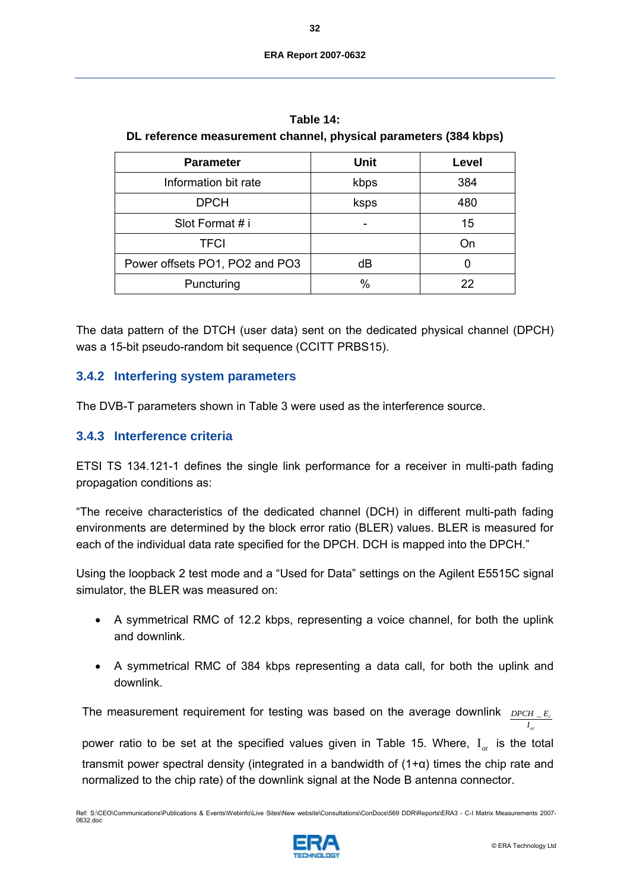**Table 14:**
**DL reference measurement channel, physical parameters (384 kbps)**

| Parameter | Unit | Level |
|---|---|---|
| Information bit rate | kbps | 384 |
| DPCH | ksps | 480 |
| Slot Format # i | - | 15 |
| TFCI | | On |
| Power offsets PO1, PO2 and PO3 | dB | 0 |
| Puncturing | % | 22 |

The data pattern of the DTCH (user data) sent on the dedicated physical channel (DPCH) was a 15-bit pseudo-random bit sequence (CCITT PRBS15).

### 3.4.2 Interfering system parameters

The DVB-T parameters shown in Table 3 were used as the interference source.

### 3.4.3 Interference criteria

ETSI TS 134.121-1 defines the single link performance for a receiver in multi-path fading propagation conditions as:

"The receive characteristics of the dedicated channel (DCH) in different multi-path fading environments are determined by the block error ratio (BLER) values. BLER is measured for each of the individual data rate specified for the DPCH. DCH is mapped into the DPCH."

Using the loopback 2 test mode and a "Used for Data" settings on the Agilent E5515C signal simulator, the BLER was measured on:

- A symmetrical RMC of 12.2 kbps, representing a voice channel, for both the uplink and downlink.
- A symmetrical RMC of 384 kbps representing a data call, for both the uplink and downlink.

The measurement requirement for testing was based on the average downlink $\frac{DPCH\_E_c}{I_{or}}$ power ratio to be set at the specified values given in Table 15. Where, $I_{or}$ is the total transmit power spectral density (integrated in a bandwidth of (1+α) times the chip rate and normalized to the chip rate) of the downlink signal at the Node B antenna connector.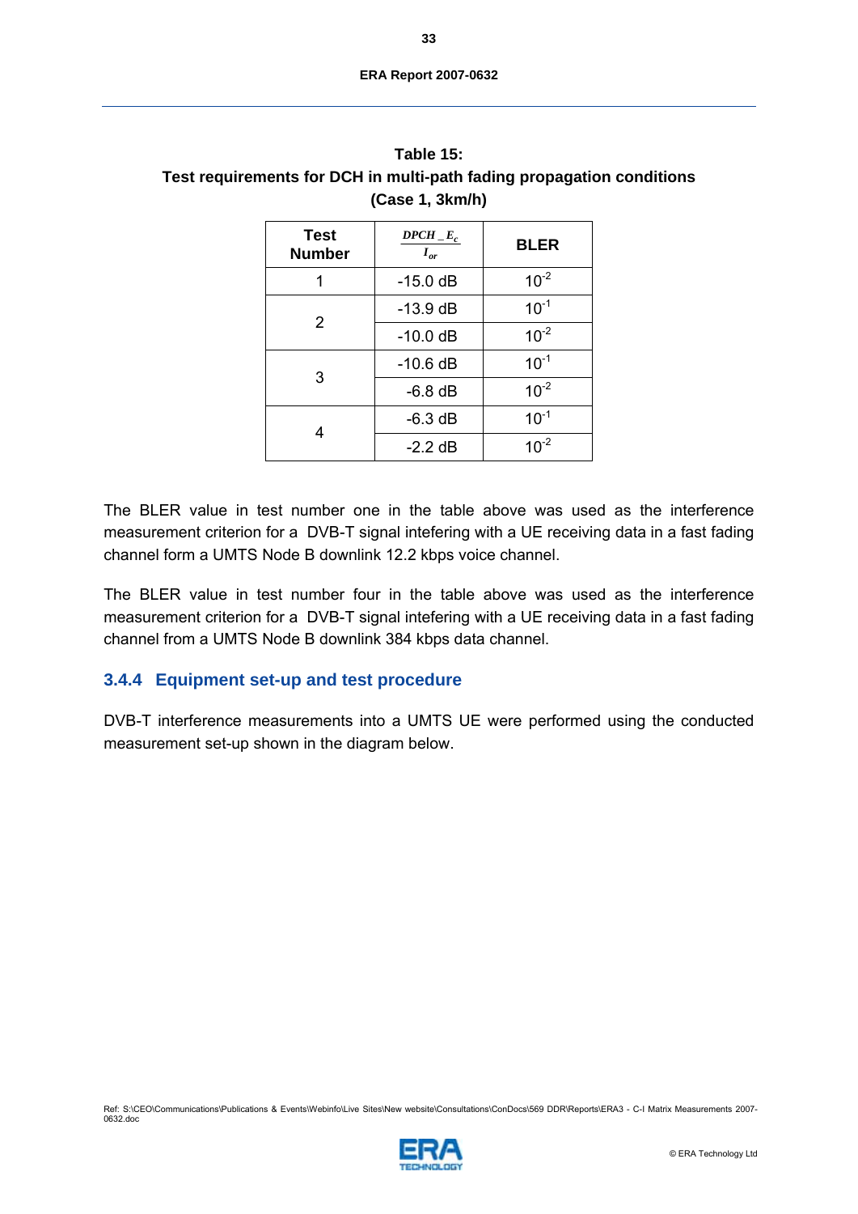**Table 15:**
**Test requirements for DCH in multi-path fading propagation conditions (Case 1, 3km/h)**

| Test Number | $\frac{DPCH\_E_c}{I_{or}}$ | BLER |
|---|---|---|
| 1 | -15.0 dB | $10^{-2}$ |
| 2 | -13.9 dB | $10^{-1}$ |
| | -10.0 dB | $10^{-2}$ |
| 3 | -10.6 dB | $10^{-1}$ |
| | -6.8 dB | $10^{-2}$ |
| 4 | -6.3 dB | $10^{-1}$ |
| | -2.2 dB | $10^{-2}$ |

The BLER value in test number one in the table above was used as the interference measurement criterion for a DVB-T signal intefering with a UE receiving data in a fast fading channel form a UMTS Node B downlink 12.2 kbps voice channel.

The BLER value in test number four in the table above was used as the interference measurement criterion for a DVB-T signal intefering with a UE receiving data in a fast fading channel from a UMTS Node B downlink 384 kbps data channel.

### 3.4.4 Equipment set-up and test procedure

DVB-T interference measurements into a UMTS UE were performed using the conducted measurement set-up shown in the diagram below.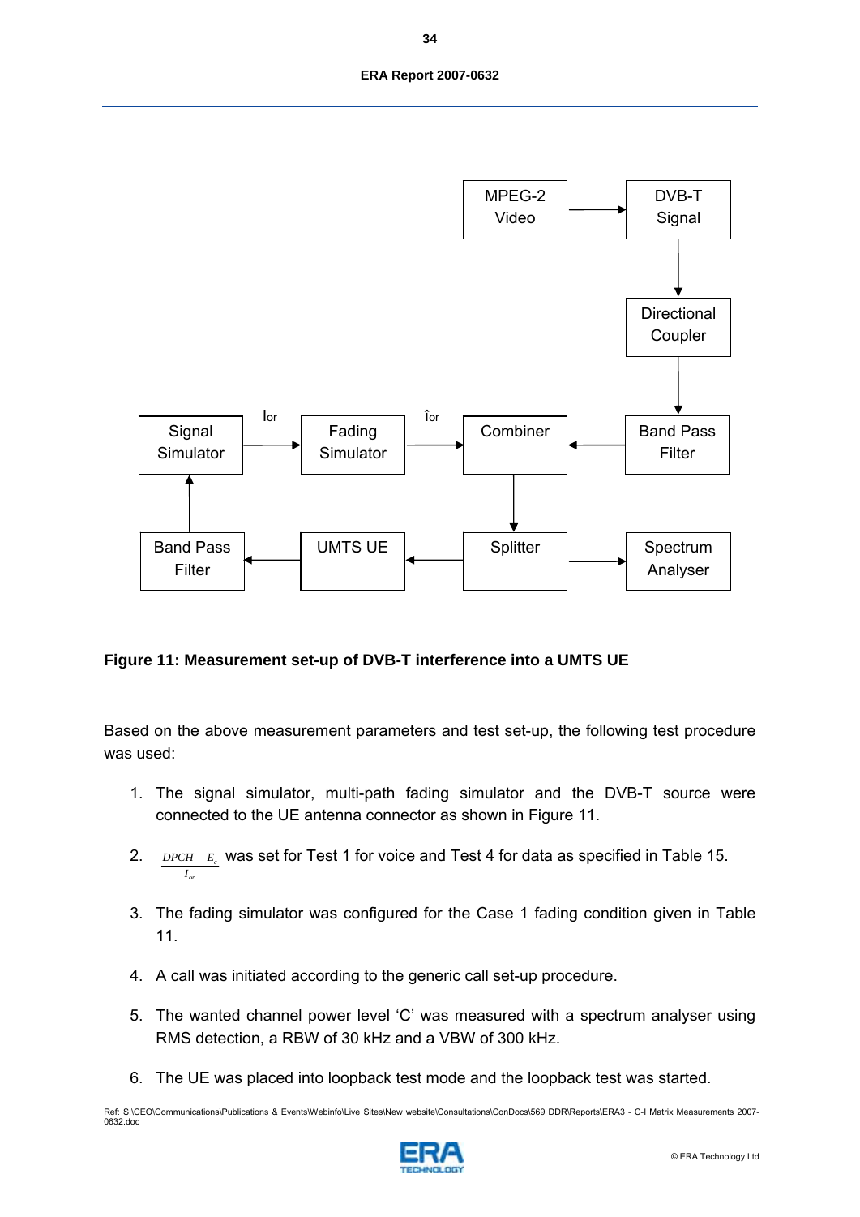**Figure 11: Measurement set-up of DVB-T interference into a UMTS UE**

Based on the above measurement parameters and test set-up, the following test procedure was used:

1. The signal simulator, multi-path fading simulator and the DVB-T source were connected to the UE antenna connector as shown in Figure 11.
2. $\frac{DPCH\_E_c}{I_{or}}$ was set for Test 1 for voice and Test 4 for data as specified in Table 15.
3. The fading simulator was configured for the Case 1 fading condition given in Table 11.
4. A call was initiated according to the generic call set-up procedure.
5. The wanted channel power level 'C' was measured with a spectrum analyser using RMS detection, a RBW of 30 kHz and a VBW of 300 kHz.
6. The UE was placed into loopback test mode and the loopback test was started.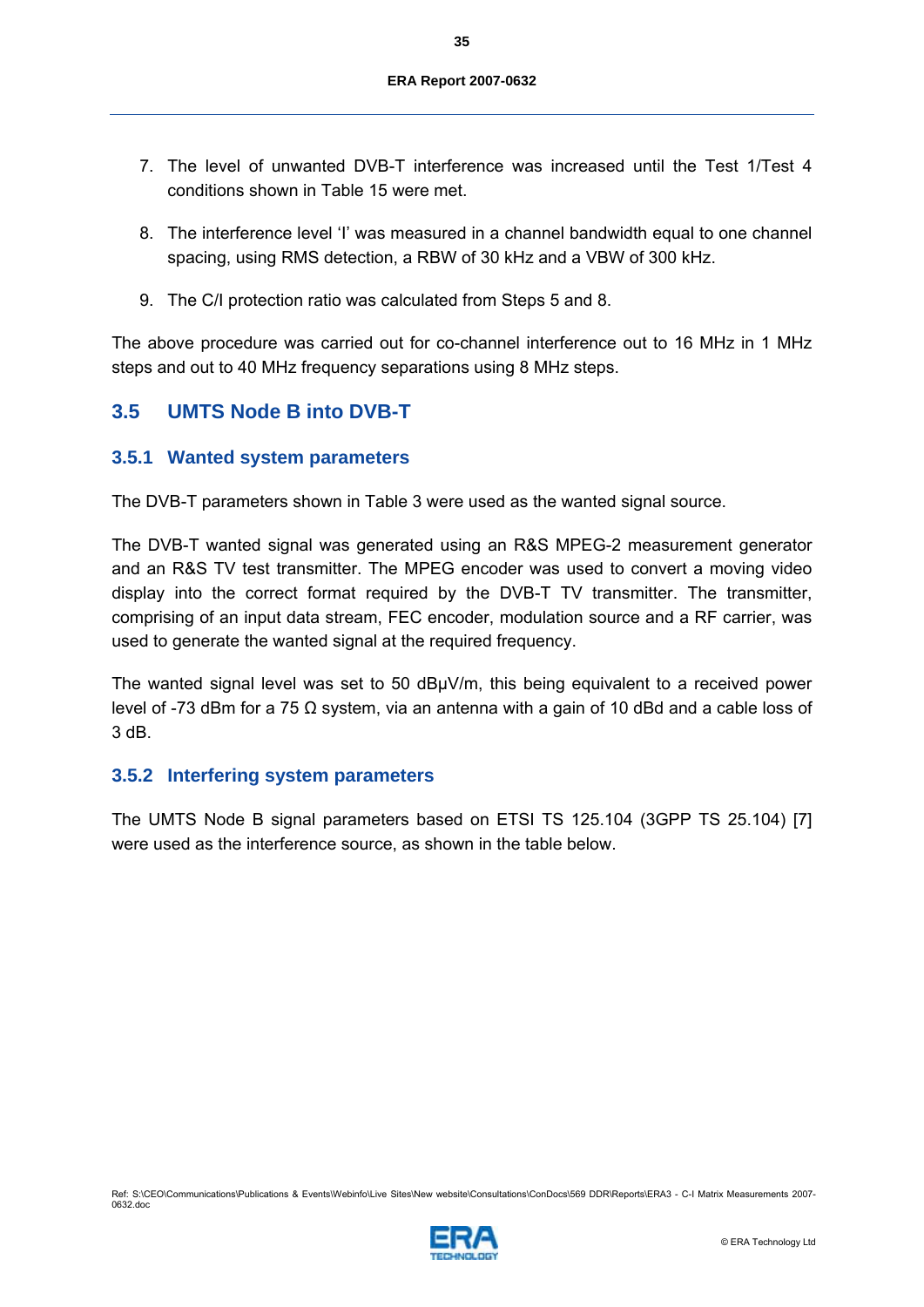7. The level of unwanted DVB-T interference was increased until the Test 1/Test 4 conditions shown in Table 15 were met.

8. The interference level ‘I’ was measured in a channel bandwidth equal to one channel spacing, using RMS detection, a RBW of 30 kHz and a VBW of 300 kHz.

9. The C/I protection ratio was calculated from Steps 5 and 8.

The above procedure was carried out for co-channel interference out to 16 MHz in 1 MHz steps and out to 40 MHz frequency separations using 8 MHz steps.

## 3.5 UMTS Node B into DVB-T

### 3.5.1 Wanted system parameters

The DVB-T parameters shown in Table 3 were used as the wanted signal source.

The DVB-T wanted signal was generated using an R&S MPEG-2 measurement generator and an R&S TV test transmitter. The MPEG encoder was used to convert a moving video display into the correct format required by the DVB-T TV transmitter. The transmitter, comprising of an input data stream, FEC encoder, modulation source and a RF carrier, was used to generate the wanted signal at the required frequency.

The wanted signal level was set to 50 dBμV/m, this being equivalent to a received power level of -73 dBm for a 75 Ω system, via an antenna with a gain of 10 dBd and a cable loss of 3 dB.

### 3.5.2 Interfering system parameters

The UMTS Node B signal parameters based on ETSI TS 125.104 (3GPP TS 25.104) [7] were used as the interference source, as shown in the table below.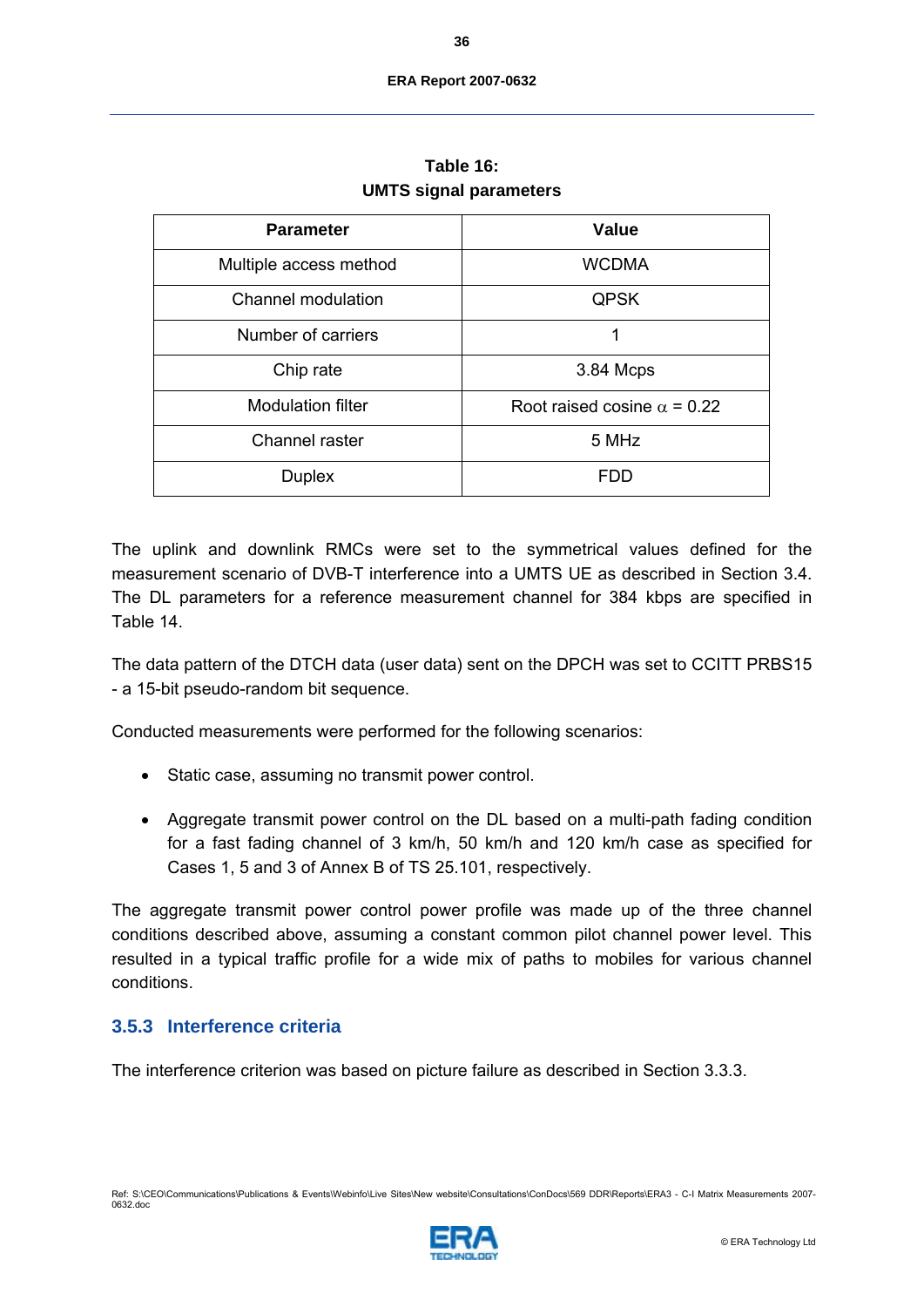**Table 16:**
**UMTS signal parameters**

| Parameter | Value |
|---|---|
| Multiple access method | WCDMA |
| Channel modulation | QPSK |
| Number of carriers | 1 |
| Chip rate | 3.84 Mcps |
| Modulation filter | Root raised cosine $\alpha$ = 0.22 |
| Channel raster | 5 MHz |
| Duplex | FDD |

The uplink and downlink RMCs were set to the symmetrical values defined for the measurement scenario of DVB-T interference into a UMTS UE as described in Section 3.4. The DL parameters for a reference measurement channel for 384 kbps are specified in Table 14.

The data pattern of the DTCH data (user data) sent on the DPCH was set to CCITT PRBS15 - a 15-bit pseudo-random bit sequence.

Conducted measurements were performed for the following scenarios:

- Static case, assuming no transmit power control.
- Aggregate transmit power control on the DL based on a multi-path fading condition for a fast fading channel of 3 km/h, 50 km/h and 120 km/h case as specified for Cases 1, 5 and 3 of Annex B of TS 25.101, respectively.

The aggregate transmit power control power profile was made up of the three channel conditions described above, assuming a constant common pilot channel power level. This resulted in a typical traffic profile for a wide mix of paths to mobiles for various channel conditions.

### 3.5.3 Interference criteria

The interference criterion was based on picture failure as described in Section 3.3.3.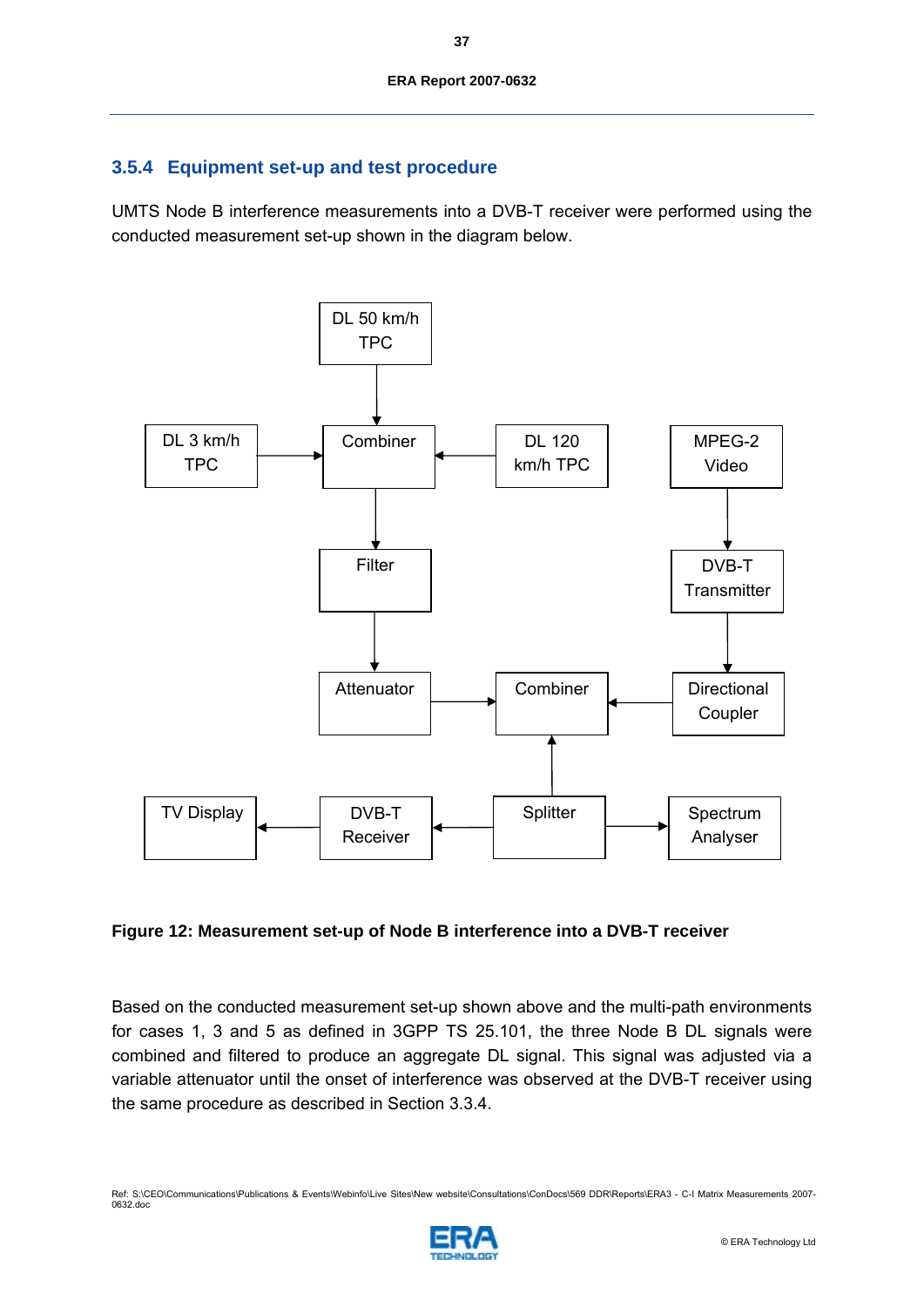### 3.5.4 Equipment set-up and test procedure

UMTS Node B interference measurements into a DVB-T receiver were performed using the conducted measurement set-up shown in the diagram below.

DL 50 km/h TPC

DL 3 km/h TPC

Combiner

DL 120 km/h TPC

MPEG-2 Video

Filter

DVB-T Transmitter

Attenuator

Combiner

Directional Coupler

TV Display

DVB-T Receiver

Splitter

Spectrum Analyser

**Figure 12: Measurement set-up of Node B interference into a DVB-T receiver**

Based on the conducted measurement set-up shown above and the multi-path environments for cases 1, 3 and 5 as defined in 3GPP TS 25.101, the three Node B DL signals were combined and filtered to produce an aggregate DL signal. This signal was adjusted via a variable attenuator until the onset of interference was observed at the DVB-T receiver using the same procedure as described in Section 3.3.4.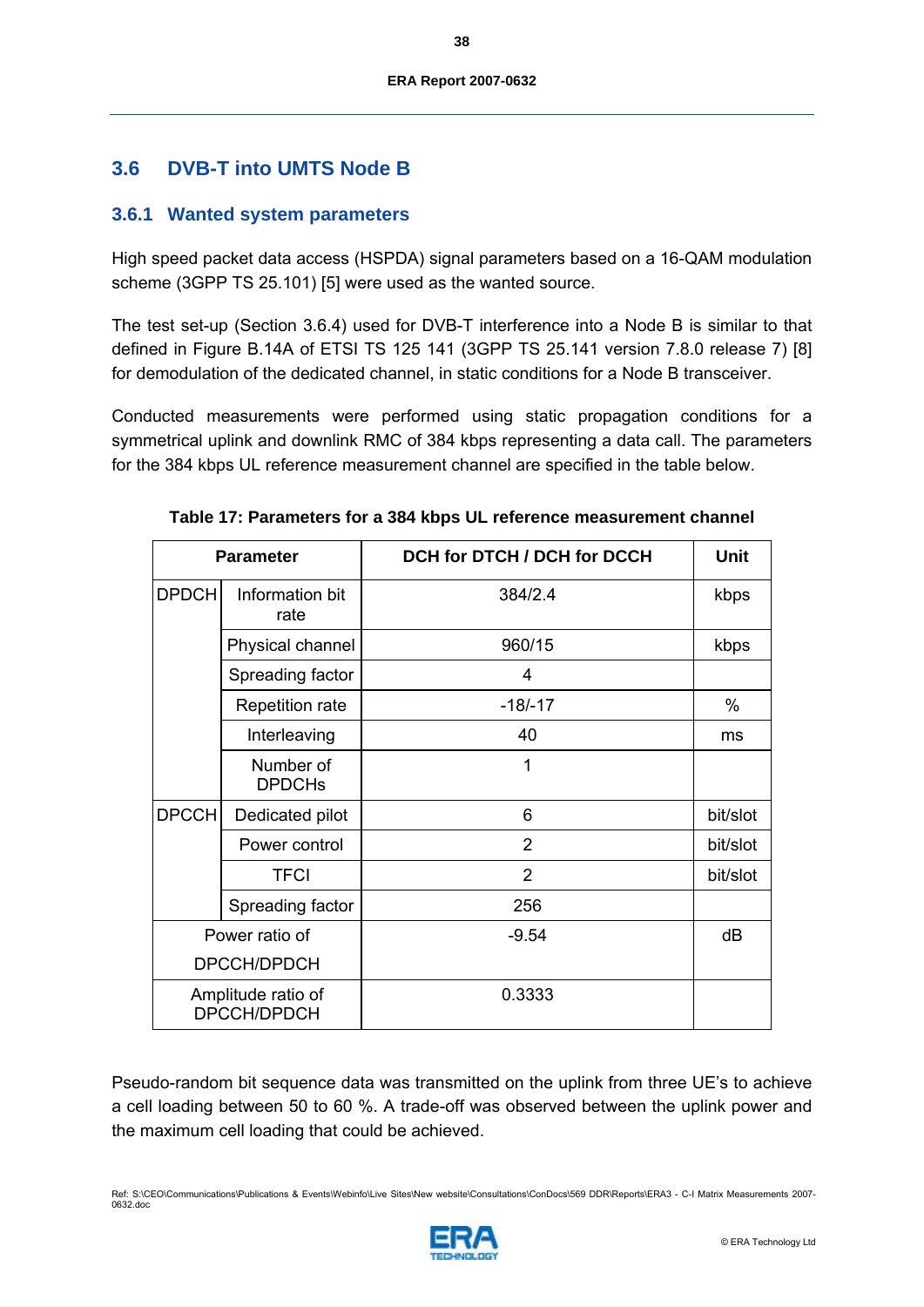## 3.6 DVB-T into UMTS Node B

### 3.6.1 Wanted system parameters

High speed packet data access (HSPDA) signal parameters based on a 16-QAM modulation scheme (3GPP TS 25.101) [5] were used as the wanted source.

The test set-up (Section 3.6.4) used for DVB-T interference into a Node B is similar to that defined in Figure B.14A of ETSI TS 125 141 (3GPP TS 25.141 version 7.8.0 release 7) [8] for demodulation of the dedicated channel, in static conditions for a Node B transceiver.

Conducted measurements were performed using static propagation conditions for a symmetrical uplink and downlink RMC of 384 kbps representing a data call. The parameters for the 384 kbps UL reference measurement channel are specified in the table below.

**Table 17: Parameters for a 384 kbps UL reference measurement channel**

| Parameter | | DCH for DTCH / DCH for DCCH | Unit |
|---|---|---|---|
| DPDCH | Information bit rate | 384/2.4 | kbps |
| | Physical channel | 960/15 | kbps |
| | Spreading factor | 4 | |
| | Repetition rate | -18/-17 | % |
| | Interleaving | 40 | ms |
| | Number of DPDCHs | 1 | |
| DPCCH | Dedicated pilot | 6 | bit/slot |
| | Power control | 2 | bit/slot |
| | TFCI | 2 | bit/slot |
| | Spreading factor | 256 | |
| Power ratio of DPCCH/DPDCH | | -9.54 | dB |
| Amplitude ratio of DPCCH/DPDCH | | 0.3333 | |

Pseudo-random bit sequence data was transmitted on the uplink from three UE's to achieve a cell loading between 50 to 60 %. A trade-off was observed between the uplink power and the maximum cell loading that could be achieved.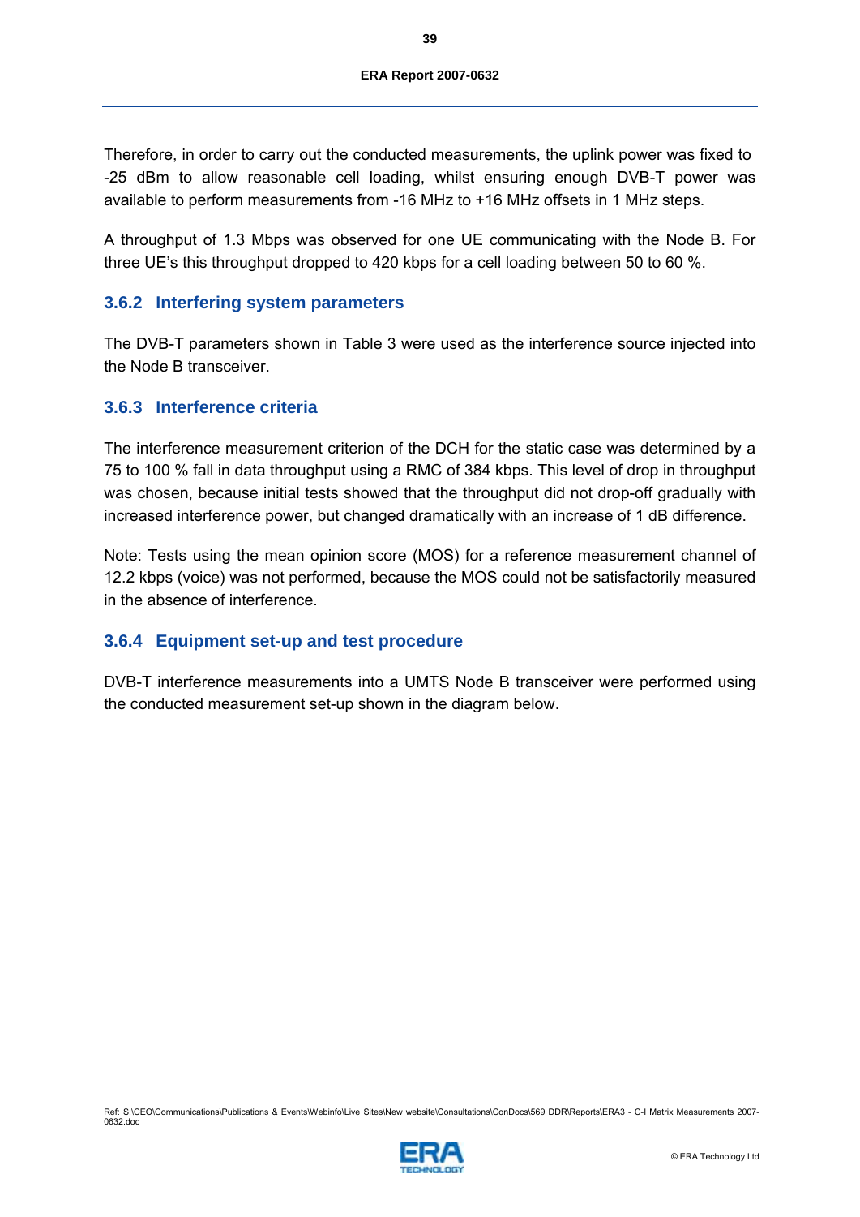Therefore, in order to carry out the conducted measurements, the uplink power was fixed to -25 dBm to allow reasonable cell loading, whilst ensuring enough DVB-T power was available to perform measurements from -16 MHz to +16 MHz offsets in 1 MHz steps.

A throughput of 1.3 Mbps was observed for one UE communicating with the Node B. For three UE's this throughput dropped to 420 kbps for a cell loading between 50 to 60 %.

### 3.6.2 Interfering system parameters

The DVB-T parameters shown in Table 3 were used as the interference source injected into the Node B transceiver.

### 3.6.3 Interference criteria

The interference measurement criterion of the DCH for the static case was determined by a 75 to 100 % fall in data throughput using a RMC of 384 kbps. This level of drop in throughput was chosen, because initial tests showed that the throughput did not drop-off gradually with increased interference power, but changed dramatically with an increase of 1 dB difference.

Note: Tests using the mean opinion score (MOS) for a reference measurement channel of 12.2 kbps (voice) was not performed, because the MOS could not be satisfactorily measured in the absence of interference.

### 3.6.4 Equipment set-up and test procedure

DVB-T interference measurements into a UMTS Node B transceiver were performed using the conducted measurement set-up shown in the diagram below.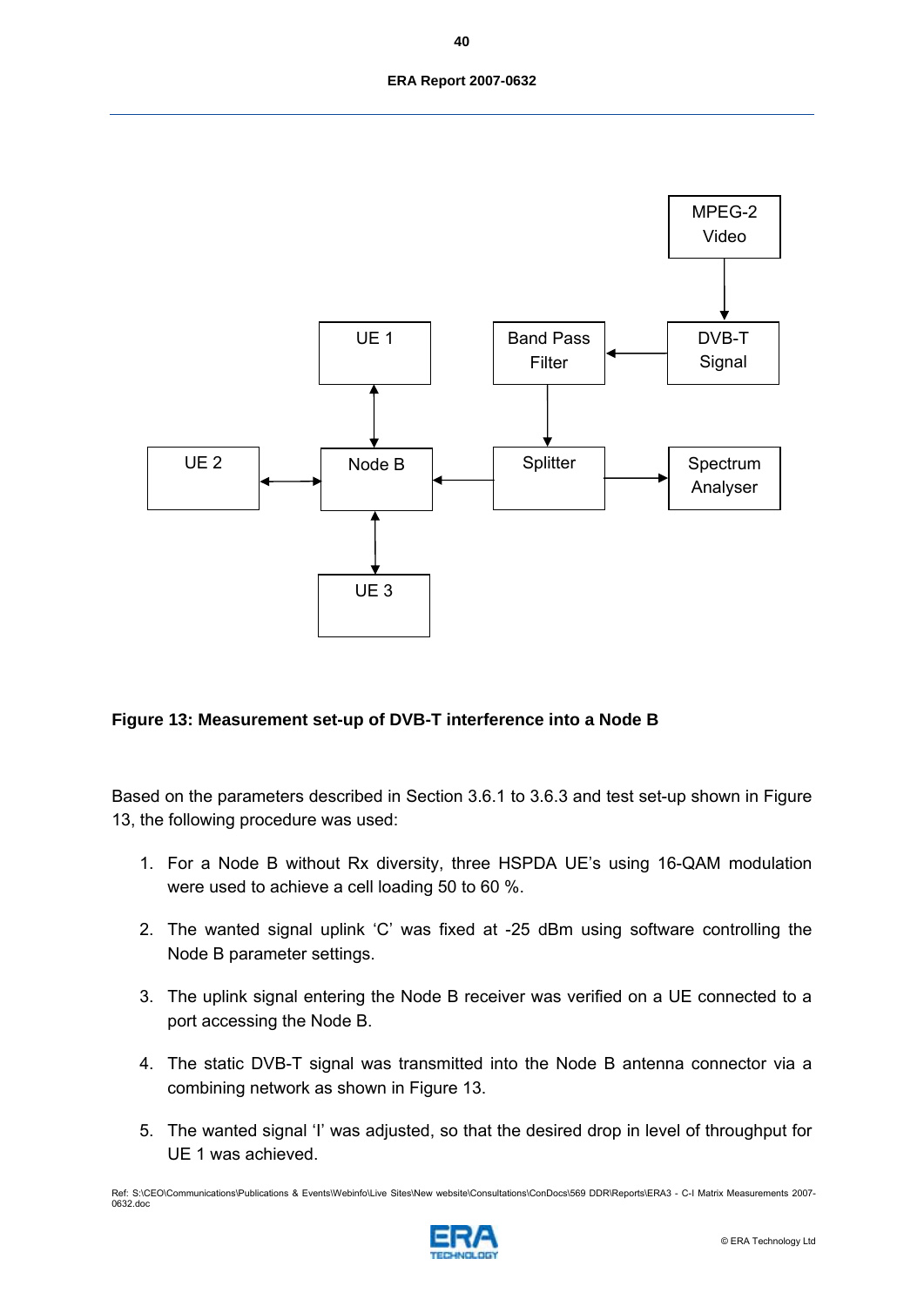**Figure 13: Measurement set-up of DVB-T interference into a Node B**

Based on the parameters described in Section 3.6.1 to 3.6.3 and test set-up shown in Figure 13, the following procedure was used:

1. For a Node B without Rx diversity, three HSPDA UE's using 16-QAM modulation were used to achieve a cell loading 50 to 60 %.

2. The wanted signal uplink 'C' was fixed at -25 dBm using software controlling the Node B parameter settings.

3. The uplink signal entering the Node B receiver was verified on a UE connected to a port accessing the Node B.

4. The static DVB-T signal was transmitted into the Node B antenna connector via a combining network as shown in Figure 13.

5. The wanted signal 'I' was adjusted, so that the desired drop in level of throughput for UE 1 was achieved.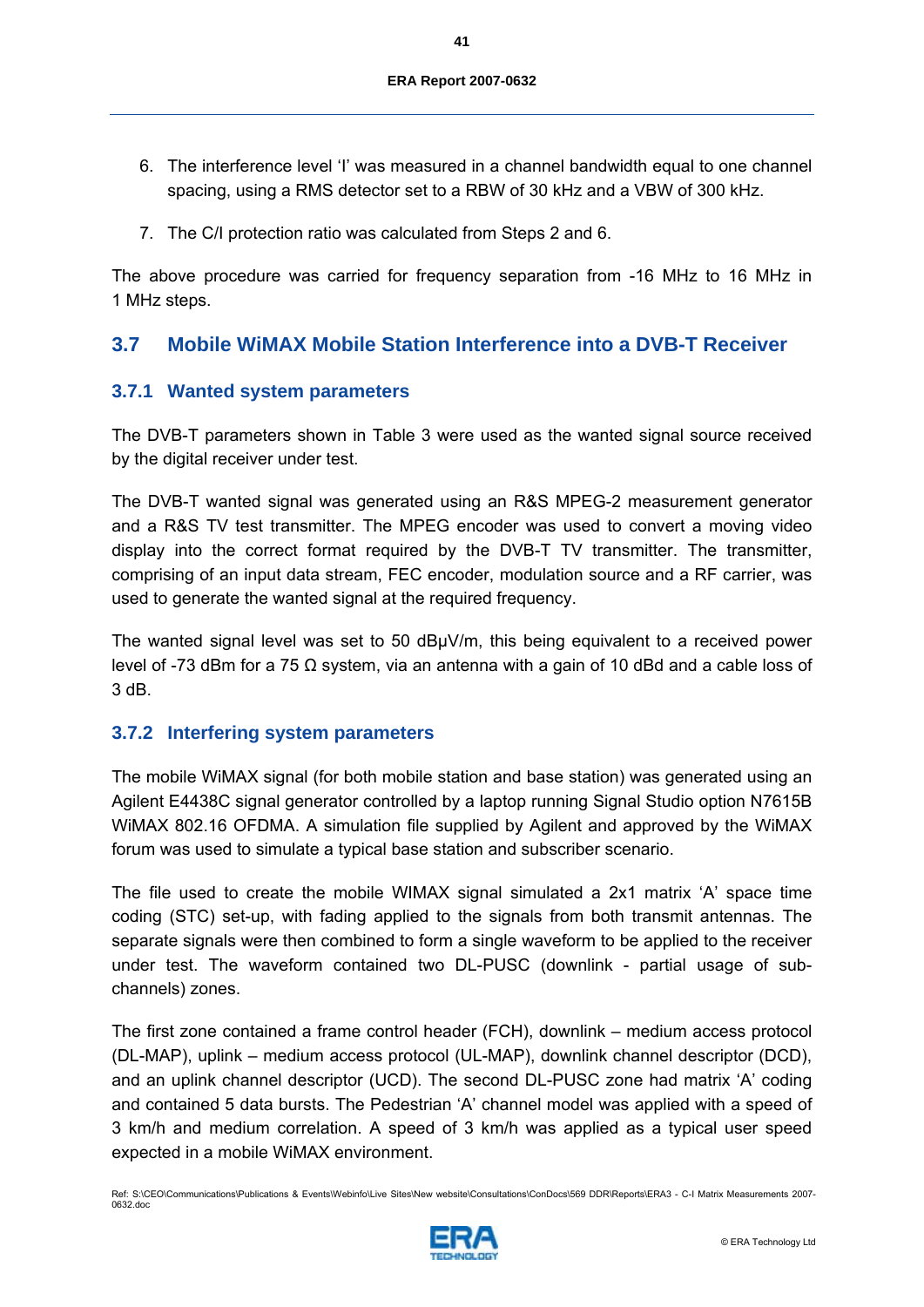6. The interference level ‘I’ was measured in a channel bandwidth equal to one channel spacing, using a RMS detector set to a RBW of 30 kHz and a VBW of 300 kHz.

7. The C/I protection ratio was calculated from Steps 2 and 6.

The above procedure was carried for frequency separation from -16 MHz to 16 MHz in 1 MHz steps.

## 3.7 Mobile WiMAX Mobile Station Interference into a DVB-T Receiver

### 3.7.1 Wanted system parameters

The DVB-T parameters shown in Table 3 were used as the wanted signal source received by the digital receiver under test.

The DVB-T wanted signal was generated using an R&S MPEG-2 measurement generator and a R&S TV test transmitter. The MPEG encoder was used to convert a moving video display into the correct format required by the DVB-T TV transmitter. The transmitter, comprising of an input data stream, FEC encoder, modulation source and a RF carrier, was used to generate the wanted signal at the required frequency.

The wanted signal level was set to 50 dBμV/m, this being equivalent to a received power level of -73 dBm for a 75 Ω system, via an antenna with a gain of 10 dBd and a cable loss of 3 dB.

### 3.7.2 Interfering system parameters

The mobile WiMAX signal (for both mobile station and base station) was generated using an Agilent E4438C signal generator controlled by a laptop running Signal Studio option N7615B WiMAX 802.16 OFDMA. A simulation file supplied by Agilent and approved by the WiMAX forum was used to simulate a typical base station and subscriber scenario.

The file used to create the mobile WIMAX signal simulated a 2x1 matrix ‘A’ space time coding (STC) set-up, with fading applied to the signals from both transmit antennas. The separate signals were then combined to form a single waveform to be applied to the receiver under test. The waveform contained two DL-PUSC (downlink - partial usage of sub-channels) zones.

The first zone contained a frame control header (FCH), downlink – medium access protocol (DL-MAP), uplink – medium access protocol (UL-MAP), downlink channel descriptor (DCD), and an uplink channel descriptor (UCD). The second DL-PUSC zone had matrix ‘A’ coding and contained 5 data bursts. The Pedestrian ‘A’ channel model was applied with a speed of 3 km/h and medium correlation. A speed of 3 km/h was applied as a typical user speed expected in a mobile WiMAX environment.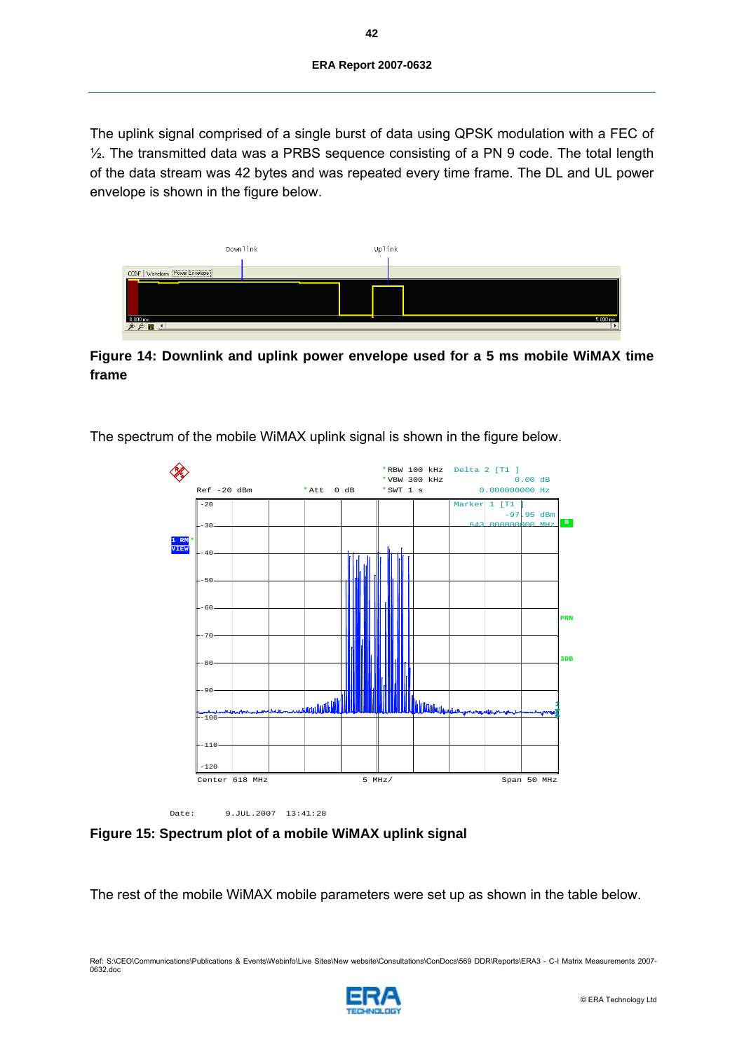The uplink signal comprised of a single burst of data using QPSK modulation with a FEC of ½. The transmitted data was a PRBS sequence consisting of a PN 9 code. The total length of the data stream was 42 bytes and was repeated every time frame. The DL and UL power envelope is shown in the figure below.

**Figure 14: Downlink and uplink power envelope used for a 5 ms mobile WiMAX time frame**

The spectrum of the mobile WiMAX uplink signal is shown in the figure below.

**Figure 15: Spectrum plot of a mobile WiMAX uplink signal**

The rest of the mobile WiMAX mobile parameters were set up as shown in the table below.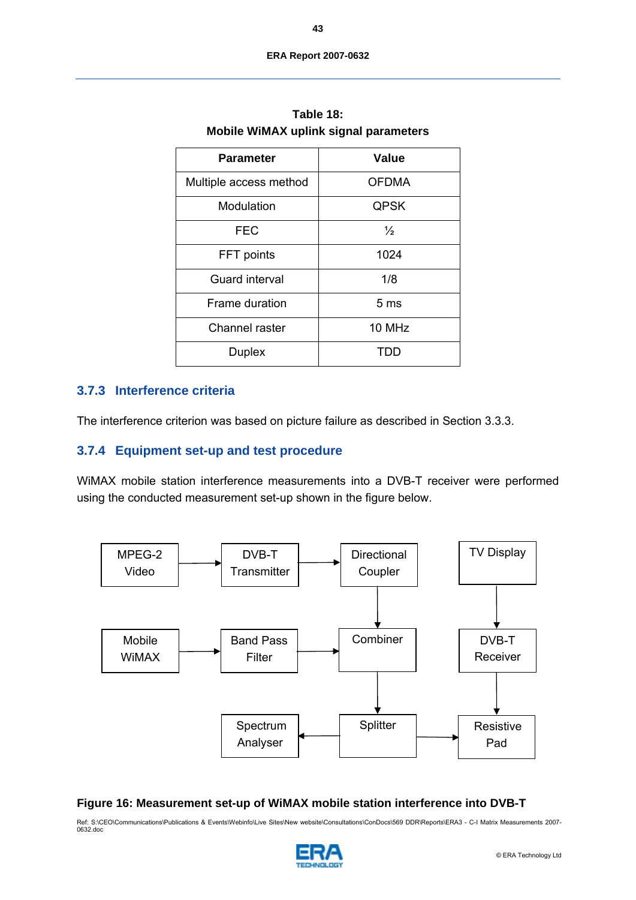**Table 18:**
**Mobile WiMAX uplink signal parameters**

| Parameter | Value |
|---|---|
| Multiple access method | OFDMA |
| Modulation | QPSK |
| FEC | ½ |
| FFT points | 1024 |
| Guard interval | 1/8 |
| Frame duration | 5 ms |
| Channel raster | 10 MHz |
| Duplex | TDD |

### 3.7.3 Interference criteria

The interference criterion was based on picture failure as described in Section 3.3.3.

### 3.7.4 Equipment set-up and test procedure

WiMAX mobile station interference measurements into a DVB-T receiver were performed using the conducted measurement set-up shown in the figure below.

MPEG-2 Video → DVB-T Transmitter → Directional Coupler → Combiner

Mobile WiMAX → Band Pass Filter → Combiner

Combiner → Splitter

Splitter → Spectrum Analyser

Splitter → Resistive Pad

Resistive Pad → DVB-T Receiver → TV Display

**Figure 16: Measurement set-up of WiMAX mobile station interference into DVB-T**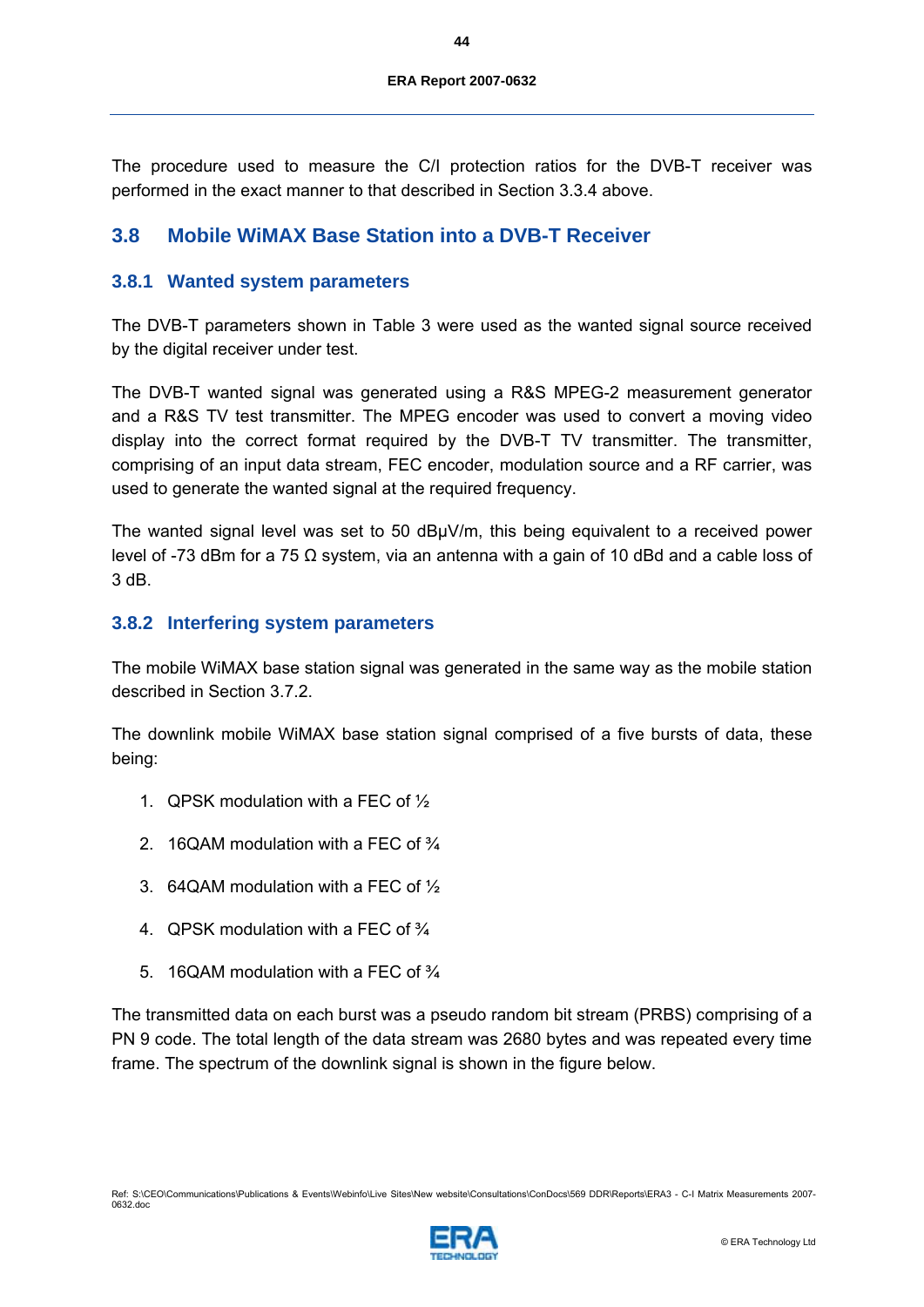The procedure used to measure the C/I protection ratios for the DVB-T receiver was performed in the exact manner to that described in Section 3.3.4 above.

## 3.8 Mobile WiMAX Base Station into a DVB-T Receiver

### 3.8.1 Wanted system parameters

The DVB-T parameters shown in Table 3 were used as the wanted signal source received by the digital receiver under test.

The DVB-T wanted signal was generated using a R&S MPEG-2 measurement generator and a R&S TV test transmitter. The MPEG encoder was used to convert a moving video display into the correct format required by the DVB-T TV transmitter. The transmitter, comprising of an input data stream, FEC encoder, modulation source and a RF carrier, was used to generate the wanted signal at the required frequency.

The wanted signal level was set to 50 dBµV/m, this being equivalent to a received power level of -73 dBm for a 75 Ω system, via an antenna with a gain of 10 dBd and a cable loss of 3 dB.

### 3.8.2 Interfering system parameters

The mobile WiMAX base station signal was generated in the same way as the mobile station described in Section 3.7.2.

The downlink mobile WiMAX base station signal comprised of a five bursts of data, these being:

1. QPSK modulation with a FEC of ½
2. 16QAM modulation with a FEC of ¾
3. 64QAM modulation with a FEC of ½
4. QPSK modulation with a FEC of ¾
5. 16QAM modulation with a FEC of ¾

The transmitted data on each burst was a pseudo random bit stream (PRBS) comprising of a PN 9 code. The total length of the data stream was 2680 bytes and was repeated every time frame. The spectrum of the downlink signal is shown in the figure below.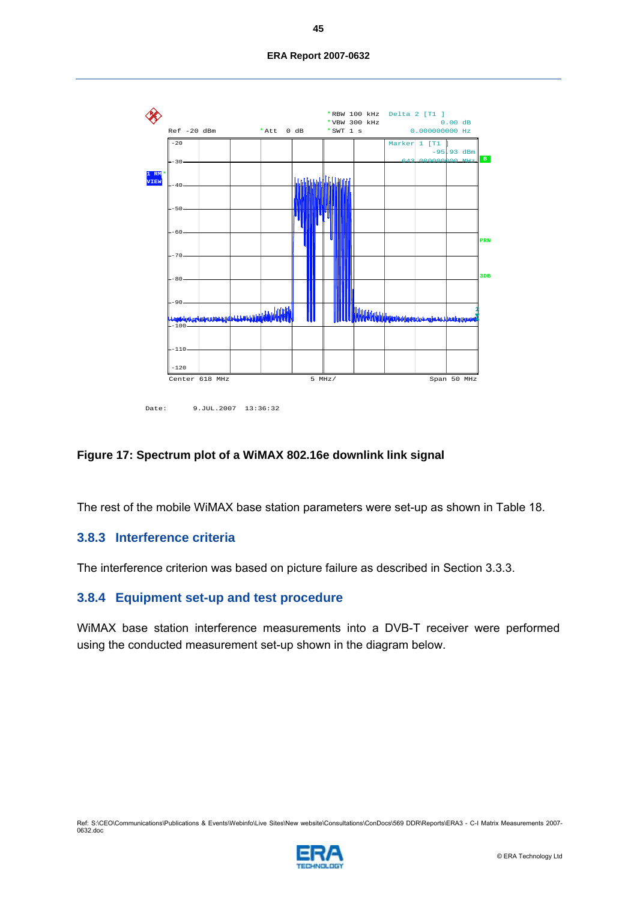Figure 17: Spectrum plot of a WiMAX 802.16e downlink link signal

The rest of the mobile WiMAX base station parameters were set-up as shown in Table 18.

### 3.8.3 Interference criteria

The interference criterion was based on picture failure as described in Section 3.3.3.

### 3.8.4 Equipment set-up and test procedure

WiMAX base station interference measurements into a DVB-T receiver were performed using the conducted measurement set-up shown in the diagram below.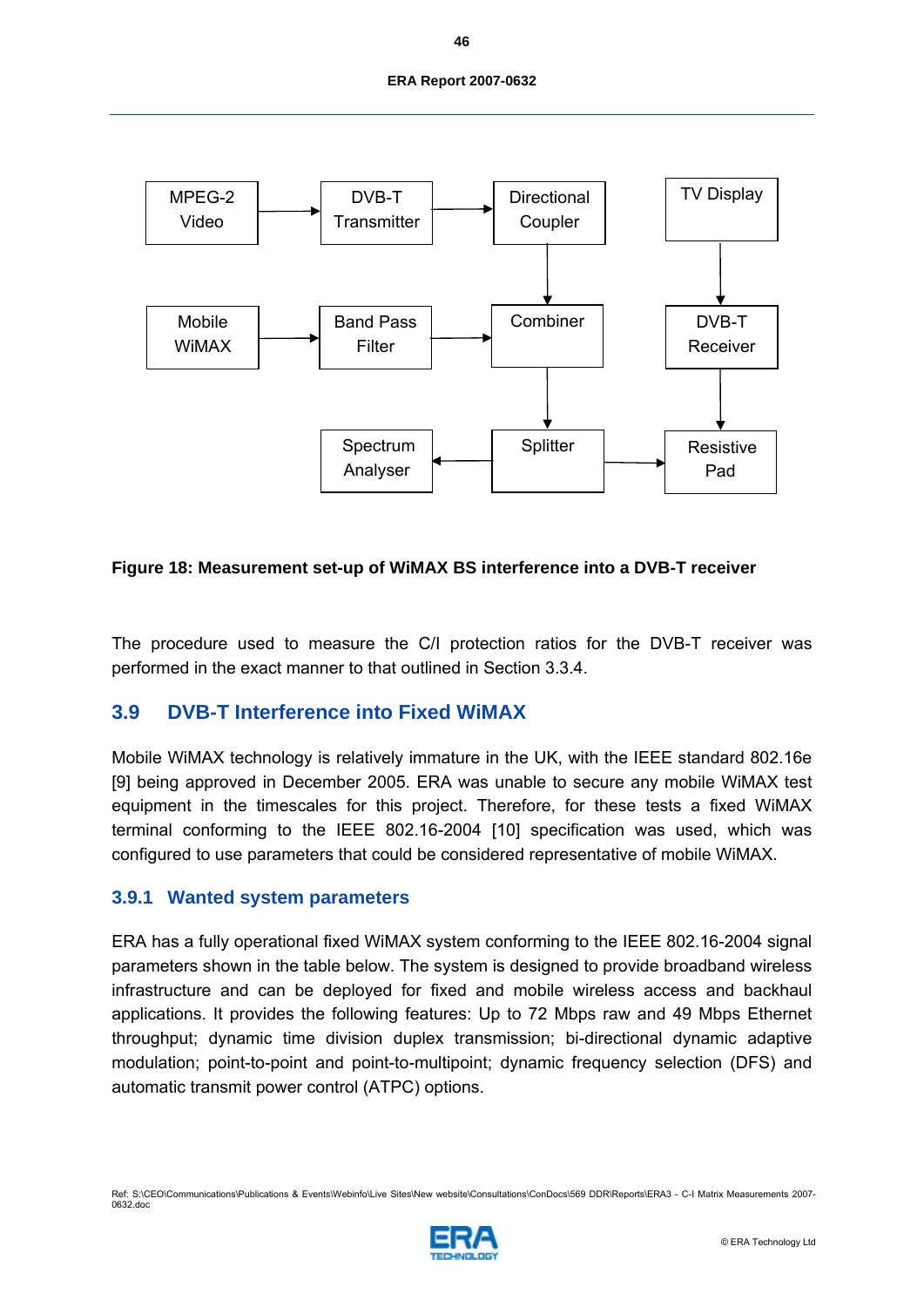Figure 18: Measurement set-up of WiMAX BS interference into a DVB-T receiver

The procedure used to measure the C/I protection ratios for the DVB-T receiver was performed in the exact manner to that outlined in Section 3.3.4.

## 3.9 DVB-T Interference into Fixed WiMAX

Mobile WiMAX technology is relatively immature in the UK, with the IEEE standard 802.16e [9] being approved in December 2005. ERA was unable to secure any mobile WiMAX test equipment in the timescales for this project. Therefore, for these tests a fixed WiMAX terminal conforming to the IEEE 802.16-2004 [10] specification was used, which was configured to use parameters that could be considered representative of mobile WiMAX.

### 3.9.1 Wanted system parameters

ERA has a fully operational fixed WiMAX system conforming to the IEEE 802.16-2004 signal parameters shown in the table below. The system is designed to provide broadband wireless infrastructure and can be deployed for fixed and mobile wireless access and backhaul applications. It provides the following features: Up to 72 Mbps raw and 49 Mbps Ethernet throughput; dynamic time division duplex transmission; bi-directional dynamic adaptive modulation; point-to-point and point-to-multipoint; dynamic frequency selection (DFS) and automatic transmit power control (ATPC) options.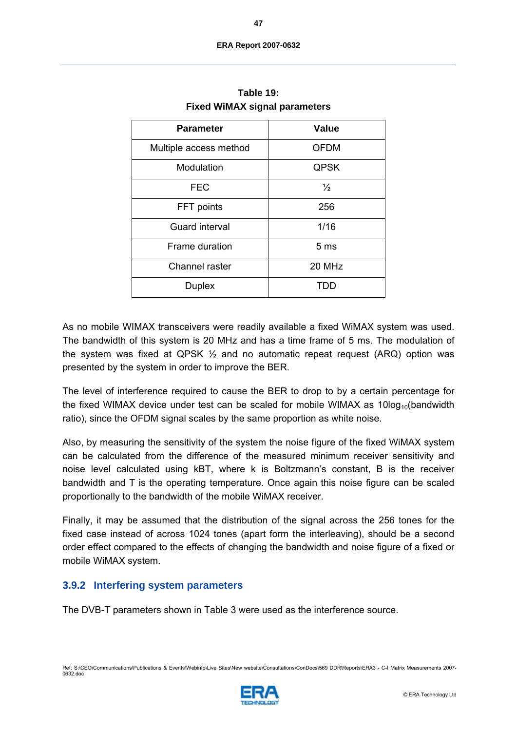**Table 19:**
**Fixed WiMAX signal parameters**

| Parameter | Value |
|---|---|
| Multiple access method | OFDM |
| Modulation | QPSK |
| FEC | ½ |
| FFT points | 256 |
| Guard interval | 1/16 |
| Frame duration | 5 ms |
| Channel raster | 20 MHz |
| Duplex | TDD |

As no mobile WIMAX transceivers were readily available a fixed WiMAX system was used. The bandwidth of this system is 20 MHz and has a time frame of 5 ms. The modulation of the system was fixed at QPSK ½ and no automatic repeat request (ARQ) option was presented by the system in order to improve the BER.

The level of interference required to cause the BER to drop to by a certain percentage for the fixed WIMAX device under test can be scaled for mobile WIMAX as $10\log_{10}$(bandwidth ratio), since the OFDM signal scales by the same proportion as white noise.

Also, by measuring the sensitivity of the system the noise figure of the fixed WiMAX system can be calculated from the difference of the measured minimum receiver sensitivity and noise level calculated using kBT, where k is Boltzmann's constant, B is the receiver bandwidth and T is the operating temperature. Once again this noise figure can be scaled proportionally to the bandwidth of the mobile WiMAX receiver.

Finally, it may be assumed that the distribution of the signal across the 256 tones for the fixed case instead of across 1024 tones (apart form the interleaving), should be a second order effect compared to the effects of changing the bandwidth and noise figure of a fixed or mobile WiMAX system.

### 3.9.2 Interfering system parameters

The DVB-T parameters shown in Table 3 were used as the interference source.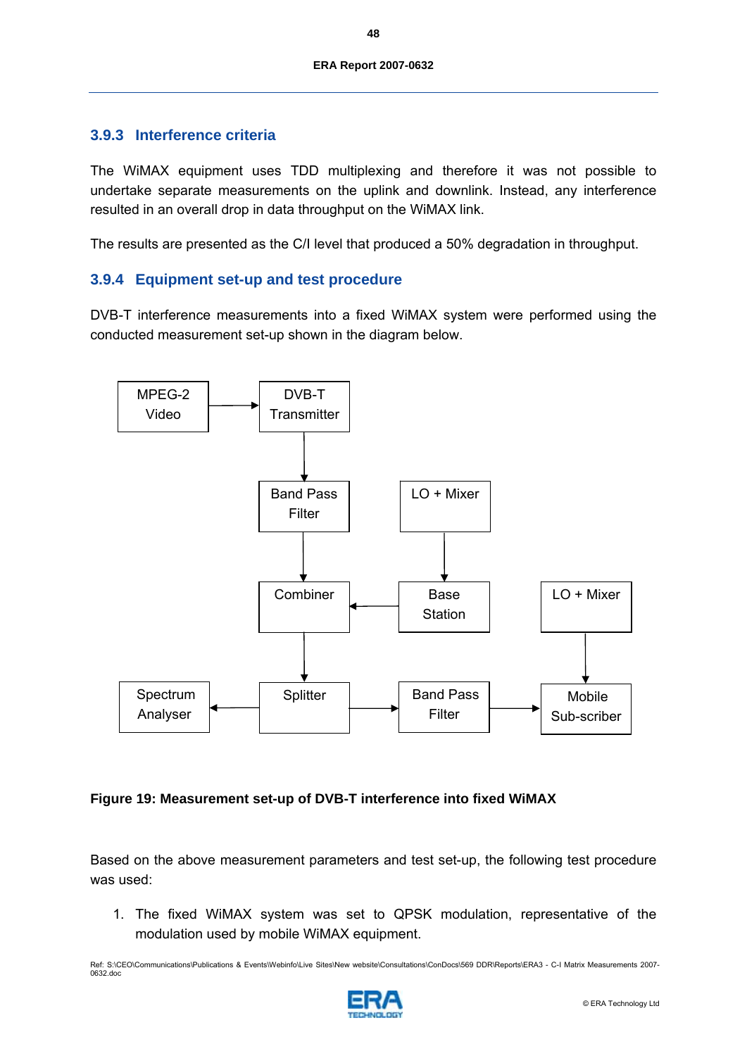### 3.9.3 Interference criteria

The WiMAX equipment uses TDD multiplexing and therefore it was not possible to undertake separate measurements on the uplink and downlink. Instead, any interference resulted in an overall drop in data throughput on the WiMAX link.

The results are presented as the C/I level that produced a 50% degradation in throughput.

### 3.9.4 Equipment set-up and test procedure

DVB-T interference measurements into a fixed WiMAX system were performed using the conducted measurement set-up shown in the diagram below.

**Figure 19: Measurement set-up of DVB-T interference into fixed WiMAX**

Based on the above measurement parameters and test set-up, the following test procedure was used:

1. The fixed WiMAX system was set to QPSK modulation, representative of the modulation used by mobile WiMAX equipment.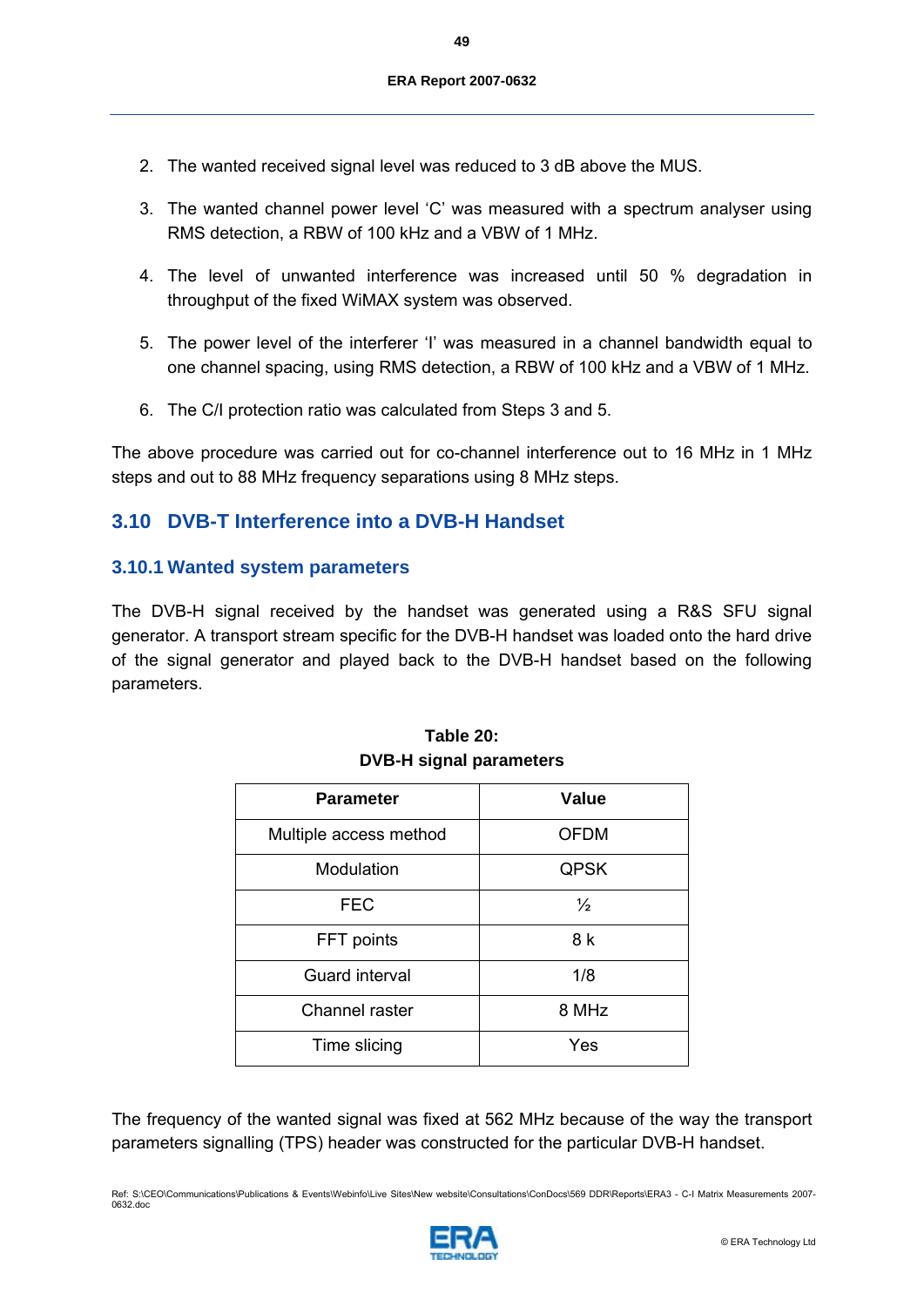2. The wanted received signal level was reduced to 3 dB above the MUS.

3. The wanted channel power level 'C' was measured with a spectrum analyser using RMS detection, a RBW of 100 kHz and a VBW of 1 MHz.

4. The level of unwanted interference was increased until 50 % degradation in throughput of the fixed WiMAX system was observed.

5. The power level of the interferer 'I' was measured in a channel bandwidth equal to one channel spacing, using RMS detection, a RBW of 100 kHz and a VBW of 1 MHz.

6. The C/I protection ratio was calculated from Steps 3 and 5.

The above procedure was carried out for co-channel interference out to 16 MHz in 1 MHz steps and out to 88 MHz frequency separations using 8 MHz steps.

## 3.10 DVB-T Interference into a DVB-H Handset

### 3.10.1 Wanted system parameters

The DVB-H signal received by the handset was generated using a R&S SFU signal generator. A transport stream specific for the DVB-H handset was loaded onto the hard drive of the signal generator and played back to the DVB-H handset based on the following parameters.

**Table 20:**
**DVB-H signal parameters**

| Parameter | Value |
| --- | --- |
| Multiple access method | OFDM |
| Modulation | QPSK |
| FEC | ½ |
| FFT points | 8 k |
| Guard interval | 1/8 |
| Channel raster | 8 MHz |
| Time slicing | Yes |

The frequency of the wanted signal was fixed at 562 MHz because of the way the transport parameters signalling (TPS) header was constructed for the particular DVB-H handset.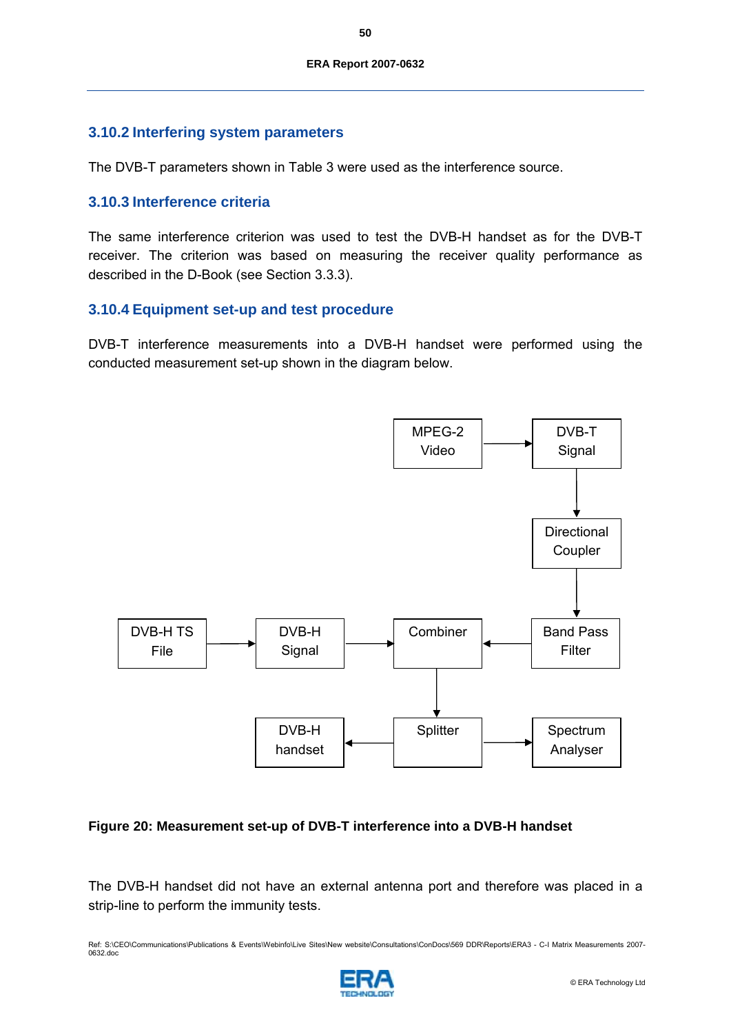### 3.10.2 Interfering system parameters

The DVB-T parameters shown in Table 3 were used as the interference source.

### 3.10.3 Interference criteria

The same interference criterion was used to test the DVB-H handset as for the DVB-T receiver. The criterion was based on measuring the receiver quality performance as described in the D-Book (see Section 3.3.3).

### 3.10.4 Equipment set-up and test procedure

DVB-T interference measurements into a DVB-H handset were performed using the conducted measurement set-up shown in the diagram below.

MPEG-2 Video → DVB-T Signal → Directional Coupler → Band Pass Filter → Combiner

DVB-H TS File → DVB-H Signal → Combiner

Combiner → Splitter → DVB-H handset

Splitter → Spectrum Analyser

**Figure 20: Measurement set-up of DVB-T interference into a DVB-H handset**

The DVB-H handset did not have an external antenna port and therefore was placed in a strip-line to perform the immunity tests.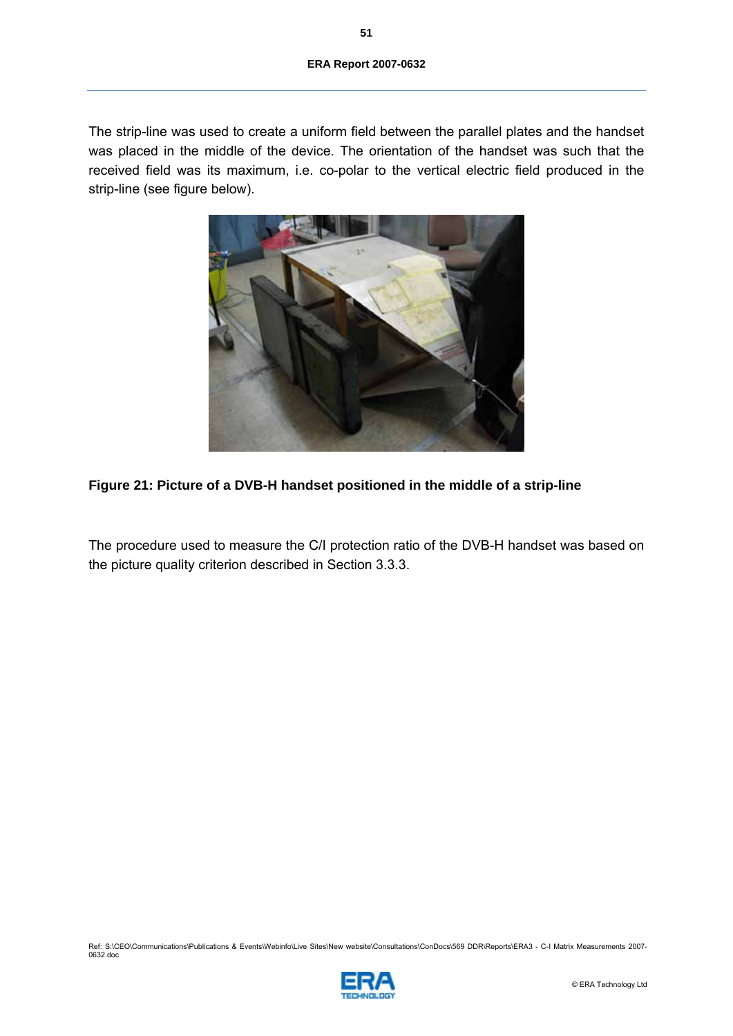The strip-line was used to create a uniform field between the parallel plates and the handset was placed in the middle of the device. The orientation of the handset was such that the received field was its maximum, i.e. co-polar to the vertical electric field produced in the strip-line (see figure below).

**Figure 21: Picture of a DVB-H handset positioned in the middle of a strip-line**

The procedure used to measure the C/I protection ratio of the DVB-H handset was based on the picture quality criterion described in Section 3.3.3.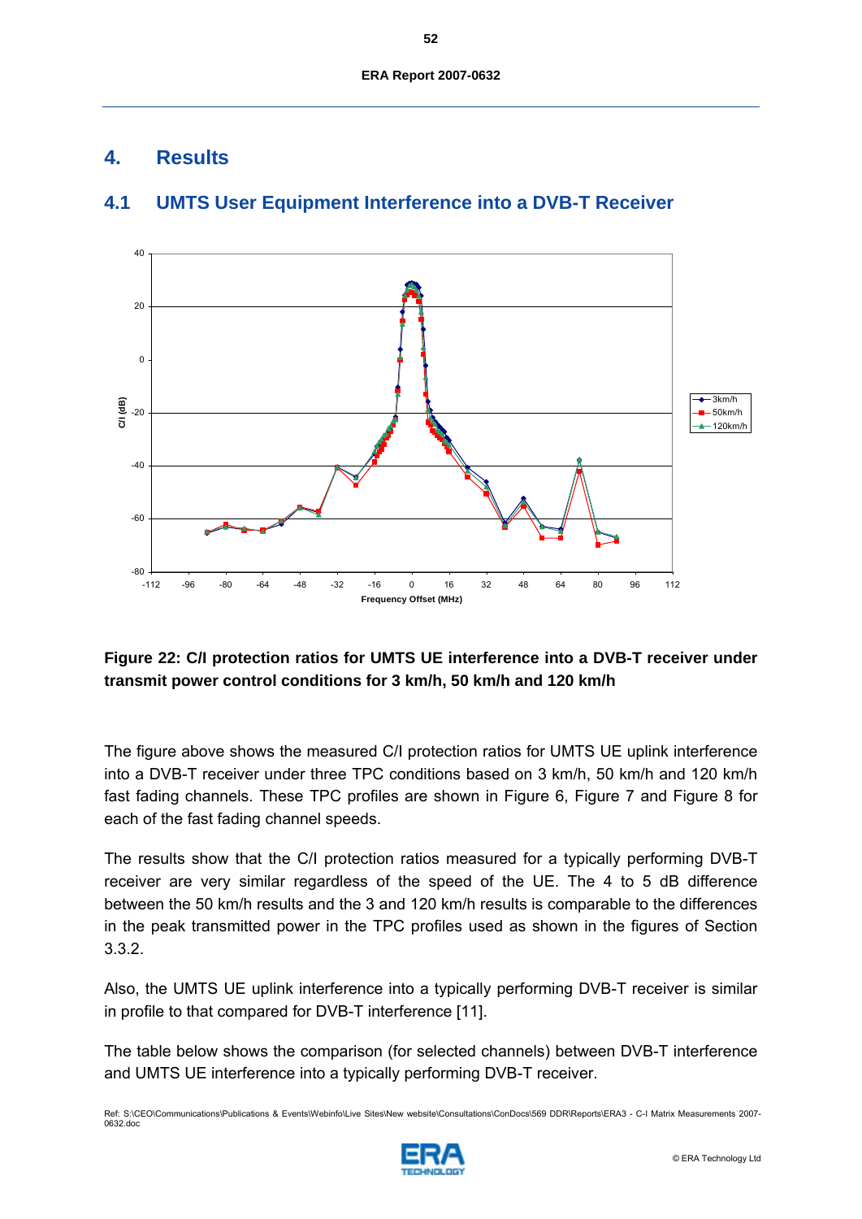# 4. Results

## 4.1 UMTS User Equipment Interference into a DVB-T Receiver

**Figure 22: C/I protection ratios for UMTS UE interference into a DVB-T receiver under transmit power control conditions for 3 km/h, 50 km/h and 120 km/h**

The figure above shows the measured C/I protection ratios for UMTS UE uplink interference into a DVB-T receiver under three TPC conditions based on 3 km/h, 50 km/h and 120 km/h fast fading channels. These TPC profiles are shown in Figure 6, Figure 7 and Figure 8 for each of the fast fading channel speeds.

The results show that the C/I protection ratios measured for a typically performing DVB-T receiver are very similar regardless of the speed of the UE. The 4 to 5 dB difference between the 50 km/h results and the 3 and 120 km/h results is comparable to the differences in the peak transmitted power in the TPC profiles used as shown in the figures of Section 3.3.2.

Also, the UMTS UE uplink interference into a typically performing DVB-T receiver is similar in profile to that compared for DVB-T interference [11].

The table below shows the comparison (for selected channels) between DVB-T interference and UMTS UE interference into a typically performing DVB-T receiver.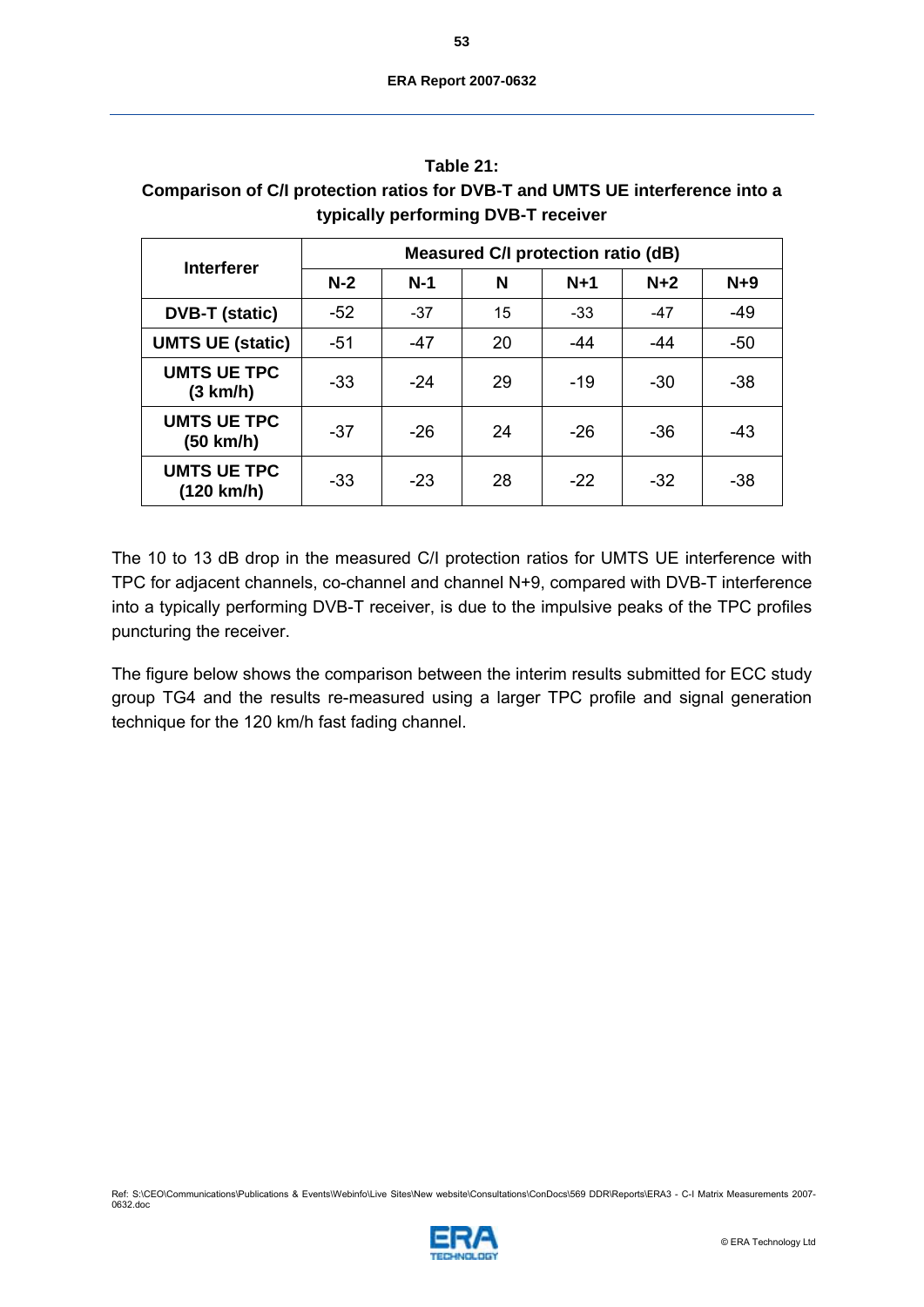**Table 21:**
**Comparison of C/I protection ratios for DVB-T and UMTS UE interference into a typically performing DVB-T receiver**

| Interferer | Measured C/I protection ratio (dB) | | | | | |
|---|---|---|---|---|---|---|
| | N-2 | N-1 | N | N+1 | N+2 | N+9 |
| **DVB-T (static)** | -52 | -37 | 15 | -33 | -47 | -49 |
| **UMTS UE (static)** | -51 | -47 | 20 | -44 | -44 | -50 |
| **UMTS UE TPC (3 km/h)** | -33 | -24 | 29 | -19 | -30 | -38 |
| **UMTS UE TPC (50 km/h)** | -37 | -26 | 24 | -26 | -36 | -43 |
| **UMTS UE TPC (120 km/h)** | -33 | -23 | 28 | -22 | -32 | -38 |

The 10 to 13 dB drop in the measured C/I protection ratios for UMTS UE interference with TPC for adjacent channels, co-channel and channel N+9, compared with DVB-T interference into a typically performing DVB-T receiver, is due to the impulsive peaks of the TPC profiles puncturing the receiver.

The figure below shows the comparison between the interim results submitted for ECC study group TG4 and the results re-measured using a larger TPC profile and signal generation technique for the 120 km/h fast fading channel.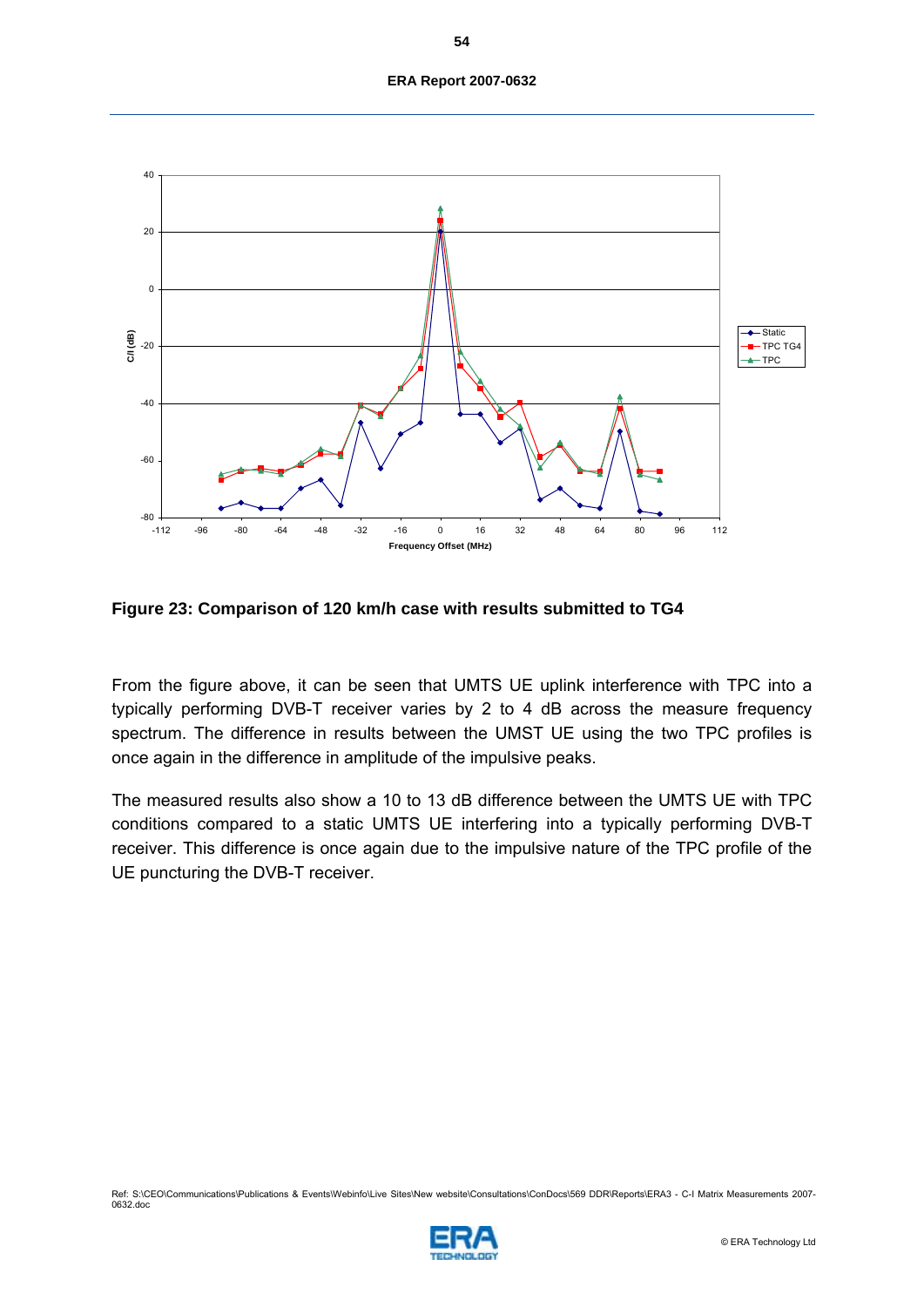**Figure 23: Comparison of 120 km/h case with results submitted to TG4**

From the figure above, it can be seen that UMTS UE uplink interference with TPC into a typically performing DVB-T receiver varies by 2 to 4 dB across the measure frequency spectrum. The difference in results between the UMST UE using the two TPC profiles is once again in the difference in amplitude of the impulsive peaks.

The measured results also show a 10 to 13 dB difference between the UMTS UE with TPC conditions compared to a static UMTS UE interfering into a typically performing DVB-T receiver. This difference is once again due to the impulsive nature of the TPC profile of the UE puncturing the DVB-T receiver.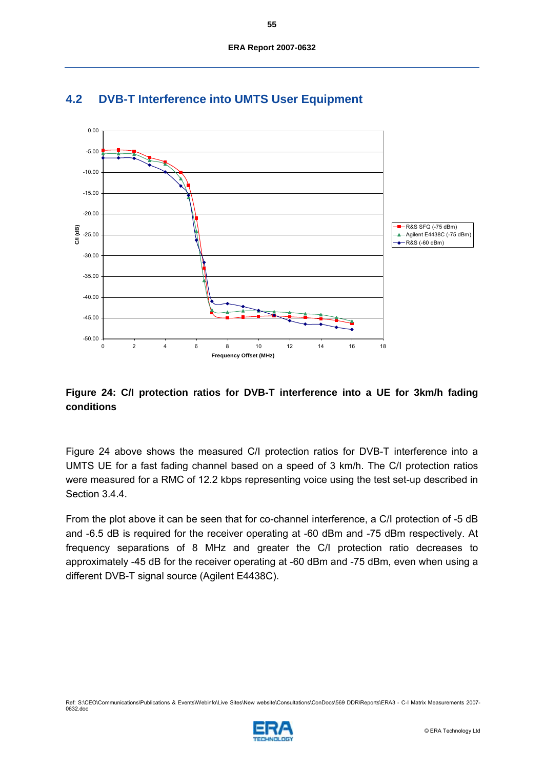## 4.2 DVB-T Interference into UMTS User Equipment

**Figure 24: C/I protection ratios for DVB-T interference into a UE for 3km/h fading conditions**

Figure 24 above shows the measured C/I protection ratios for DVB-T interference into a UMTS UE for a fast fading channel based on a speed of 3 km/h. The C/I protection ratios were measured for a RMC of 12.2 kbps representing voice using the test set-up described in Section 3.4.4.

From the plot above it can be seen that for co-channel interference, a C/I protection of -5 dB and -6.5 dB is required for the receiver operating at -60 dBm and -75 dBm respectively. At frequency separations of 8 MHz and greater the C/I protection ratio decreases to approximately -45 dB for the receiver operating at -60 dBm and -75 dBm, even when using a different DVB-T signal source (Agilent E4438C).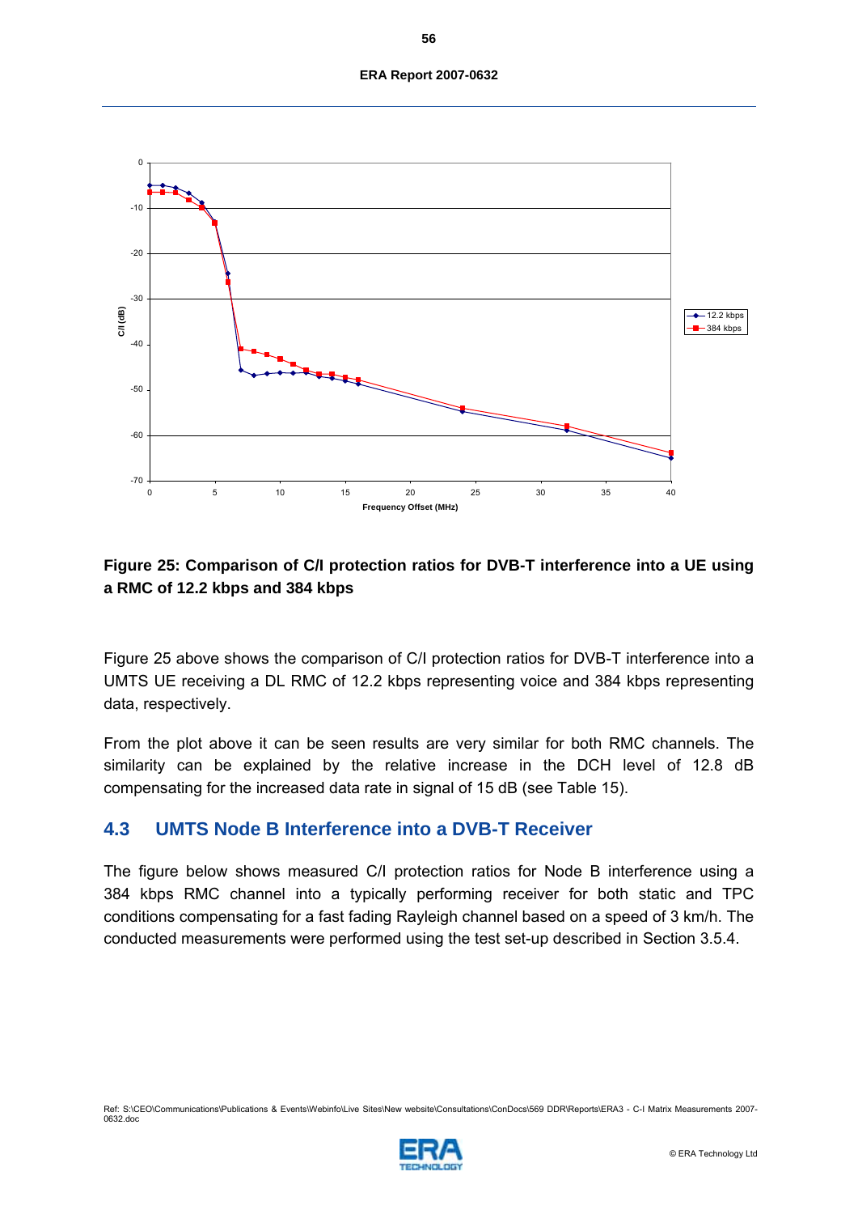**Figure 25: Comparison of C/I protection ratios for DVB-T interference into a UE using a RMC of 12.2 kbps and 384 kbps**

Figure 25 above shows the comparison of C/I protection ratios for DVB-T interference into a UMTS UE receiving a DL RMC of 12.2 kbps representing voice and 384 kbps representing data, respectively.

From the plot above it can be seen results are very similar for both RMC channels. The similarity can be explained by the relative increase in the DCH level of 12.8 dB compensating for the increased data rate in signal of 15 dB (see Table 15).

## 4.3 UMTS Node B Interference into a DVB-T Receiver

The figure below shows measured C/I protection ratios for Node B interference using a 384 kbps RMC channel into a typically performing receiver for both static and TPC conditions compensating for a fast fading Rayleigh channel based on a speed of 3 km/h. The conducted measurements were performed using the test set-up described in Section 3.5.4.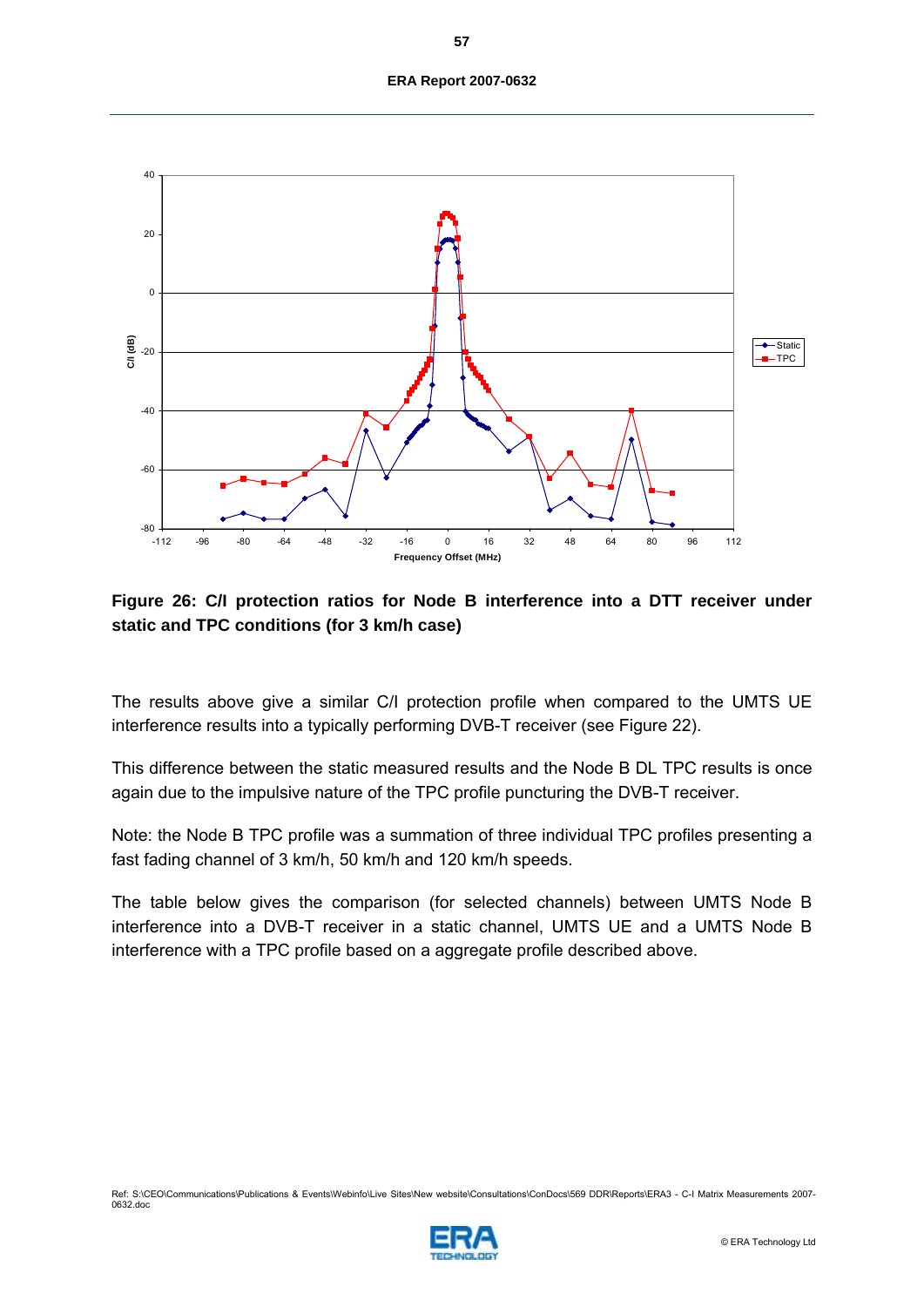**Figure 26: C/I protection ratios for Node B interference into a DTT receiver under static and TPC conditions (for 3 km/h case)**

The results above give a similar C/I protection profile when compared to the UMTS UE interference results into a typically performing DVB-T receiver (see Figure 22).

This difference between the static measured results and the Node B DL TPC results is once again due to the impulsive nature of the TPC profile puncturing the DVB-T receiver.

Note: the Node B TPC profile was a summation of three individual TPC profiles presenting a fast fading channel of 3 km/h, 50 km/h and 120 km/h speeds.

The table below gives the comparison (for selected channels) between UMTS Node B interference into a DVB-T receiver in a static channel, UMTS UE and a UMTS Node B interference with a TPC profile based on a aggregate profile described above.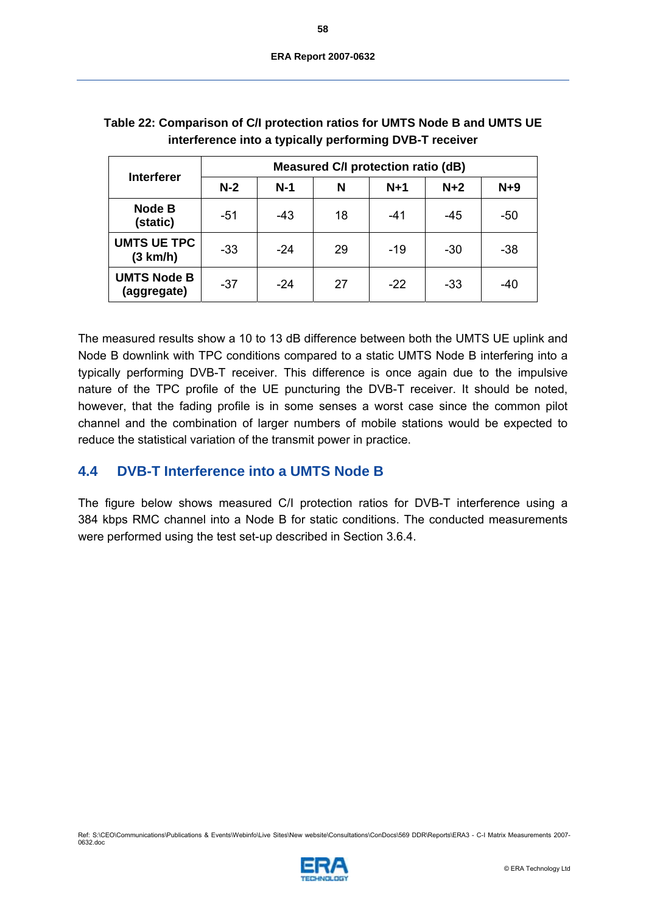**Table 22: Comparison of C/I protection ratios for UMTS Node B and UMTS UE interference into a typically performing DVB-T receiver**

| Interferer | Measured C/I protection ratio (dB) | | | | | |
|---|---|---|---|---|---|---|
| | N-2 | N-1 | N | N+1 | N+2 | N+9 |
| **Node B (static)** | -51 | -43 | 18 | -41 | -45 | -50 |
| **UMTS UE TPC (3 km/h)** | -33 | -24 | 29 | -19 | -30 | -38 |
| **UMTS Node B (aggregate)** | -37 | -24 | 27 | -22 | -33 | -40 |

The measured results show a 10 to 13 dB difference between both the UMTS UE uplink and Node B downlink with TPC conditions compared to a static UMTS Node B interfering into a typically performing DVB-T receiver. This difference is once again due to the impulsive nature of the TPC profile of the UE puncturing the DVB-T receiver. It should be noted, however, that the fading profile is in some senses a worst case since the common pilot channel and the combination of larger numbers of mobile stations would be expected to reduce the statistical variation of the transmit power in practice.

## 4.4 DVB-T Interference into a UMTS Node B

The figure below shows measured C/I protection ratios for DVB-T interference using a 384 kbps RMC channel into a Node B for static conditions. The conducted measurements were performed using the test set-up described in Section 3.6.4.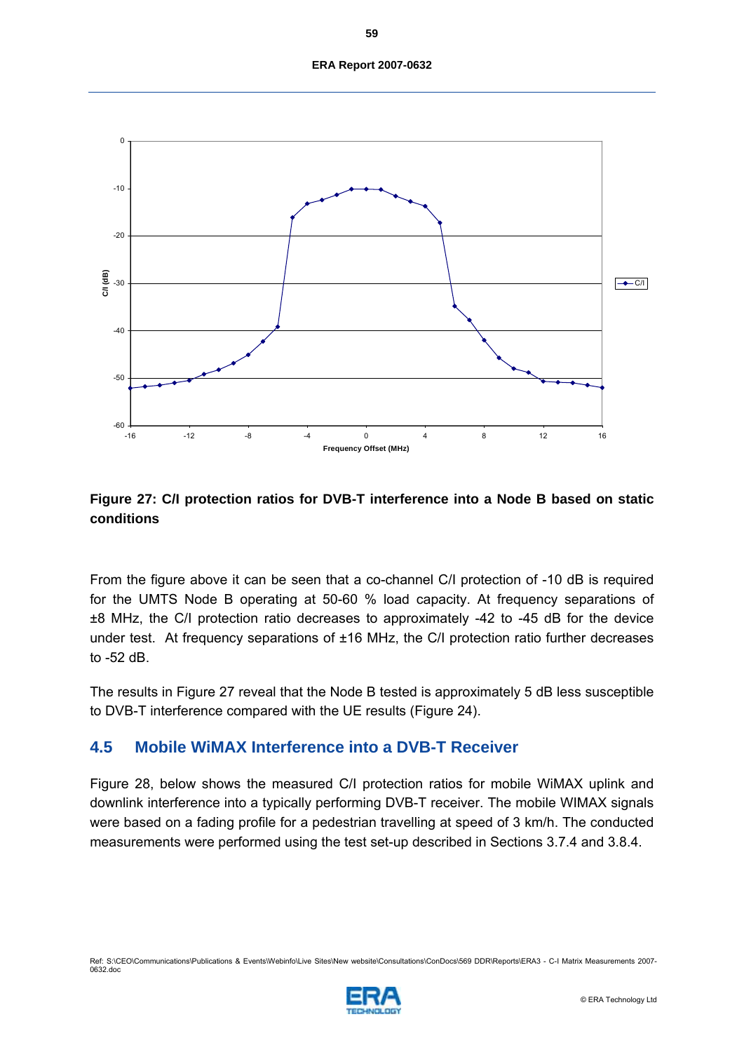Figure 27: C/I protection ratios for DVB-T interference into a Node B based on static conditions

From the figure above it can be seen that a co-channel C/I protection of -10 dB is required for the UMTS Node B operating at 50-60 % load capacity. At frequency separations of ±8 MHz, the C/I protection ratio decreases to approximately -42 to -45 dB for the device under test. At frequency separations of ±16 MHz, the C/I protection ratio further decreases to -52 dB.

The results in Figure 27 reveal that the Node B tested is approximately 5 dB less susceptible to DVB-T interference compared with the UE results (Figure 24).

## 4.5 Mobile WiMAX Interference into a DVB-T Receiver

Figure 28, below shows the measured C/I protection ratios for mobile WiMAX uplink and downlink interference into a typically performing DVB-T receiver. The mobile WIMAX signals were based on a fading profile for a pedestrian travelling at speed of 3 km/h. The conducted measurements were performed using the test set-up described in Sections 3.7.4 and 3.8.4.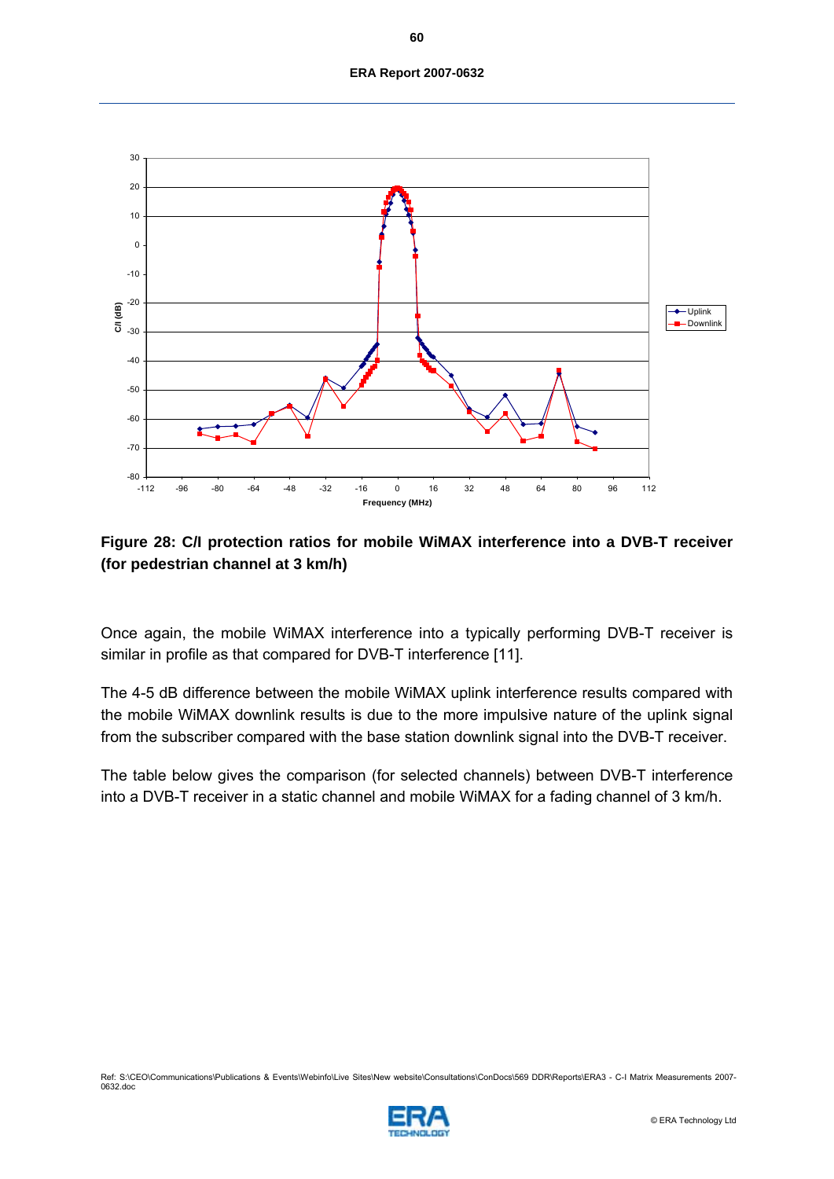**Figure 28: C/I protection ratios for mobile WiMAX interference into a DVB-T receiver (for pedestrian channel at 3 km/h)**

Once again, the mobile WiMAX interference into a typically performing DVB-T receiver is similar in profile as that compared for DVB-T interference [11].

The 4-5 dB difference between the mobile WiMAX uplink interference results compared with the mobile WiMAX downlink results is due to the more impulsive nature of the uplink signal from the subscriber compared with the base station downlink signal into the DVB-T receiver.

The table below gives the comparison (for selected channels) between DVB-T interference into a DVB-T receiver in a static channel and mobile WiMAX for a fading channel of 3 km/h.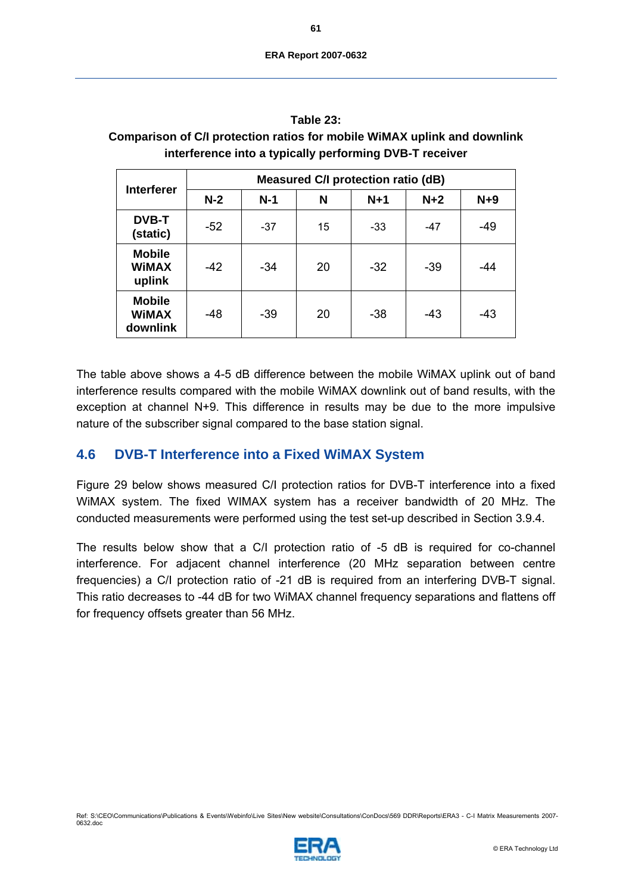**Table 23:**
**Comparison of C/I protection ratios for mobile WiMAX uplink and downlink interference into a typically performing DVB-T receiver**

| Interferer | Measured C/I protection ratio (dB) | | | | | |
|---|---|---|---|---|---|---|
| | N-2 | N-1 | N | N+1 | N+2 | N+9 |
| **DVB-T (static)** | -52 | -37 | 15 | -33 | -47 | -49 |
| **Mobile WiMAX uplink** | -42 | -34 | 20 | -32 | -39 | -44 |
| **Mobile WiMAX downlink** | -48 | -39 | 20 | -38 | -43 | -43 |

The table above shows a 4-5 dB difference between the mobile WiMAX uplink out of band interference results compared with the mobile WiMAX downlink out of band results, with the exception at channel N+9. This difference in results may be due to the more impulsive nature of the subscriber signal compared to the base station signal.

## 4.6 DVB-T Interference into a Fixed WiMAX System

Figure 29 below shows measured C/I protection ratios for DVB-T interference into a fixed WiMAX system. The fixed WIMAX system has a receiver bandwidth of 20 MHz. The conducted measurements were performed using the test set-up described in Section 3.9.4.

The results below show that a C/I protection ratio of -5 dB is required for co-channel interference. For adjacent channel interference (20 MHz separation between centre frequencies) a C/I protection ratio of -21 dB is required from an interfering DVB-T signal. This ratio decreases to -44 dB for two WiMAX channel frequency separations and flattens off for frequency offsets greater than 56 MHz.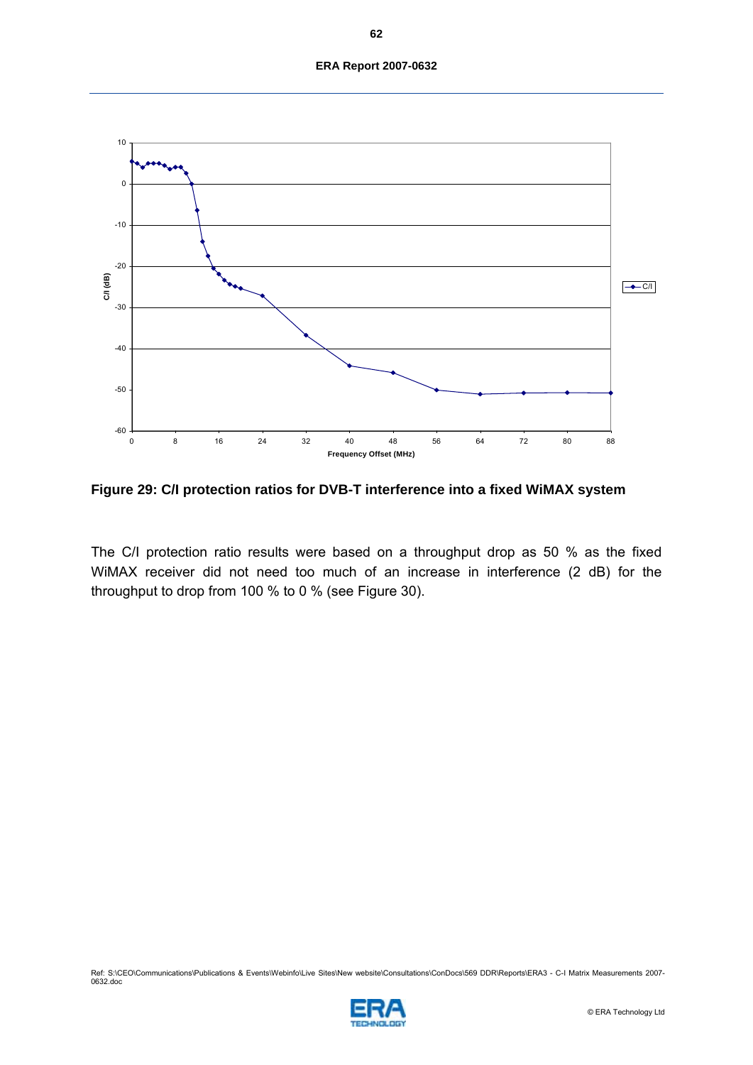**Figure 29: C/I protection ratios for DVB-T interference into a fixed WiMAX system**

The C/I protection ratio results were based on a throughput drop as 50 % as the fixed WiMAX receiver did not need too much of an increase in interference (2 dB) for the throughput to drop from 100 % to 0 % (see Figure 30).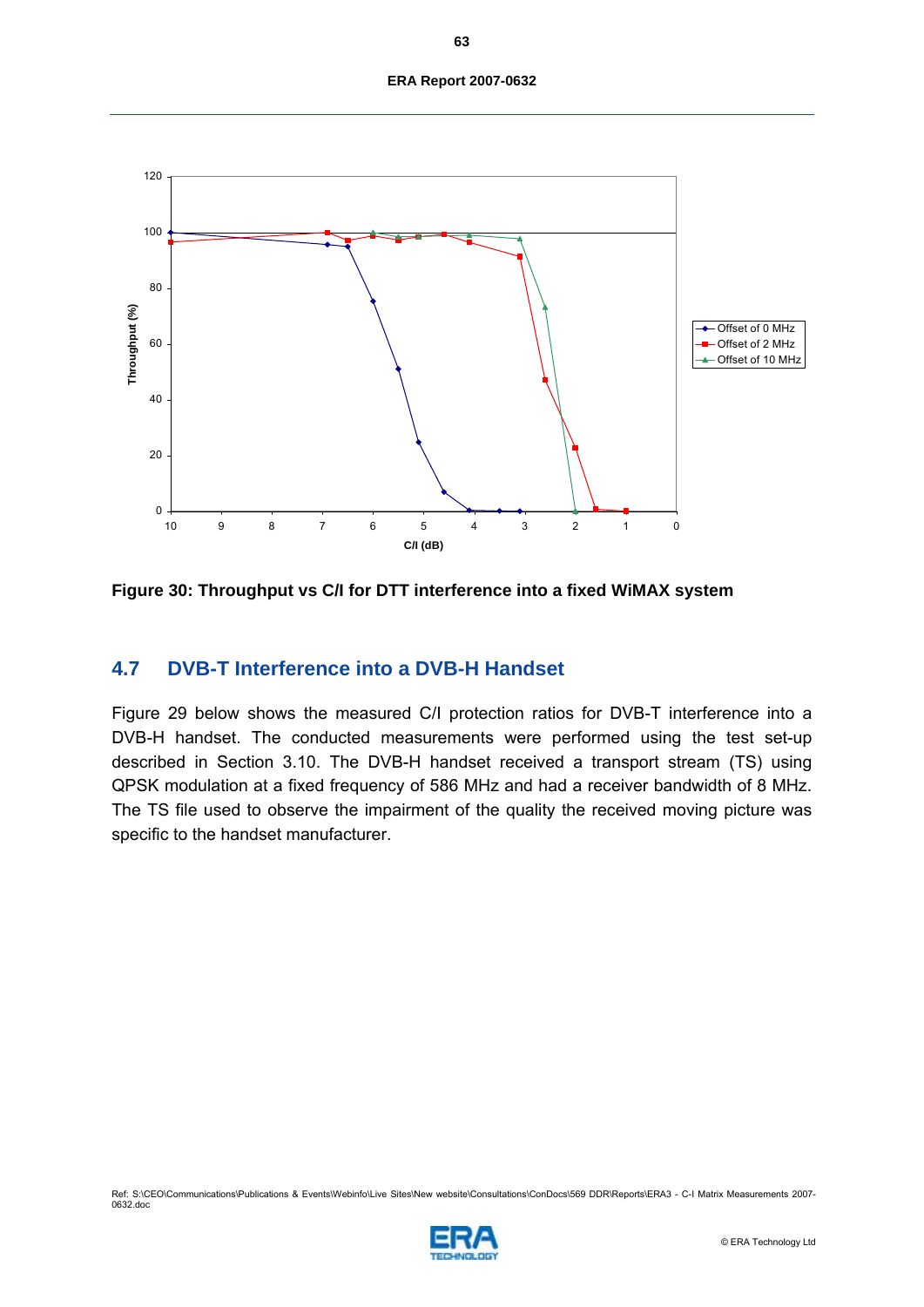**Figure 30: Throughput vs C/I for DTT interference into a fixed WiMAX system**

## 4.7 DVB-T Interference into a DVB-H Handset

Figure 29 below shows the measured C/I protection ratios for DVB-T interference into a DVB-H handset. The conducted measurements were performed using the test set-up described in Section 3.10. The DVB-H handset received a transport stream (TS) using QPSK modulation at a fixed frequency of 586 MHz and had a receiver bandwidth of 8 MHz. The TS file used to observe the impairment of the quality the received moving picture was specific to the handset manufacturer.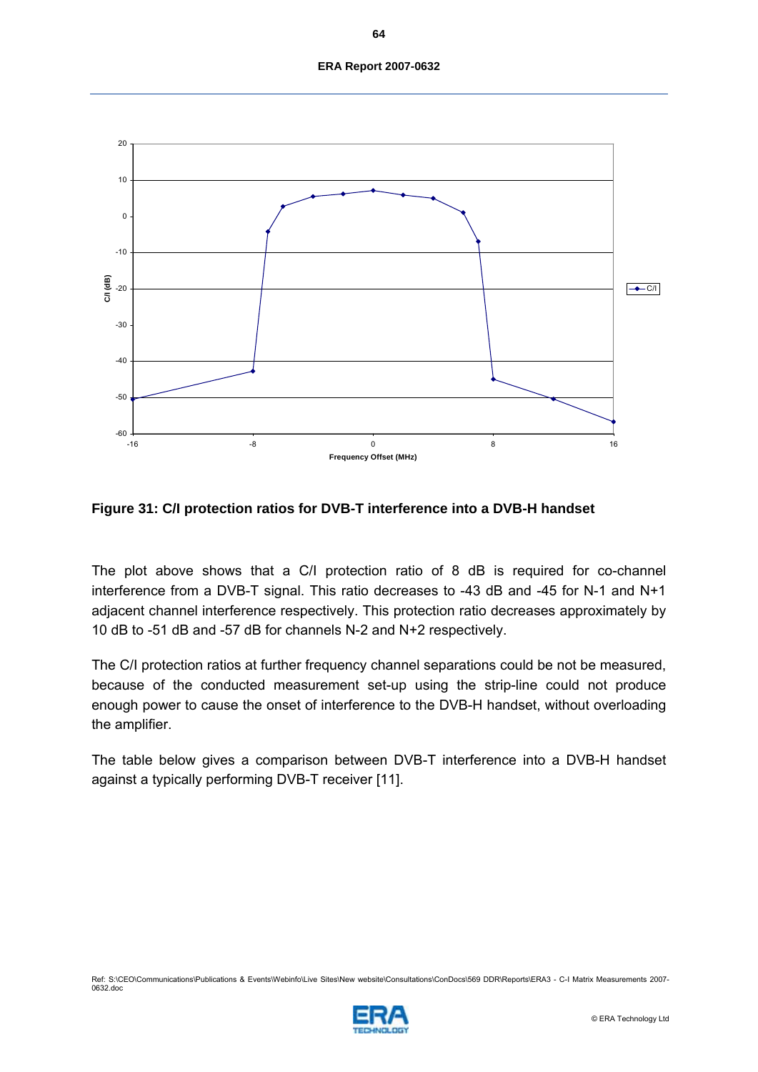**Figure 31: C/I protection ratios for DVB-T interference into a DVB-H handset**

The plot above shows that a C/I protection ratio of 8 dB is required for co-channel interference from a DVB-T signal. This ratio decreases to -43 dB and -45 for N-1 and N+1 adjacent channel interference respectively. This protection ratio decreases approximately by 10 dB to -51 dB and -57 dB for channels N-2 and N+2 respectively.

The C/I protection ratios at further frequency channel separations could be not be measured, because of the conducted measurement set-up using the strip-line could not produce enough power to cause the onset of interference to the DVB-H handset, without overloading the amplifier.

The table below gives a comparison between DVB-T interference into a DVB-H handset against a typically performing DVB-T receiver [11].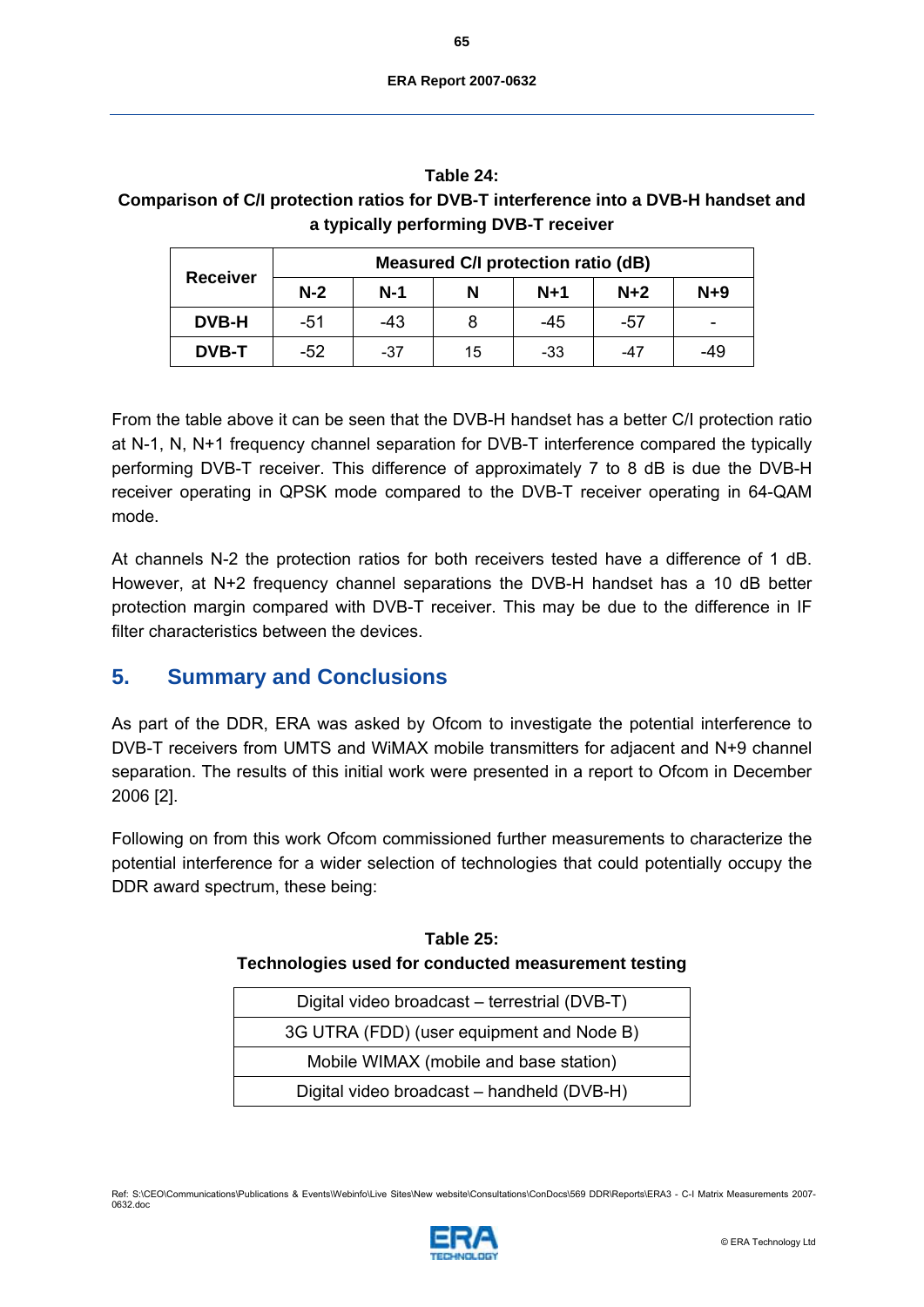**Table 24:**
**Comparison of C/I protection ratios for DVB-T interference into a DVB-H handset and a typically performing DVB-T receiver**

| Receiver | Measured C/I protection ratio (dB) | | | | | |
|---|---|---|---|---|---|---|
| | N-2 | N-1 | N | N+1 | N+2 | N+9 |
| **DVB-H** | -51 | -43 | 8 | -45 | -57 | - |
| **DVB-T** | -52 | -37 | 15 | -33 | -47 | -49 |

From the table above it can be seen that the DVB-H handset has a better C/I protection ratio at N-1, N, N+1 frequency channel separation for DVB-T interference compared the typically performing DVB-T receiver. This difference of approximately 7 to 8 dB is due the DVB-H receiver operating in QPSK mode compared to the DVB-T receiver operating in 64-QAM mode.

At channels N-2 the protection ratios for both receivers tested have a difference of 1 dB. However, at N+2 frequency channel separations the DVB-H handset has a 10 dB better protection margin compared with DVB-T receiver. This may be due to the difference in IF filter characteristics between the devices.

## 5. Summary and Conclusions

As part of the DDR, ERA was asked by Ofcom to investigate the potential interference to DVB-T receivers from UMTS and WiMAX mobile transmitters for adjacent and N+9 channel separation. The results of this initial work were presented in a report to Ofcom in December 2006 [2].

Following on from this work Ofcom commissioned further measurements to characterize the potential interference for a wider selection of technologies that could potentially occupy the DDR award spectrum, these being:

**Table 25:**
**Technologies used for conducted measurement testing**

| Technologies |
|---|
| Digital video broadcast – terrestrial (DVB-T) |
| 3G UTRA (FDD) (user equipment and Node B) |
| Mobile WIMAX (mobile and base station) |
| Digital video broadcast – handheld (DVB-H) |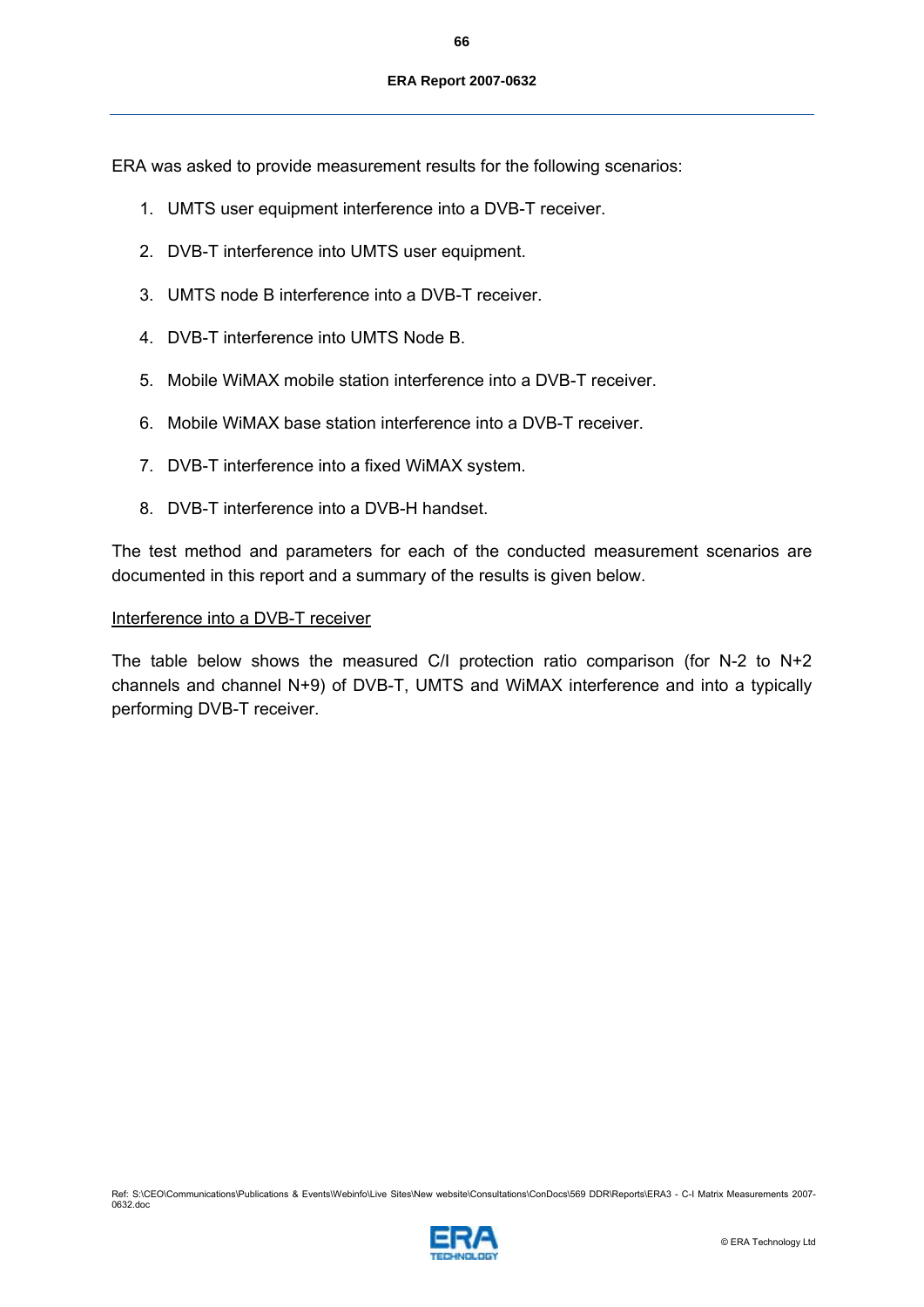ERA was asked to provide measurement results for the following scenarios:

1. UMTS user equipment interference into a DVB-T receiver.
2. DVB-T interference into UMTS user equipment.
3. UMTS node B interference into a DVB-T receiver.
4. DVB-T interference into UMTS Node B.
5. Mobile WiMAX mobile station interference into a DVB-T receiver.
6. Mobile WiMAX base station interference into a DVB-T receiver.
7. DVB-T interference into a fixed WiMAX system.
8. DVB-T interference into a DVB-H handset.

The test method and parameters for each of the conducted measurement scenarios are documented in this report and a summary of the results is given below.

Interference into a DVB-T receiver

The table below shows the measured C/I protection ratio comparison (for N-2 to N+2 channels and channel N+9) of DVB-T, UMTS and WiMAX interference and into a typically performing DVB-T receiver.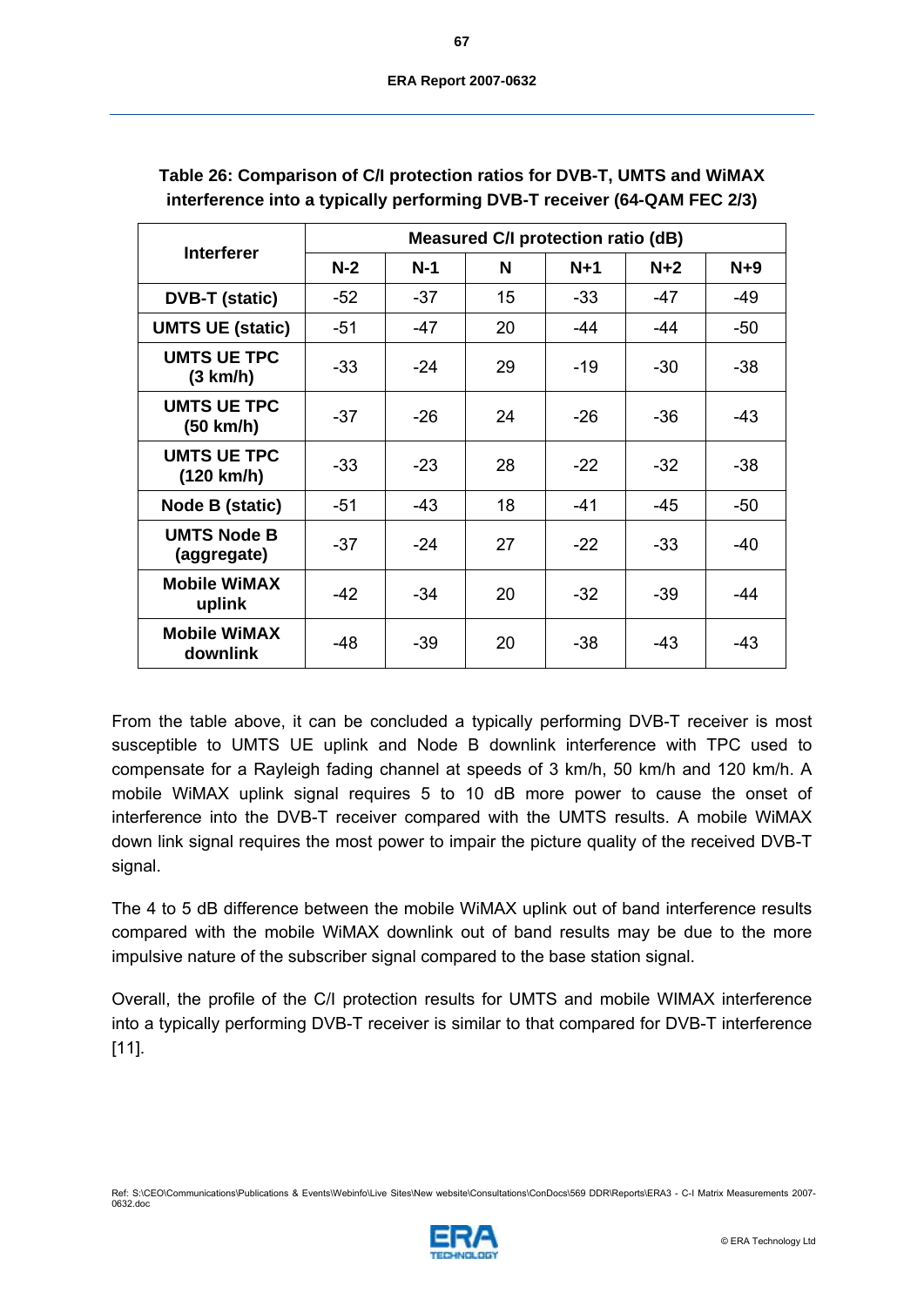**Table 26: Comparison of C/I protection ratios for DVB-T, UMTS and WiMAX interference into a typically performing DVB-T receiver (64-QAM FEC 2/3)**

| Interferer | Measured C/I protection ratio (dB) | | | | | |
|---|---|---|---|---|---|---|
| | N-2 | N-1 | N | N+1 | N+2 | N+9 |
| DVB-T (static) | -52 | -37 | 15 | -33 | -47 | -49 |
| UMTS UE (static) | -51 | -47 | 20 | -44 | -44 | -50 |
| UMTS UE TPC (3 km/h) | -33 | -24 | 29 | -19 | -30 | -38 |
| UMTS UE TPC (50 km/h) | -37 | -26 | 24 | -26 | -36 | -43 |
| UMTS UE TPC (120 km/h) | -33 | -23 | 28 | -22 | -32 | -38 |
| Node B (static) | -51 | -43 | 18 | -41 | -45 | -50 |
| UMTS Node B (aggregate) | -37 | -24 | 27 | -22 | -33 | -40 |
| Mobile WiMAX uplink | -42 | -34 | 20 | -32 | -39 | -44 |
| Mobile WiMAX downlink | -48 | -39 | 20 | -38 | -43 | -43 |

From the table above, it can be concluded a typically performing DVB-T receiver is most susceptible to UMTS UE uplink and Node B downlink interference with TPC used to compensate for a Rayleigh fading channel at speeds of 3 km/h, 50 km/h and 120 km/h. A mobile WiMAX uplink signal requires 5 to 10 dB more power to cause the onset of interference into the DVB-T receiver compared with the UMTS results. A mobile WiMAX down link signal requires the most power to impair the picture quality of the received DVB-T signal.

The 4 to 5 dB difference between the mobile WiMAX uplink out of band interference results compared with the mobile WiMAX downlink out of band results may be due to the more impulsive nature of the subscriber signal compared to the base station signal.

Overall, the profile of the C/I protection results for UMTS and mobile WIMAX interference into a typically performing DVB-T receiver is similar to that compared for DVB-T interference [11].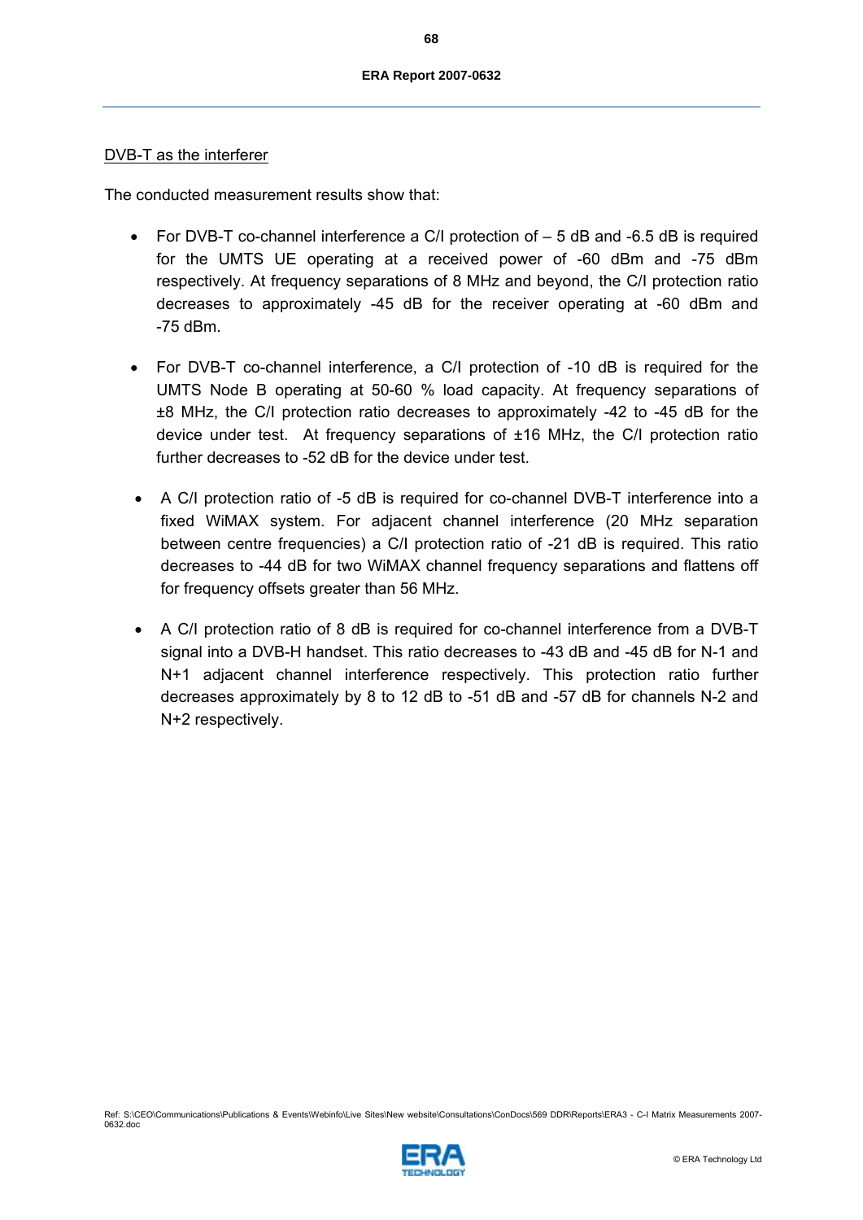DVB-T as the interferer

The conducted measurement results show that:

- For DVB-T co-channel interference a C/I protection of – 5 dB and -6.5 dB is required for the UMTS UE operating at a received power of -60 dBm and -75 dBm respectively. At frequency separations of 8 MHz and beyond, the C/I protection ratio decreases to approximately -45 dB for the receiver operating at -60 dBm and -75 dBm.

- For DVB-T co-channel interference, a C/I protection of -10 dB is required for the UMTS Node B operating at 50-60 % load capacity. At frequency separations of ±8 MHz, the C/I protection ratio decreases to approximately -42 to -45 dB for the device under test. At frequency separations of ±16 MHz, the C/I protection ratio further decreases to -52 dB for the device under test.

- A C/I protection ratio of -5 dB is required for co-channel DVB-T interference into a fixed WiMAX system. For adjacent channel interference (20 MHz separation between centre frequencies) a C/I protection ratio of -21 dB is required. This ratio decreases to -44 dB for two WiMAX channel frequency separations and flattens off for frequency offsets greater than 56 MHz.

- A C/I protection ratio of 8 dB is required for co-channel interference from a DVB-T signal into a DVB-H handset. This ratio decreases to -43 dB and -45 dB for N-1 and N+1 adjacent channel interference respectively. This protection ratio further decreases approximately by 8 to 12 dB to -51 dB and -57 dB for channels N-2 and N+2 respectively.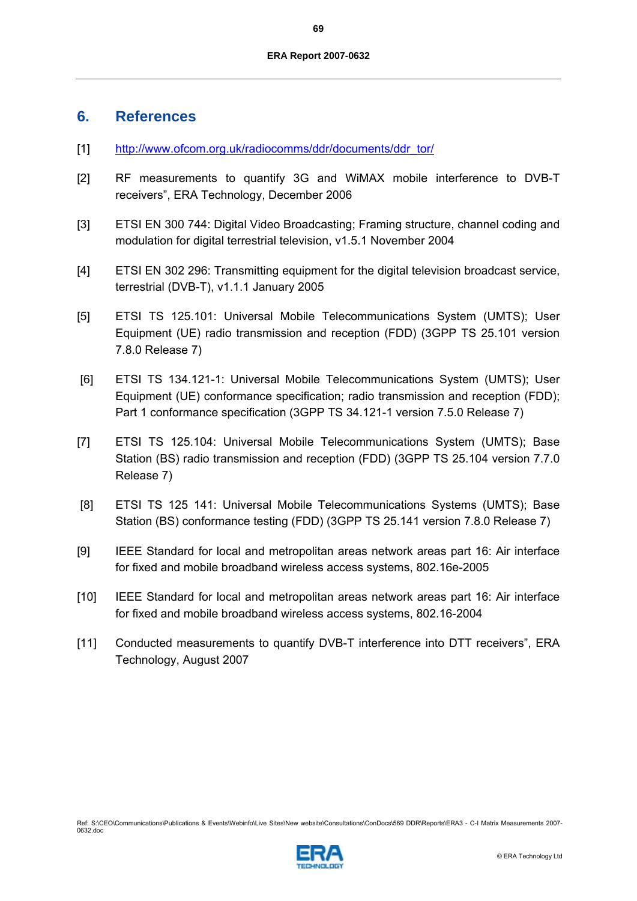# 6. References

[1] http://www.ofcom.org.uk/radiocomms/ddr/documents/ddr_tor/

[2] RF measurements to quantify 3G and WiMAX mobile interference to DVB-T receivers", ERA Technology, December 2006

[3] ETSI EN 300 744: Digital Video Broadcasting; Framing structure, channel coding and modulation for digital terrestrial television, v1.5.1 November 2004

[4] ETSI EN 302 296: Transmitting equipment for the digital television broadcast service, terrestrial (DVB-T), v1.1.1 January 2005

[5] ETSI TS 125.101: Universal Mobile Telecommunications System (UMTS); User Equipment (UE) radio transmission and reception (FDD) (3GPP TS 25.101 version 7.8.0 Release 7)

[6] ETSI TS 134.121-1: Universal Mobile Telecommunications System (UMTS); User Equipment (UE) conformance specification; radio transmission and reception (FDD); Part 1 conformance specification (3GPP TS 34.121-1 version 7.5.0 Release 7)

[7] ETSI TS 125.104: Universal Mobile Telecommunications System (UMTS); Base Station (BS) radio transmission and reception (FDD) (3GPP TS 25.104 version 7.7.0 Release 7)

[8] ETSI TS 125 141: Universal Mobile Telecommunications Systems (UMTS); Base Station (BS) conformance testing (FDD) (3GPP TS 25.141 version 7.8.0 Release 7)

[9] IEEE Standard for local and metropolitan areas network areas part 16: Air interface for fixed and mobile broadband wireless access systems, 802.16e-2005

[10] IEEE Standard for local and metropolitan areas network areas part 16: Air interface for fixed and mobile broadband wireless access systems, 802.16-2004

[11] Conducted measurements to quantify DVB-T interference into DTT receivers", ERA Technology, August 2007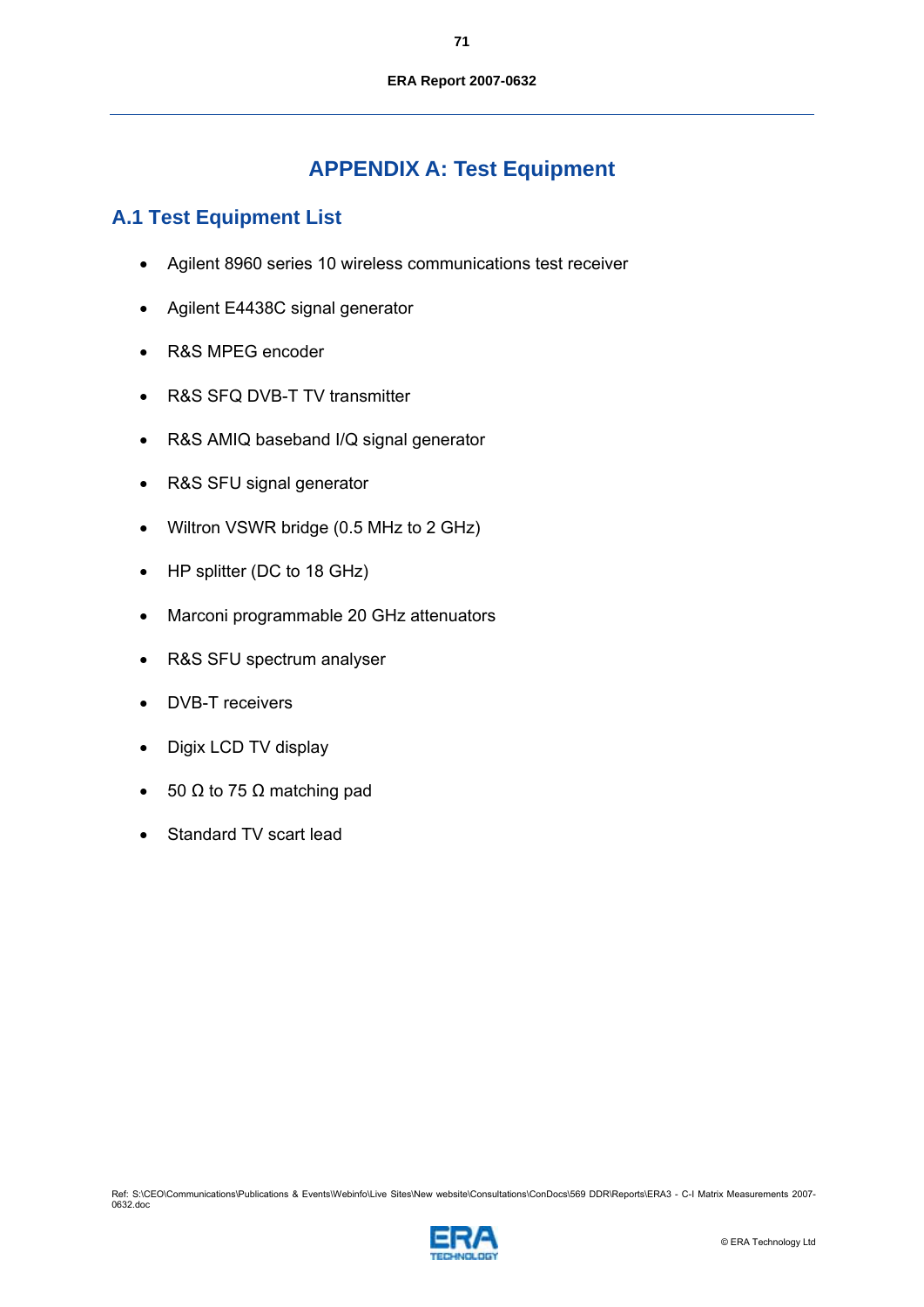# APPENDIX A: Test Equipment

## A.1 Test Equipment List

- Agilent 8960 series 10 wireless communications test receiver
- Agilent E4438C signal generator
- R&S MPEG encoder
- R&S SFQ DVB-T TV transmitter
- R&S AMIQ baseband I/Q signal generator
- R&S SFU signal generator
- Wiltron VSWR bridge (0.5 MHz to 2 GHz)
- HP splitter (DC to 18 GHz)
- Marconi programmable 20 GHz attenuators
- R&S SFU spectrum analyser
- DVB-T receivers
- Digix LCD TV display
- 50 Ω to 75 Ω matching pad
- Standard TV scart lead